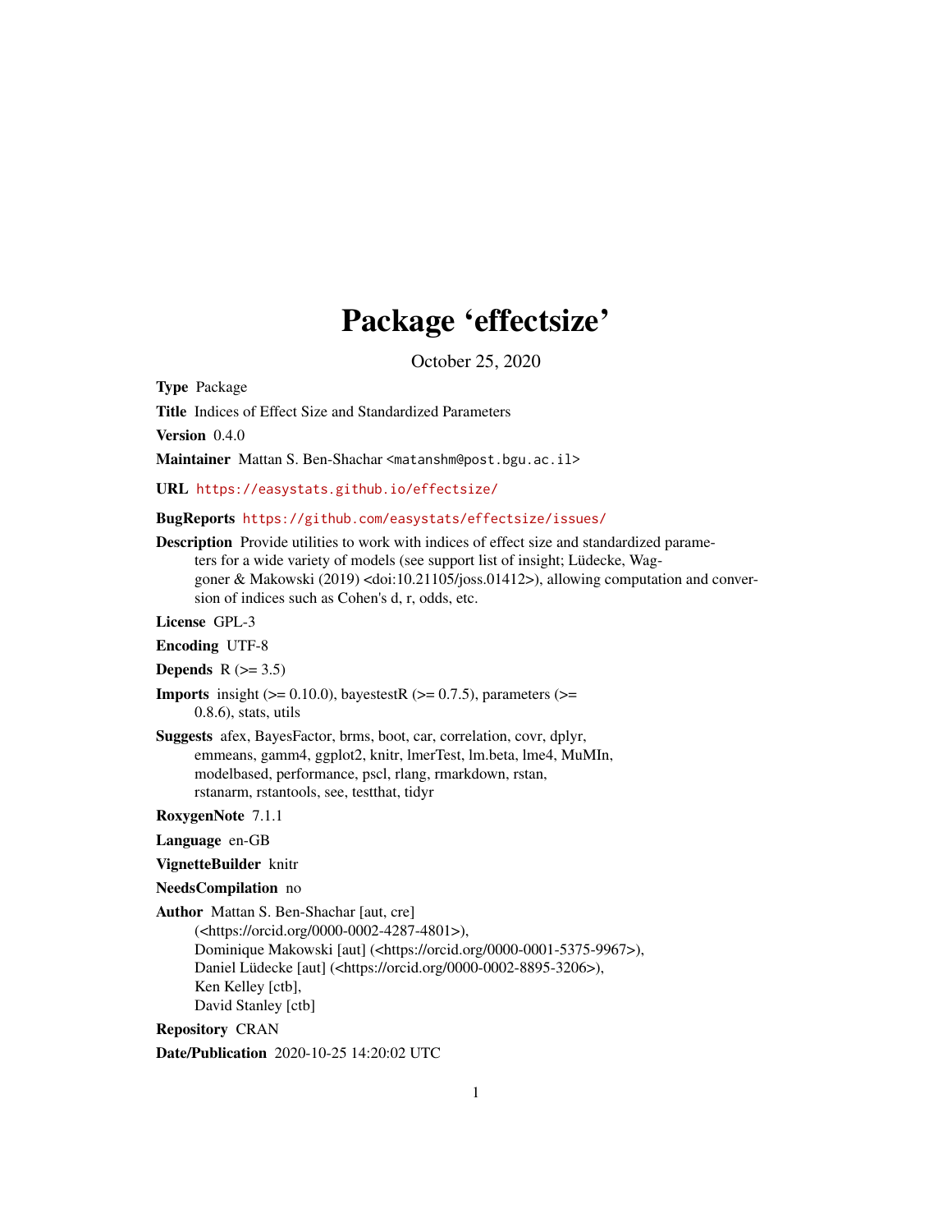# Package 'effectsize'

October 25, 2020

**Type** Package

**Title** Indices of Effect Size and Standardized Parameters

**Version** 0.4.0

**Maintainer** Mattan S. Ben-Shachar <matanshm@post.bgu.ac.il>

**URL** https://easystats.github.io/effectsize/

**BugReports** https://github.com/easystats/effectsize/issues/

**Description** Provide utilities to work with indices of effect size and standardized parameters for a wide variety of models (see support list of insight; Lüdecke, Waggoner & Makowski (2019) <doi:10.21105/joss.01412>), allowing computation and conversion of indices such as Cohen's d, r, odds, etc.

**License** GPL-3

**Encoding** UTF-8

**Depends** R (>= 3.5)

**Imports** insight (>= 0.10.0), bayestestR (>= 0.7.5), parameters (>= 0.8.6), stats, utils

**Suggests** afex, BayesFactor, brms, boot, car, correlation, covr, dplyr, emmeans, gamm4, ggplot2, knitr, lmerTest, lm.beta, lme4, MuMIn, modelbased, performance, pscl, rlang, rmarkdown, rstan, rstanarm, rstantools, see, testthat, tidyr

**RoxygenNote** 7.1.1

**Language** en-GB

**VignetteBuilder** knitr

**NeedsCompilation** no

**Author** Mattan S. Ben-Shachar [aut, cre] (<https://orcid.org/0000-0002-4287-4801>), Dominique Makowski [aut] (<https://orcid.org/0000-0001-5375-9967>), Daniel Lüdecke [aut] (<https://orcid.org/0000-0002-8895-3206>), Ken Kelley [ctb], David Stanley [ctb]

**Repository** CRAN

**Date/Publication** 2020-10-25 14:20:02 UTC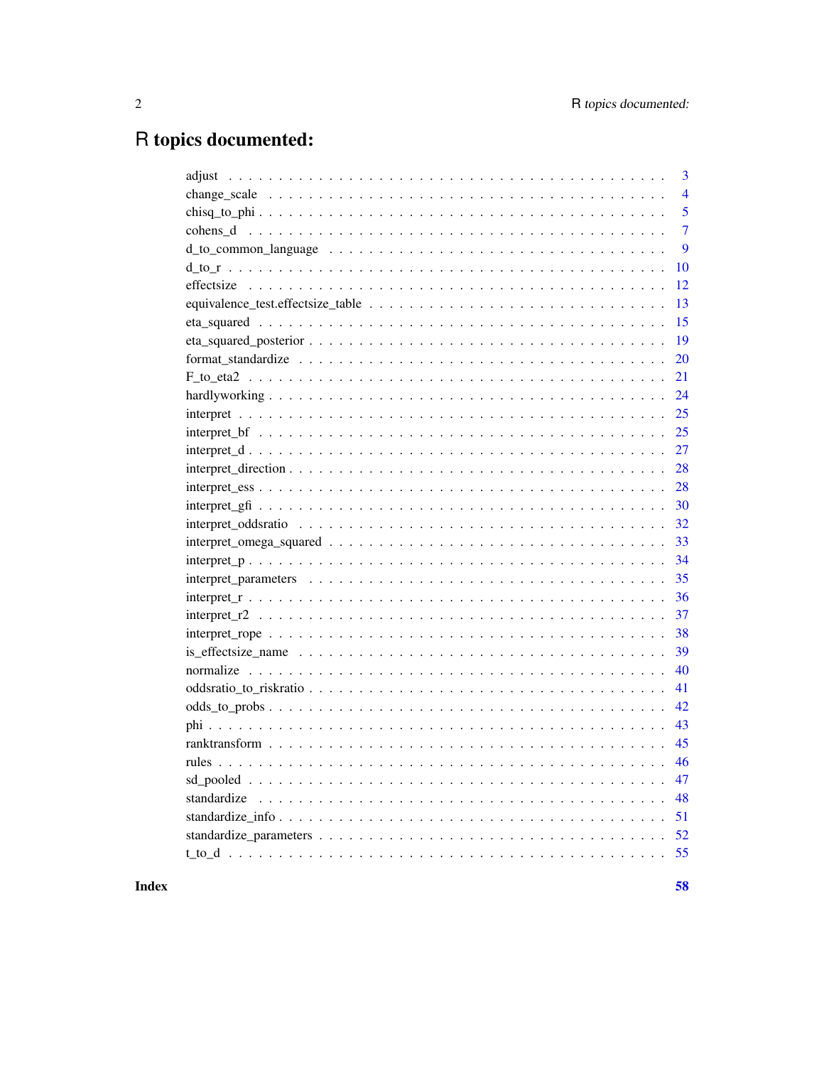# R topics documented:

adjust . . . . . . . . . . . . . . . . . . . . . . . . . . . . . . . . . . . . . . . . . . 3
change_scale . . . . . . . . . . . . . . . . . . . . . . . . . . . . . . . . . . . . . . 4
chisq_to_phi . . . . . . . . . . . . . . . . . . . . . . . . . . . . . . . . . . . . . . 5
cohens_d . . . . . . . . . . . . . . . . . . . . . . . . . . . . . . . . . . . . . . . . 7
d_to_common_language . . . . . . . . . . . . . . . . . . . . . . . . . . . . . . . 9
d_to_r . . . . . . . . . . . . . . . . . . . . . . . . . . . . . . . . . . . . . . . . . 10
effectsize . . . . . . . . . . . . . . . . . . . . . . . . . . . . . . . . . . . . . . . 12
equivalence_test.effectsize_table . . . . . . . . . . . . . . . . . . . . . . . . . . . 13
eta_squared . . . . . . . . . . . . . . . . . . . . . . . . . . . . . . . . . . . . . . 15
eta_squared_posterior . . . . . . . . . . . . . . . . . . . . . . . . . . . . . . . . 19
format_standardize . . . . . . . . . . . . . . . . . . . . . . . . . . . . . . . . . . 20
F_to_eta2 . . . . . . . . . . . . . . . . . . . . . . . . . . . . . . . . . . . . . . . 21
hardlyworking . . . . . . . . . . . . . . . . . . . . . . . . . . . . . . . . . . . . . 24
interpret . . . . . . . . . . . . . . . . . . . . . . . . . . . . . . . . . . . . . . . . 25
interpret_bf . . . . . . . . . . . . . . . . . . . . . . . . . . . . . . . . . . . . . . 25
interpret_d . . . . . . . . . . . . . . . . . . . . . . . . . . . . . . . . . . . . . . . 27
interpret_direction . . . . . . . . . . . . . . . . . . . . . . . . . . . . . . . . . . 28
interpret_ess . . . . . . . . . . . . . . . . . . . . . . . . . . . . . . . . . . . . . . 28
interpret_gfi . . . . . . . . . . . . . . . . . . . . . . . . . . . . . . . . . . . . . . 30
interpret_oddsratio . . . . . . . . . . . . . . . . . . . . . . . . . . . . . . . . . . 32
interpret_omega_squared . . . . . . . . . . . . . . . . . . . . . . . . . . . . . . . 33
interpret_p . . . . . . . . . . . . . . . . . . . . . . . . . . . . . . . . . . . . . . . 34
interpret_parameters . . . . . . . . . . . . . . . . . . . . . . . . . . . . . . . . . 35
interpret_r . . . . . . . . . . . . . . . . . . . . . . . . . . . . . . . . . . . . . . . 36
interpret_r2 . . . . . . . . . . . . . . . . . . . . . . . . . . . . . . . . . . . . . . 37
interpret_rope . . . . . . . . . . . . . . . . . . . . . . . . . . . . . . . . . . . . . 38
is_effectsize_name . . . . . . . . . . . . . . . . . . . . . . . . . . . . . . . . . . 39
normalize . . . . . . . . . . . . . . . . . . . . . . . . . . . . . . . . . . . . . . . . 40
oddsratio_to_riskratio . . . . . . . . . . . . . . . . . . . . . . . . . . . . . . . . 41
odds_to_probs . . . . . . . . . . . . . . . . . . . . . . . . . . . . . . . . . . . . . 42
phi . . . . . . . . . . . . . . . . . . . . . . . . . . . . . . . . . . . . . . . . . . . 43
ranktransform . . . . . . . . . . . . . . . . . . . . . . . . . . . . . . . . . . . . . 45
rules . . . . . . . . . . . . . . . . . . . . . . . . . . . . . . . . . . . . . . . . . . 46
sd_pooled . . . . . . . . . . . . . . . . . . . . . . . . . . . . . . . . . . . . . . . . 47
standardize . . . . . . . . . . . . . . . . . . . . . . . . . . . . . . . . . . . . . . . 48
standardize_info . . . . . . . . . . . . . . . . . . . . . . . . . . . . . . . . . . . . 51
standardize_parameters . . . . . . . . . . . . . . . . . . . . . . . . . . . . . . . . 52
t_to_d . . . . . . . . . . . . . . . . . . . . . . . . . . . . . . . . . . . . . . . . . 55

**Index** **58**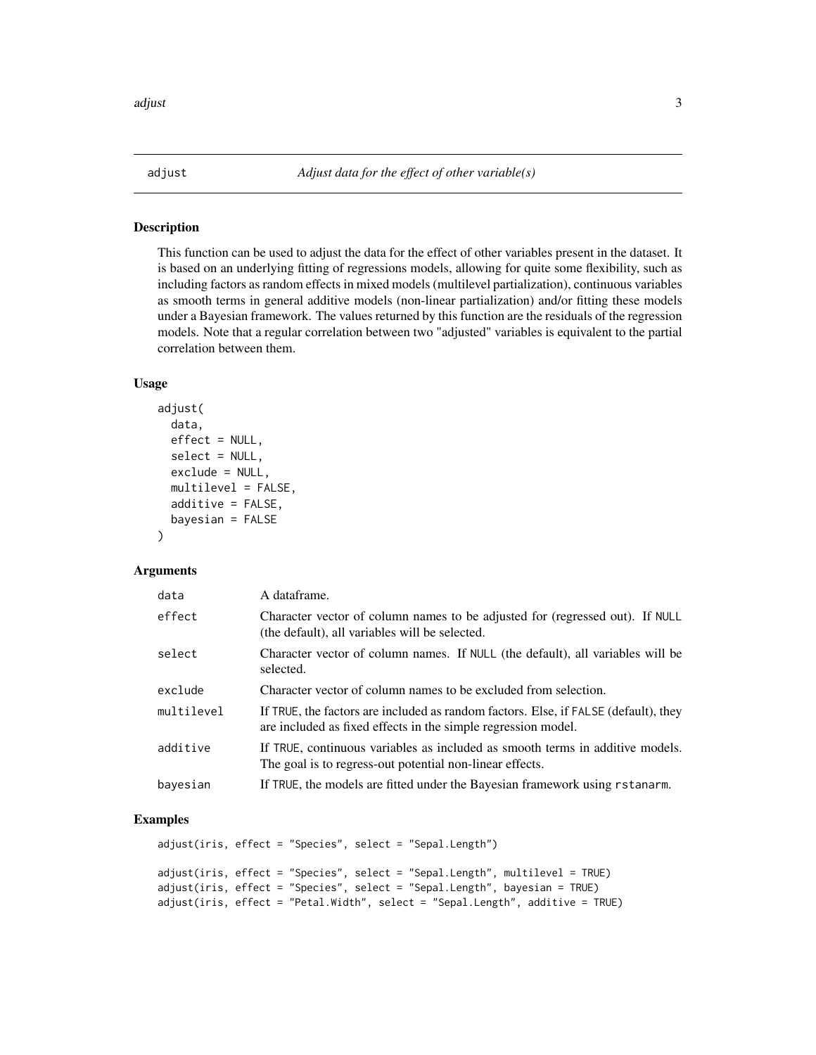# adjust — *Adjust data for the effect of other variable(s)*

## Description

This function can be used to adjust the data for the effect of other variables present in the dataset. It is based on an underlying fitting of regressions models, allowing for quite some flexibility, such as including factors as random effects in mixed models (multilevel partialization), continuous variables as smooth terms in general additive models (non-linear partialization) and/or fitting these models under a Bayesian framework. The values returned by this function are the residuals of the regression models. Note that a regular correlation between two "adjusted" variables is equivalent to the partial correlation between them.

## Usage

```
adjust(
  data,
  effect = NULL,
  select = NULL,
  exclude = NULL,
  multilevel = FALSE,
  additive = FALSE,
  bayesian = FALSE
)
```

## Arguments

| | |
|---|---|
| `data` | A dataframe. |
| `effect` | Character vector of column names to be adjusted for (regressed out). If `NULL` (the default), all variables will be selected. |
| `select` | Character vector of column names. If `NULL` (the default), all variables will be selected. |
| `exclude` | Character vector of column names to be excluded from selection. |
| `multilevel` | If `TRUE`, the factors are included as random factors. Else, if `FALSE` (default), they are included as fixed effects in the simple regression model. |
| `additive` | If `TRUE`, continuous variables as included as smooth terms in additive models. The goal is to regress-out potential non-linear effects. |
| `bayesian` | If `TRUE`, the models are fitted under the Bayesian framework using `rstanarm`. |

## Examples

```
adjust(iris, effect = "Species", select = "Sepal.Length")

adjust(iris, effect = "Species", select = "Sepal.Length", multilevel = TRUE)
adjust(iris, effect = "Species", select = "Sepal.Length", bayesian = TRUE)
adjust(iris, effect = "Petal.Width", select = "Sepal.Length", additive = TRUE)
```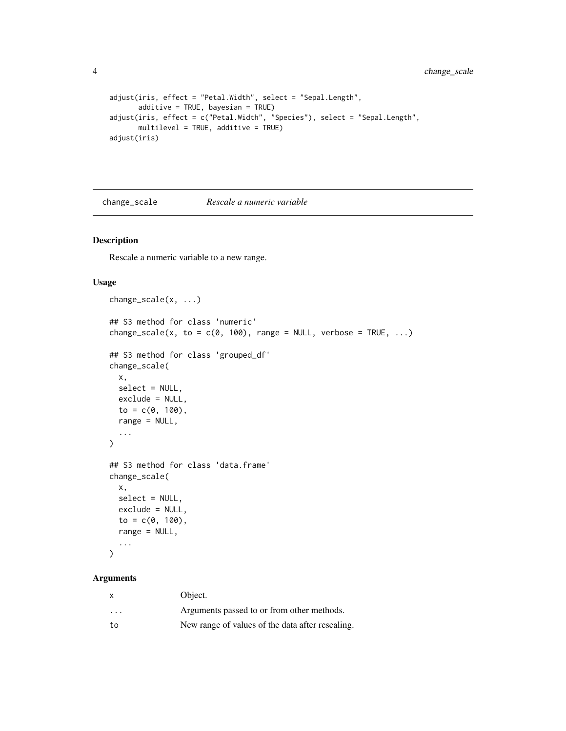```
adjust(iris, effect = "Petal.Width", select = "Sepal.Length",
       additive = TRUE, bayesian = TRUE)
adjust(iris, effect = c("Petal.Width", "Species"), select = "Sepal.Length",
       multilevel = TRUE, additive = TRUE)
adjust(iris)
```

## change_scale *Rescale a numeric variable*

### Description

Rescale a numeric variable to a new range.

### Usage

```
change_scale(x, ...)

## S3 method for class 'numeric'
change_scale(x, to = c(0, 100), range = NULL, verbose = TRUE, ...)

## S3 method for class 'grouped_df'
change_scale(
  x,
  select = NULL,
  exclude = NULL,
  to = c(0, 100),
  range = NULL,
  ...
)

## S3 method for class 'data.frame'
change_scale(
  x,
  select = NULL,
  exclude = NULL,
  to = c(0, 100),
  range = NULL,
  ...
)
```

### Arguments

| | |
|---|---|
| x | Object. |
| ... | Arguments passed to or from other methods. |
| to | New range of values of the data after rescaling. |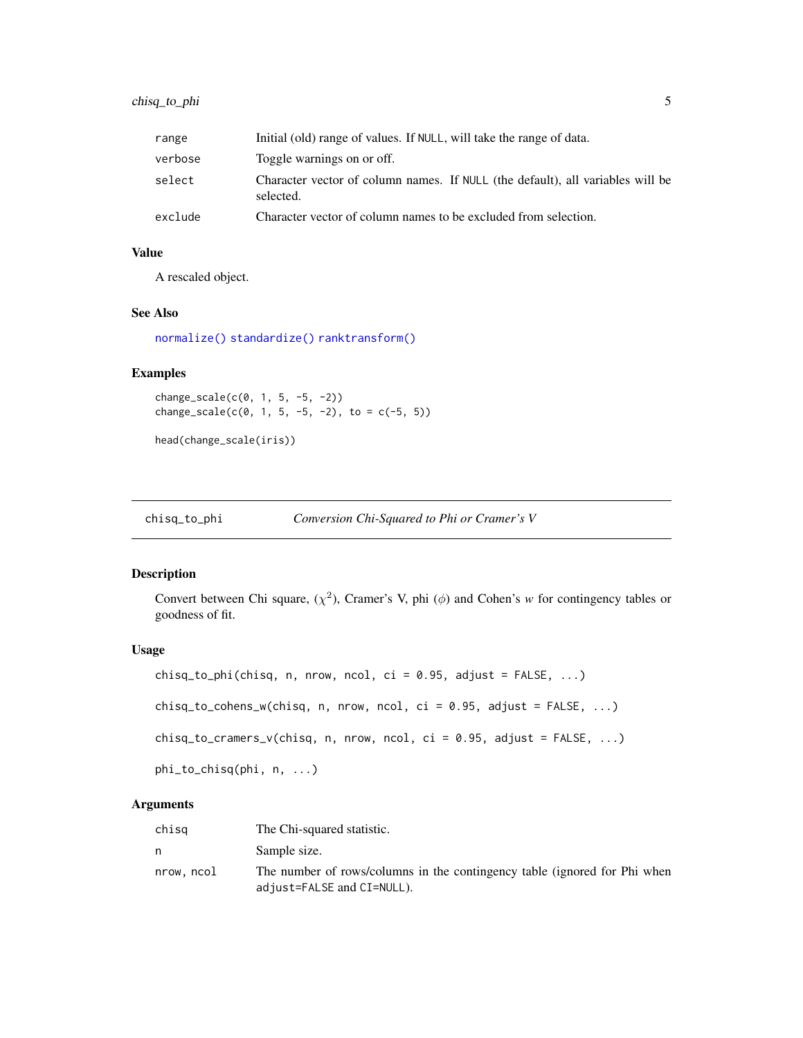| | |
|---|---|
| range | Initial (old) range of values. If NULL, will take the range of data. |
| verbose | Toggle warnings on or off. |
| select | Character vector of column names. If NULL (the default), all variables will be selected. |
| exclude | Character vector of column names to be excluded from selection. |

### Value

A rescaled object.

### See Also

normalize() standardize() ranktransform()

### Examples

```
change_scale(c(0, 1, 5, -5, -2))
change_scale(c(0, 1, 5, -5, -2), to = c(-5, 5))

head(change_scale(iris))
```

---

## chisq_to_phi — *Conversion Chi-Squared to Phi or Cramer's V*

### Description

Convert between Chi square, ($\chi^2$), Cramer's V, phi ($\phi$) and Cohen's $w$ for contingency tables or goodness of fit.

### Usage

```
chisq_to_phi(chisq, n, nrow, ncol, ci = 0.95, adjust = FALSE, ...)

chisq_to_cohens_w(chisq, n, nrow, ncol, ci = 0.95, adjust = FALSE, ...)

chisq_to_cramers_v(chisq, n, nrow, ncol, ci = 0.95, adjust = FALSE, ...)

phi_to_chisq(phi, n, ...)
```

### Arguments

| | |
|---|---|
| chisq | The Chi-squared statistic. |
| n | Sample size. |
| nrow, ncol | The number of rows/columns in the contingency table (ignored for Phi when adjust=FALSE and CI=NULL). |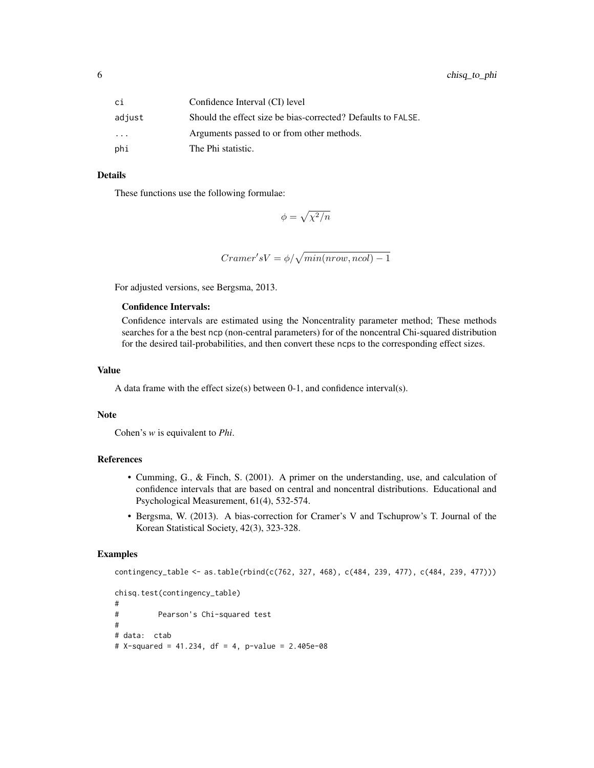| | |
|---|---|
| ci | Confidence Interval (CI) level |
| adjust | Should the effect size be bias-corrected? Defaults to FALSE. |
| ... | Arguments passed to or from other methods. |
| phi | The Phi statistic. |

## Details

These functions use the following formulae:

$$\phi = \sqrt{\chi^2/n}$$

$$Cramer'sV = \phi/\sqrt{min(nrow, ncol) - 1}$$

For adjusted versions, see Bergsma, 2013.

**Confidence Intervals:**

Confidence intervals are estimated using the Noncentrality parameter method; These methods searches for a the best ncp (non-central parameters) for of the noncentral Chi-squared distribution for the desired tail-probabilities, and then convert these ncps to the corresponding effect sizes.

## Value

A data frame with the effect size(s) between 0-1, and confidence interval(s).

## Note

Cohen's *w* is equivalent to *Phi*.

## References

- Cumming, G., & Finch, S. (2001). A primer on the understanding, use, and calculation of confidence intervals that are based on central and noncentral distributions. Educational and Psychological Measurement, 61(4), 532-574.
- Bergsma, W. (2013). A bias-correction for Cramer's V and Tschuprow's T. Journal of the Korean Statistical Society, 42(3), 323-328.

## Examples

```
contingency_table <- as.table(rbind(c(762, 327, 468), c(484, 239, 477), c(484, 239, 477)))

chisq.test(contingency_table)
#
#         Pearson's Chi-squared test
#
# data:  ctab
# X-squared = 41.234, df = 4, p-value = 2.405e-08
```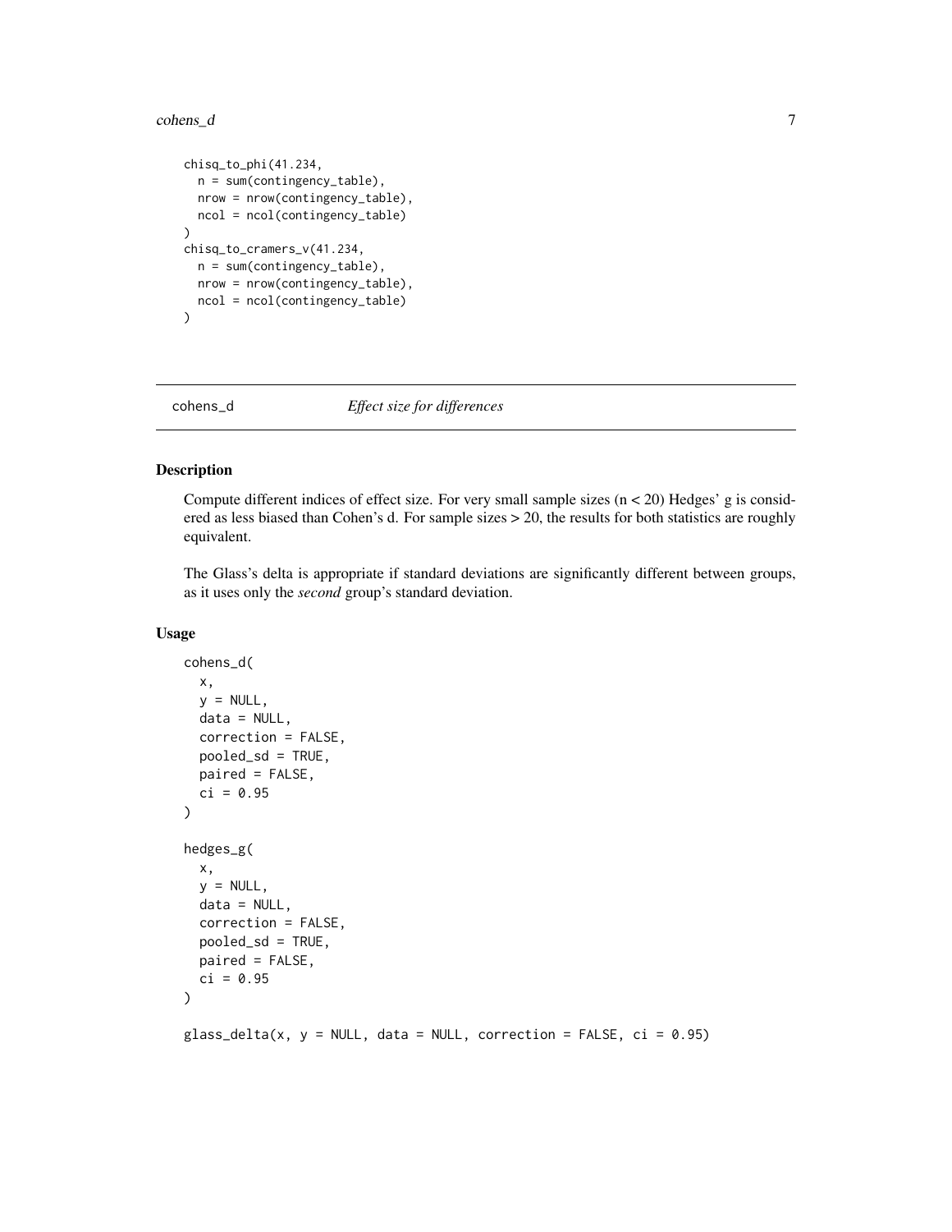```
chisq_to_phi(41.234,
  n = sum(contingency_table),
  nrow = nrow(contingency_table),
  ncol = ncol(contingency_table)
)
chisq_to_cramers_v(41.234,
  n = sum(contingency_table),
  nrow = nrow(contingency_table),
  ncol = ncol(contingency_table)
)
```

---

## cohens_d *Effect size for differences*

---

### Description

Compute different indices of effect size. For very small sample sizes ($n < 20$) Hedges' g is considered as less biased than Cohen's d. For sample sizes $> 20$, the results for both statistics are roughly equivalent.

The Glass's delta is appropriate if standard deviations are significantly different between groups, as it uses only the *second* group's standard deviation.

### Usage

```
cohens_d(
  x,
  y = NULL,
  data = NULL,
  correction = FALSE,
  pooled_sd = TRUE,
  paired = FALSE,
  ci = 0.95
)

hedges_g(
  x,
  y = NULL,
  data = NULL,
  correction = FALSE,
  pooled_sd = TRUE,
  paired = FALSE,
  ci = 0.95
)

glass_delta(x, y = NULL, data = NULL, correction = FALSE, ci = 0.95)
```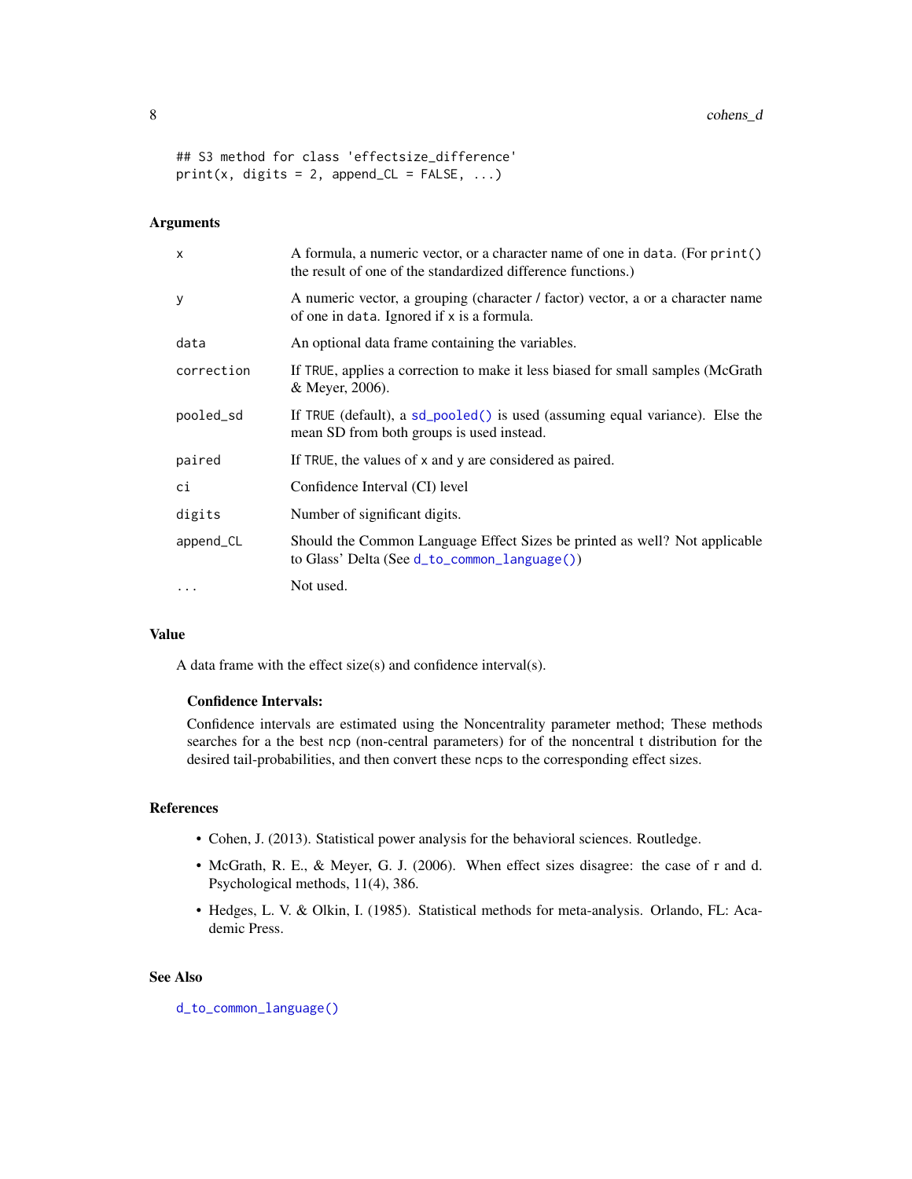```
## S3 method for class 'effectsize_difference'
print(x, digits = 2, append_CL = FALSE, ...)
```

### Arguments

| | |
|---|---|
| x | A formula, a numeric vector, or a character name of one in data. (For print() the result of one of the standardized difference functions.) |
| y | A numeric vector, a grouping (character / factor) vector, a or a character name of one in data. Ignored if x is a formula. |
| data | An optional data frame containing the variables. |
| correction | If TRUE, applies a correction to make it less biased for small samples (McGrath & Meyer, 2006). |
| pooled_sd | If TRUE (default), a sd_pooled() is used (assuming equal variance). Else the mean SD from both groups is used instead. |
| paired | If TRUE, the values of x and y are considered as paired. |
| ci | Confidence Interval (CI) level |
| digits | Number of significant digits. |
| append_CL | Should the Common Language Effect Sizes be printed as well? Not applicable to Glass' Delta (See d_to_common_language()) |
| ... | Not used. |

### Value

A data frame with the effect size(s) and confidence interval(s).

#### Confidence Intervals:

Confidence intervals are estimated using the Noncentrality parameter method; These methods searches for a the best ncp (non-central parameters) for of the noncentral t distribution for the desired tail-probabilities, and then convert these ncps to the corresponding effect sizes.

### References

- Cohen, J. (2013). Statistical power analysis for the behavioral sciences. Routledge.
- McGrath, R. E., & Meyer, G. J. (2006). When effect sizes disagree: the case of r and d. Psychological methods, 11(4), 386.
- Hedges, L. V. & Olkin, I. (1985). Statistical methods for meta-analysis. Orlando, FL: Academic Press.

### See Also

d_to_common_language()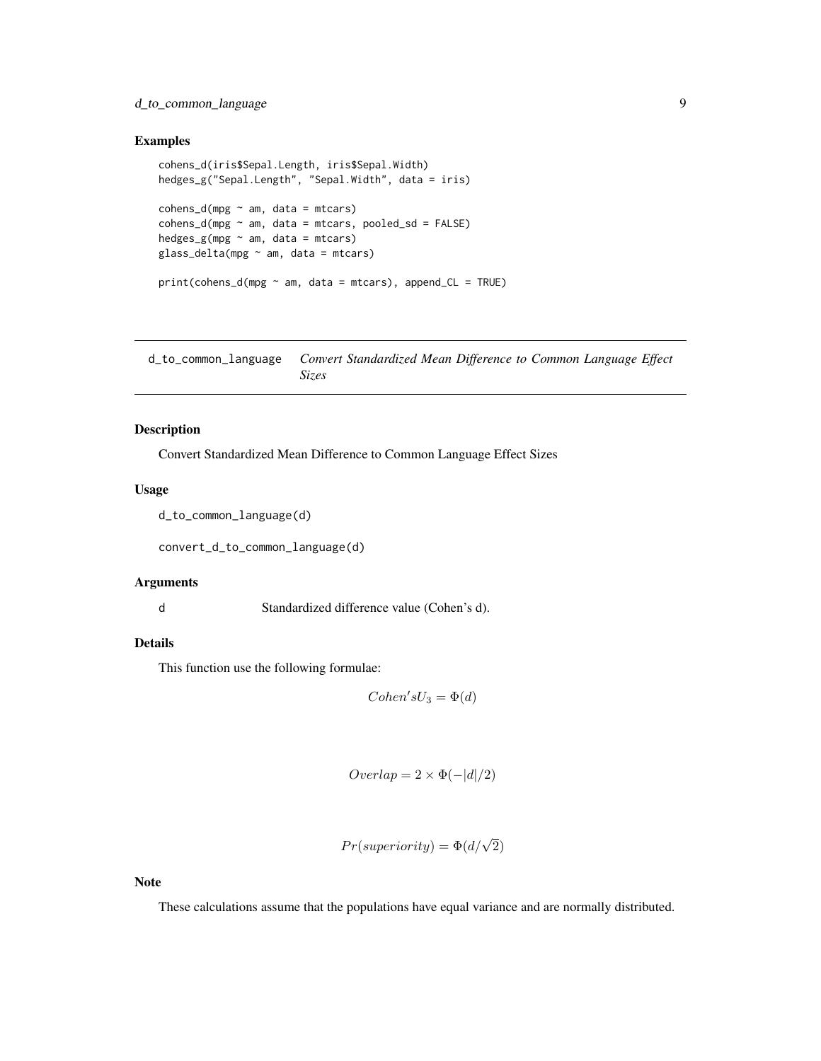### Examples

```
cohens_d(iris$Sepal.Length, iris$Sepal.Width)
hedges_g("Sepal.Length", "Sepal.Width", data = iris)

cohens_d(mpg ~ am, data = mtcars)
cohens_d(mpg ~ am, data = mtcars, pooled_sd = FALSE)
hedges_g(mpg ~ am, data = mtcars)
glass_delta(mpg ~ am, data = mtcars)

print(cohens_d(mpg ~ am, data = mtcars), append_CL = TRUE)
```

---

## d_to_common_language *Convert Standardized Mean Difference to Common Language Effect Sizes*

---

### Description

Convert Standardized Mean Difference to Common Language Effect Sizes

### Usage

```
d_to_common_language(d)

convert_d_to_common_language(d)
```

### Arguments

d Standardized difference value (Cohen's d).

### Details

This function use the following formulae:

$$Cohen's U_3 = \Phi(d)$$

$$Overlap = 2 \times \Phi(-|d|/2)$$

$$Pr(superiority) = \Phi(d/\sqrt{2})$$

### Note

These calculations assume that the populations have equal variance and are normally distributed.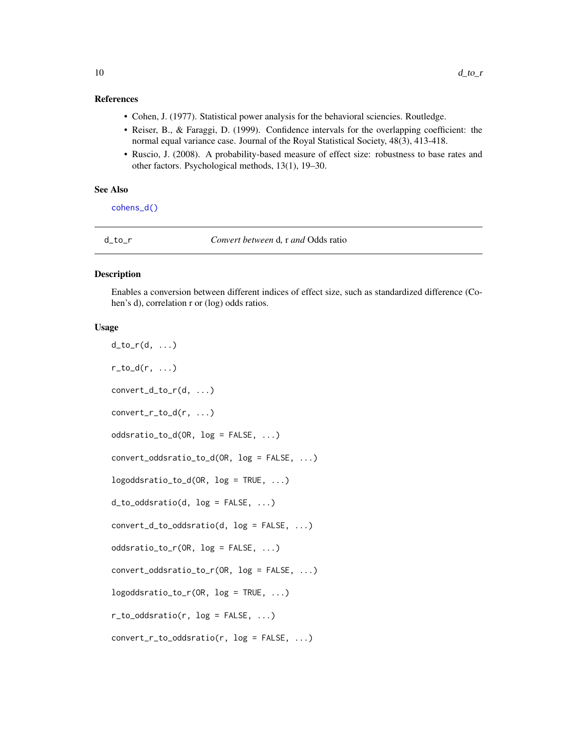### References

- Cohen, J. (1977). Statistical power analysis for the behavioral sciencies. Routledge.
- Reiser, B., & Faraggi, D. (1999). Confidence intervals for the overlapping coefficient: the normal equal variance case. Journal of the Royal Statistical Society, 48(3), 413-418.
- Ruscio, J. (2008). A probability-based measure of effect size: robustness to base rates and other factors. Psychological methods, 13(1), 19–30.

### See Also

cohens_d()

---

## d_to_r — *Convert between* d, r *and* Odds ratio

### Description

Enables a conversion between different indices of effect size, such as standardized difference (Cohen's d), correlation r or (log) odds ratios.

### Usage

```
d_to_r(d, ...)

r_to_d(r, ...)

convert_d_to_r(d, ...)

convert_r_to_d(r, ...)

oddsratio_to_d(OR, log = FALSE, ...)

convert_oddsratio_to_d(OR, log = FALSE, ...)

logoddsratio_to_d(OR, log = TRUE, ...)

d_to_oddsratio(d, log = FALSE, ...)

convert_d_to_oddsratio(d, log = FALSE, ...)

oddsratio_to_r(OR, log = FALSE, ...)

convert_oddsratio_to_r(OR, log = FALSE, ...)

logoddsratio_to_r(OR, log = TRUE, ...)

r_to_oddsratio(r, log = FALSE, ...)

convert_r_to_oddsratio(r, log = FALSE, ...)
```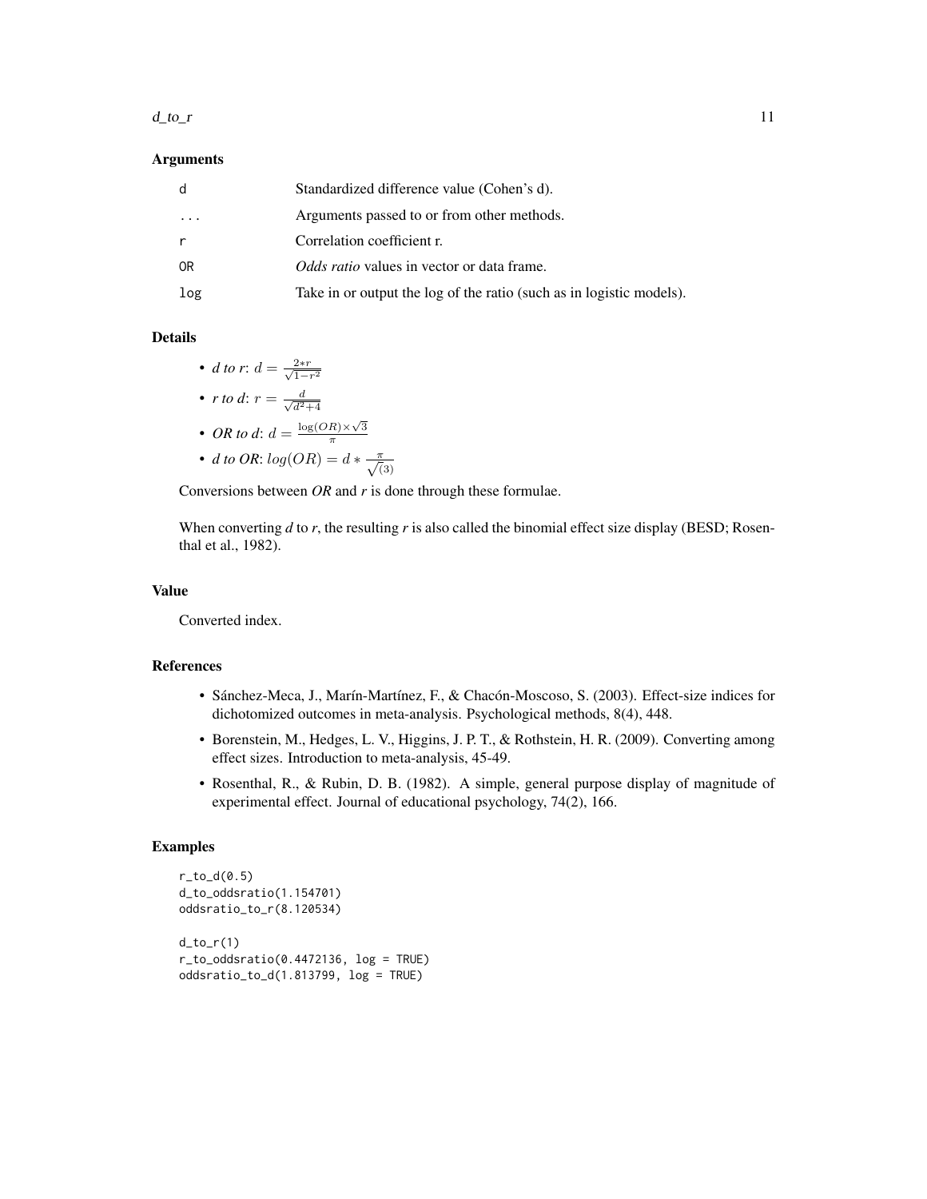### Arguments

| | |
|---|---|
| d | Standardized difference value (Cohen's d). |
| ... | Arguments passed to or from other methods. |
| r | Correlation coefficient r. |
| OR | *Odds ratio* values in vector or data frame. |
| log | Take in or output the log of the ratio (such as in logistic models). |

### Details

- *d to r*: $d = \frac{2*r}{\sqrt{1-r^2}}$
- *r to d*: $r = \frac{d}{\sqrt{d^2+4}}$
- *OR to d*: $d = \frac{\log(OR)\times\sqrt{3}}{\pi}$
- *d to OR*: $log(OR) = d * \frac{\pi}{\sqrt{(3)}}$

Conversions between *OR* and *r* is done through these formulae.

When converting *d* to *r*, the resulting *r* is also called the binomial effect size display (BESD; Rosenthal et al., 1982).

### Value

Converted index.

### References

- Sánchez-Meca, J., Marín-Martínez, F., & Chacón-Moscoso, S. (2003). Effect-size indices for dichotomized outcomes in meta-analysis. Psychological methods, 8(4), 448.
- Borenstein, M., Hedges, L. V., Higgins, J. P. T., & Rothstein, H. R. (2009). Converting among effect sizes. Introduction to meta-analysis, 45-49.
- Rosenthal, R., & Rubin, D. B. (1982). A simple, general purpose display of magnitude of experimental effect. Journal of educational psychology, 74(2), 166.

### Examples

```
r_to_d(0.5)
d_to_oddsratio(1.154701)
oddsratio_to_r(8.120534)

d_to_r(1)
r_to_oddsratio(0.4472136, log = TRUE)
oddsratio_to_d(1.813799, log = TRUE)
```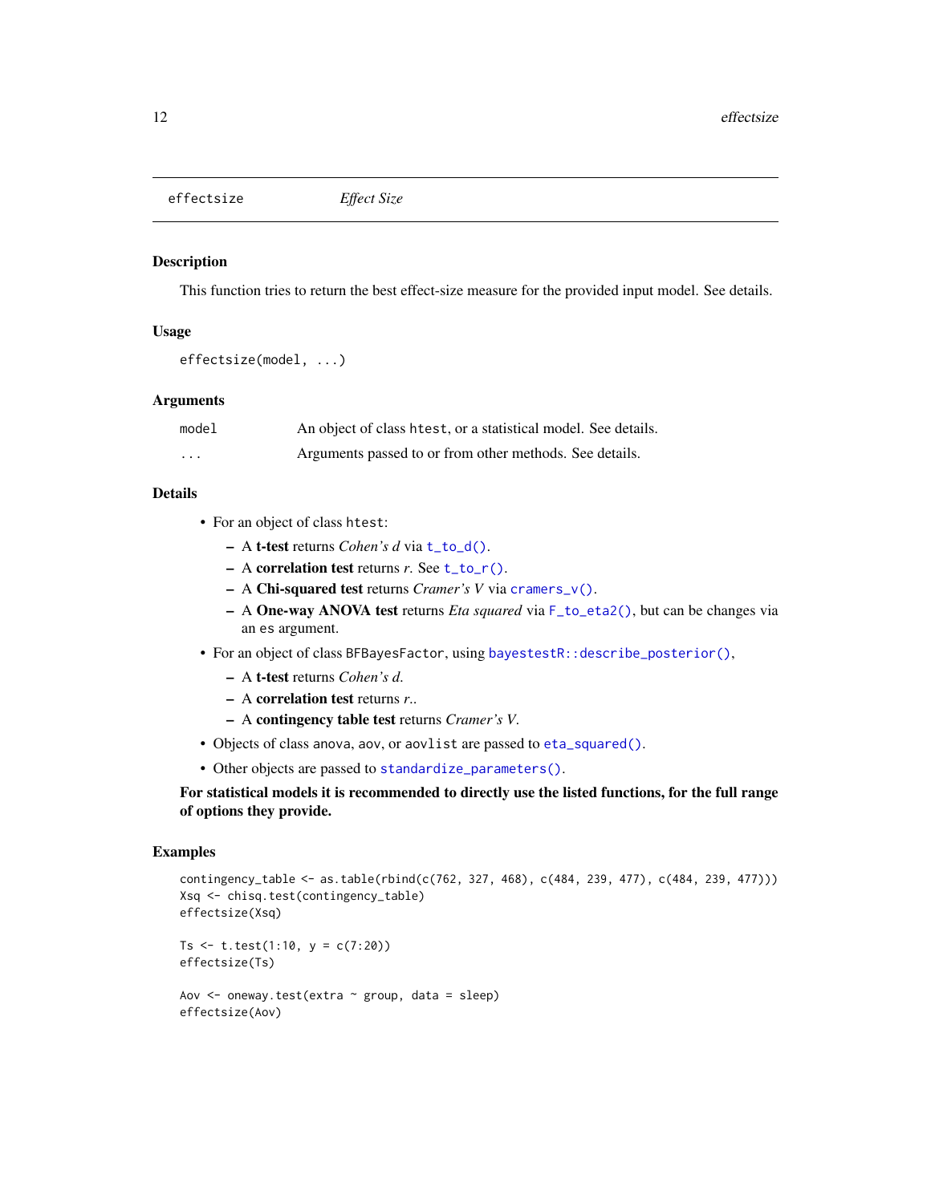# effectsize — *Effect Size*

## Description

This function tries to return the best effect-size measure for the provided input model. See details.

## Usage

```
effectsize(model, ...)
```

## Arguments

| | |
|---|---|
| `model` | An object of class `htest`, or a statistical model. See details. |
| `...` | Arguments passed to or from other methods. See details. |

## Details

- For an object of class `htest`:
  - A **t-test** returns *Cohen's d* via `t_to_d()`.
  - A **correlation test** returns *r*. See `t_to_r()`.
  - A **Chi-squared test** returns *Cramer's V* via `cramers_v()`.
  - A **One-way ANOVA test** returns *Eta squared* via `F_to_eta2()`, but can be changes via an `es` argument.
- For an object of class `BFBayesFactor`, using `bayestestR::describe_posterior()`,
  - A **t-test** returns *Cohen's d*.
  - A **correlation test** returns *r*..
  - A **contingency table test** returns *Cramer's V*.
- Objects of class `anova`, `aov`, or `aovlist` are passed to `eta_squared()`.
- Other objects are passed to `standardize_parameters()`.

**For statistical models it is recommended to directly use the listed functions, for the full range of options they provide.**

## Examples

```
contingency_table <- as.table(rbind(c(762, 327, 468), c(484, 239, 477), c(484, 239, 477)))
Xsq <- chisq.test(contingency_table)
effectsize(Xsq)

Ts <- t.test(1:10, y = c(7:20))
effectsize(Ts)

Aov <- oneway.test(extra ~ group, data = sleep)
effectsize(Aov)
```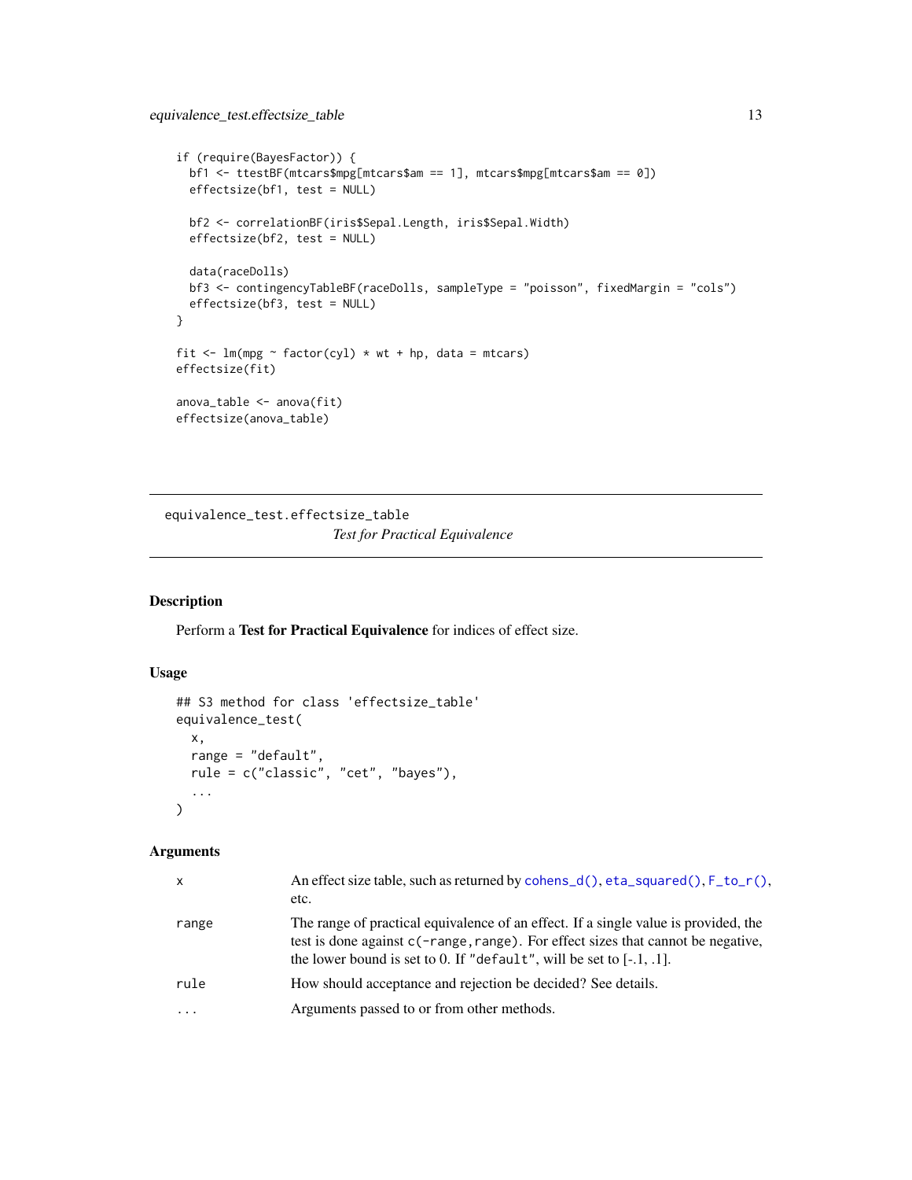```
if (require(BayesFactor)) {
  bf1 <- ttestBF(mtcars$mpg[mtcars$am == 1], mtcars$mpg[mtcars$am == 0])
  effectsize(bf1, test = NULL)

  bf2 <- correlationBF(iris$Sepal.Length, iris$Sepal.Width)
  effectsize(bf2, test = NULL)

  data(raceDolls)
  bf3 <- contingencyTableBF(raceDolls, sampleType = "poisson", fixedMargin = "cols")
  effectsize(bf3, test = NULL)
}

fit <- lm(mpg ~ factor(cyl) * wt + hp, data = mtcars)
effectsize(fit)

anova_table <- anova(fit)
effectsize(anova_table)
```

---

## equivalence_test.effectsize_table

*Test for Practical Equivalence*

---

### Description

Perform a **Test for Practical Equivalence** for indices of effect size.

### Usage

```
## S3 method for class 'effectsize_table'
equivalence_test(
  x,
  range = "default",
  rule = c("classic", "cet", "bayes"),
  ...
)
```

### Arguments

| | |
|---|---|
| x | An effect size table, such as returned by `cohens_d()`, `eta_squared()`, `F_to_r()`, etc. |
| range | The range of practical equivalence of an effect. If a single value is provided, the test is done against `c(-range,range)`. For effect sizes that cannot be negative, the lower bound is set to 0. If `"default"`, will be set to [-.1, .1]. |
| rule | How should acceptance and rejection be decided? See details. |
| ... | Arguments passed to or from other methods. |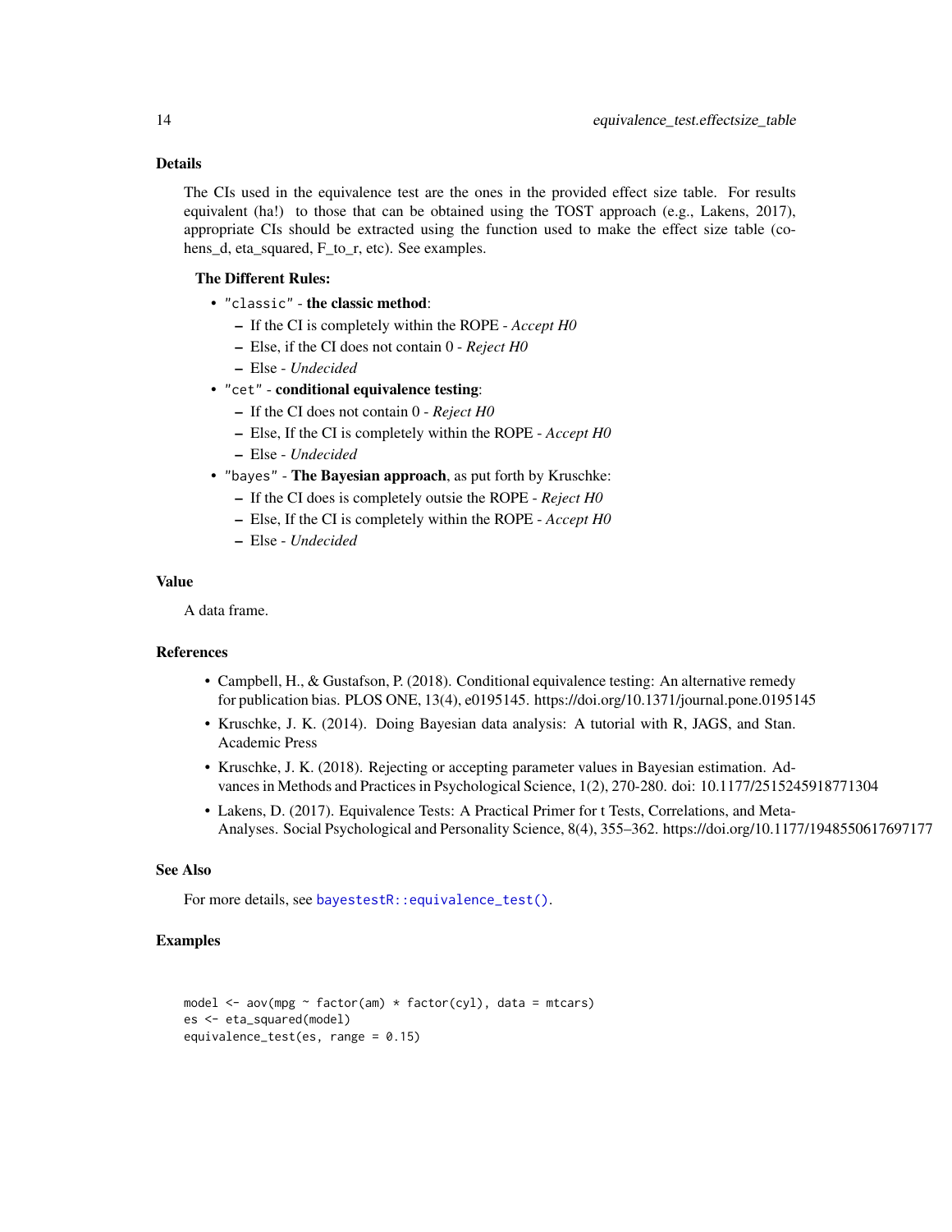## Details

The CIs used in the equivalence test are the ones in the provided effect size table. For results equivalent (ha!) to those that can be obtained using the TOST approach (e.g., Lakens, 2017), appropriate CIs should be extracted using the function used to make the effect size table (cohens_d, eta_squared, F_to_r, etc). See examples.

### The Different Rules:

- `"classic"` - **the classic method**:
  - If the CI is completely within the ROPE - *Accept H0*
  - Else, if the CI does not contain 0 - *Reject H0*
  - Else - *Undecided*
- `"cet"` - **conditional equivalence testing**:
  - If the CI does not contain 0 - *Reject H0*
  - Else, If the CI is completely within the ROPE - *Accept H0*
  - Else - *Undecided*
- `"bayes"` - **The Bayesian approach**, as put forth by Kruschke:
  - If the CI does is completely outsie the ROPE - *Reject H0*
  - Else, If the CI is completely within the ROPE - *Accept H0*
  - Else - *Undecided*

## Value

A data frame.

## References

- Campbell, H., & Gustafson, P. (2018). Conditional equivalence testing: An alternative remedy for publication bias. PLOS ONE, 13(4), e0195145. https://doi.org/10.1371/journal.pone.0195145
- Kruschke, J. K. (2014). Doing Bayesian data analysis: A tutorial with R, JAGS, and Stan. Academic Press
- Kruschke, J. K. (2018). Rejecting or accepting parameter values in Bayesian estimation. Advances in Methods and Practices in Psychological Science, 1(2), 270-280. doi: 10.1177/2515245918771304
- Lakens, D. (2017). Equivalence Tests: A Practical Primer for t Tests, Correlations, and Meta-Analyses. Social Psychological and Personality Science, 8(4), 355–362. https://doi.org/10.1177/1948550617697177

## See Also

For more details, see `bayestestR::equivalence_test()`.

## Examples

```
model <- aov(mpg ~ factor(am) * factor(cyl), data = mtcars)
es <- eta_squared(model)
equivalence_test(es, range = 0.15)
```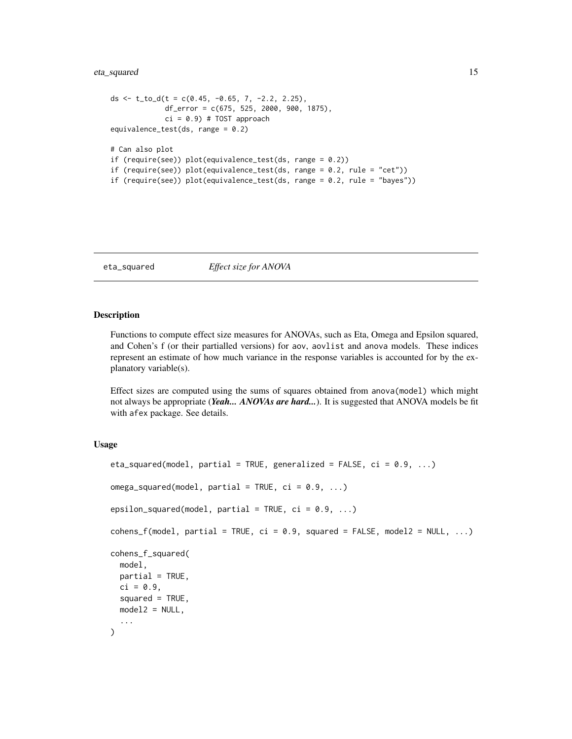```
ds <- t_to_d(t = c(0.45, -0.65, 7, -2.2, 2.25),
             df_error = c(675, 525, 2000, 900, 1875),
             ci = 0.9) # TOST approach
equivalence_test(ds, range = 0.2)

# Can also plot
if (require(see)) plot(equivalence_test(ds, range = 0.2))
if (require(see)) plot(equivalence_test(ds, range = 0.2, rule = "cet"))
if (require(see)) plot(equivalence_test(ds, range = 0.2, rule = "bayes"))
```

## eta_squared *Effect size for ANOVA*

### Description

Functions to compute effect size measures for ANOVAs, such as Eta, Omega and Epsilon squared, and Cohen's f (or their partialled versions) for aov, aovlist and anova models. These indices represent an estimate of how much variance in the response variables is accounted for by the explanatory variable(s).

Effect sizes are computed using the sums of squares obtained from anova(model) which might not always be appropriate (***Yeah... ANOVAs are hard...***). It is suggested that ANOVA models be fit with afex package. See details.

### Usage

```
eta_squared(model, partial = TRUE, generalized = FALSE, ci = 0.9, ...)

omega_squared(model, partial = TRUE, ci = 0.9, ...)

epsilon_squared(model, partial = TRUE, ci = 0.9, ...)

cohens_f(model, partial = TRUE, ci = 0.9, squared = FALSE, model2 = NULL, ...)

cohens_f_squared(
  model,
  partial = TRUE,
  ci = 0.9,
  squared = TRUE,
  model2 = NULL,
  ...
)
```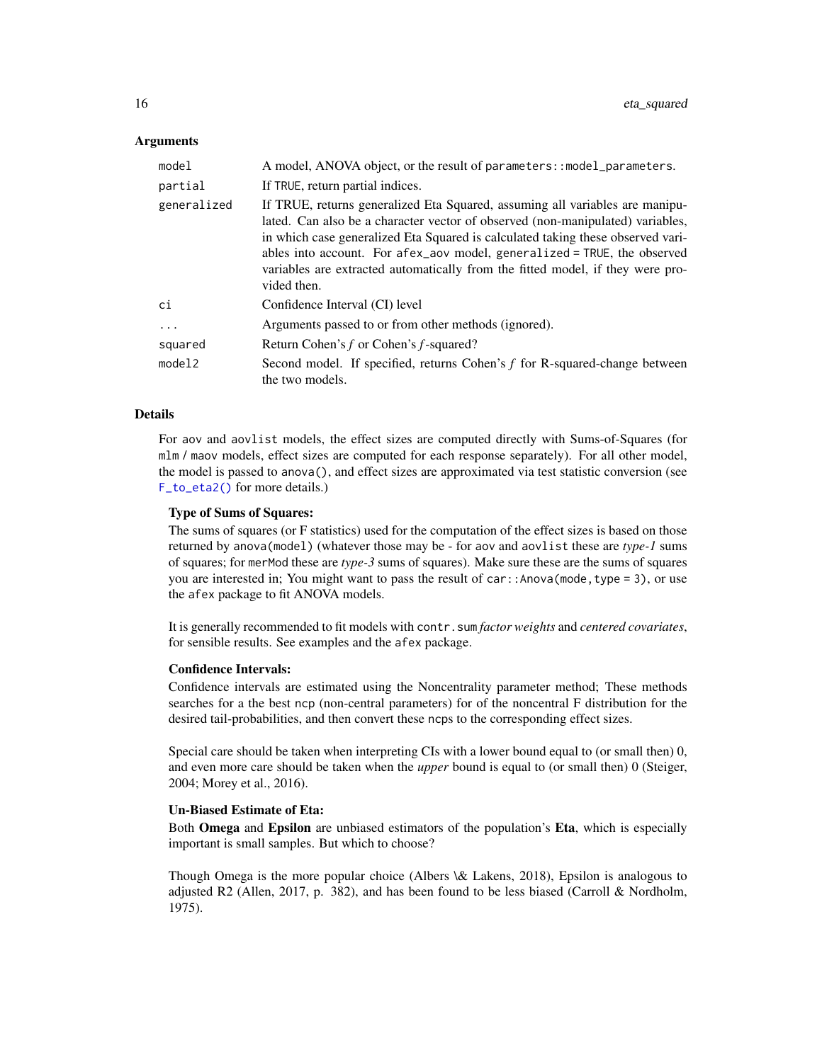### Arguments

| | |
|---|---|
| `model` | A model, ANOVA object, or the result of `parameters::model_parameters`. |
| `partial` | If `TRUE`, return partial indices. |
| `generalized` | If TRUE, returns generalized Eta Squared, assuming all variables are manipulated. Can also be a character vector of observed (non-manipulated) variables, in which case generalized Eta Squared is calculated taking these observed variables into account. For `afex_aov` model, `generalized = TRUE`, the observed variables are extracted automatically from the fitted model, if they were provided then. |
| `ci` | Confidence Interval (CI) level |
| `...` | Arguments passed to or from other methods (ignored). |
| `squared` | Return Cohen's *f* or Cohen's *f*-squared? |
| `model2` | Second model. If specified, returns Cohen's *f* for R-squared-change between the two models. |

### Details

For `aov` and `aovlist` models, the effect sizes are computed directly with Sums-of-Squares (for `mlm` / `maov` models, effect sizes are computed for each response separately). For all other model, the model is passed to `anova()`, and effect sizes are approximated via test statistic conversion (see `F_to_eta2()` for more details.)

**Type of Sums of Squares:**

The sums of squares (or F statistics) used for the computation of the effect sizes is based on those returned by `anova(model)` (whatever those may be - for `aov` and `aovlist` these are *type-1* sums of squares; for `merMod` these are *type-3* sums of squares). Make sure these are the sums of squares you are interested in; You might want to pass the result of `car::Anova(mode, type = 3)`, or use the `afex` package to fit ANOVA models.

It is generally recommended to fit models with `contr.sum` *factor weights* and *centered covariates*, for sensible results. See examples and the `afex` package.

**Confidence Intervals:**

Confidence intervals are estimated using the Noncentrality parameter method; These methods searches for a the best `ncp` (non-central parameters) for of the noncentral F distribution for the desired tail-probabilities, and then convert these `ncp`s to the corresponding effect sizes.

Special care should be taken when interpreting CIs with a lower bound equal to (or small then) 0, and even more care should be taken when the *upper* bound is equal to (or small then) 0 (Steiger, 2004; Morey et al., 2016).

**Un-Biased Estimate of Eta:**

Both **Omega** and **Epsilon** are unbiased estimators of the population's **Eta**, which is especially important is small samples. But which to choose?

Though Omega is the more popular choice (Albers \& Lakens, 2018), Epsilon is analogous to adjusted R2 (Allen, 2017, p. 382), and has been found to be less biased (Carroll & Nordholm, 1975).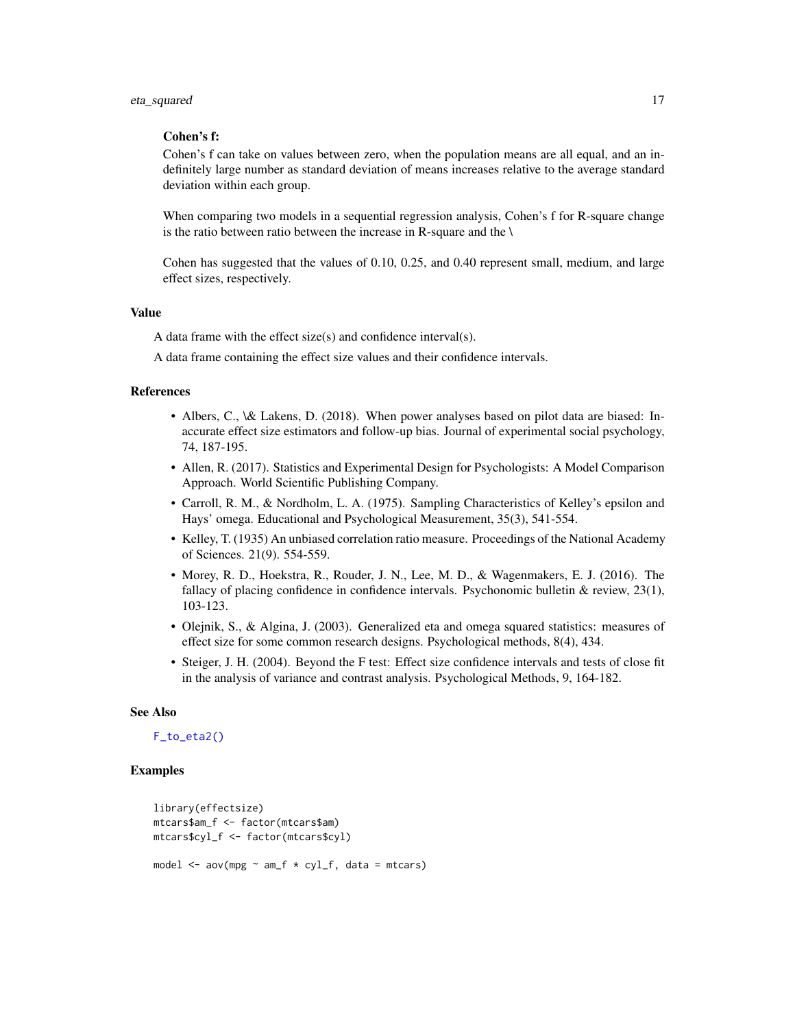**Cohen's f:**

Cohen's f can take on values between zero, when the population means are all equal, and an indefinitely large number as standard deviation of means increases relative to the average standard deviation within each group.

When comparing two models in a sequential regression analysis, Cohen's f for R-square change is the ratio between ratio between the increase in R-square and the \

Cohen has suggested that the values of 0.10, 0.25, and 0.40 represent small, medium, and large effect sizes, respectively.

## Value

A data frame with the effect size(s) and confidence interval(s).

A data frame containing the effect size values and their confidence intervals.

## References

- Albers, C., \& Lakens, D. (2018). When power analyses based on pilot data are biased: Inaccurate effect size estimators and follow-up bias. Journal of experimental social psychology, 74, 187-195.
- Allen, R. (2017). Statistics and Experimental Design for Psychologists: A Model Comparison Approach. World Scientific Publishing Company.
- Carroll, R. M., & Nordholm, L. A. (1975). Sampling Characteristics of Kelley's epsilon and Hays' omega. Educational and Psychological Measurement, 35(3), 541-554.
- Kelley, T. (1935) An unbiased correlation ratio measure. Proceedings of the National Academy of Sciences. 21(9). 554-559.
- Morey, R. D., Hoekstra, R., Rouder, J. N., Lee, M. D., & Wagenmakers, E. J. (2016). The fallacy of placing confidence in confidence intervals. Psychonomic bulletin & review, 23(1), 103-123.
- Olejnik, S., & Algina, J. (2003). Generalized eta and omega squared statistics: measures of effect size for some common research designs. Psychological methods, 8(4), 434.
- Steiger, J. H. (2004). Beyond the F test: Effect size confidence intervals and tests of close fit in the analysis of variance and contrast analysis. Psychological Methods, 9, 164-182.

## See Also

F_to_eta2()

## Examples

```
library(effectsize)
mtcars$am_f <- factor(mtcars$am)
mtcars$cyl_f <- factor(mtcars$cyl)

model <- aov(mpg ~ am_f * cyl_f, data = mtcars)
```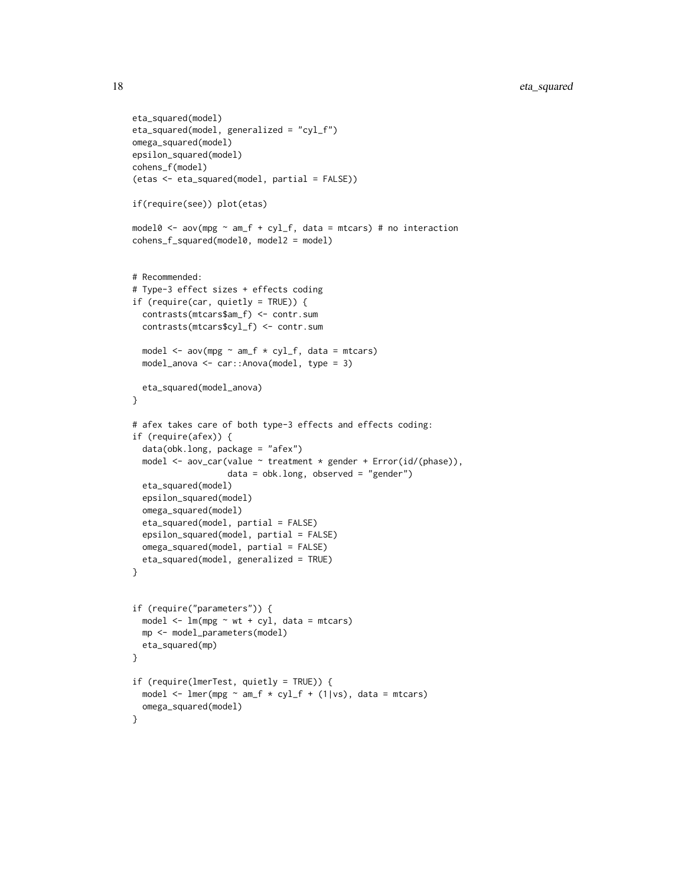```
eta_squared(model)
eta_squared(model, generalized = "cyl_f")
omega_squared(model)
epsilon_squared(model)
cohens_f(model)
(etas <- eta_squared(model, partial = FALSE))

if(require(see)) plot(etas)

model0 <- aov(mpg ~ am_f + cyl_f, data = mtcars) # no interaction
cohens_f_squared(model0, model2 = model)


# Recommended:
# Type-3 effect sizes + effects coding
if (require(car, quietly = TRUE)) {
  contrasts(mtcars$am_f) <- contr.sum
  contrasts(mtcars$cyl_f) <- contr.sum

  model <- aov(mpg ~ am_f * cyl_f, data = mtcars)
  model_anova <- car::Anova(model, type = 3)

  eta_squared(model_anova)
}

# afex takes care of both type-3 effects and effects coding:
if (require(afex)) {
  data(obk.long, package = "afex")
  model <- aov_car(value ~ treatment * gender + Error(id/(phase)),
                   data = obk.long, observed = "gender")
  eta_squared(model)
  epsilon_squared(model)
  omega_squared(model)
  eta_squared(model, partial = FALSE)
  epsilon_squared(model, partial = FALSE)
  omega_squared(model, partial = FALSE)
  eta_squared(model, generalized = TRUE)
}


if (require("parameters")) {
  model <- lm(mpg ~ wt + cyl, data = mtcars)
  mp <- model_parameters(model)
  eta_squared(mp)
}

if (require(lmerTest, quietly = TRUE)) {
  model <- lmer(mpg ~ am_f * cyl_f + (1|vs), data = mtcars)
  omega_squared(model)
}
```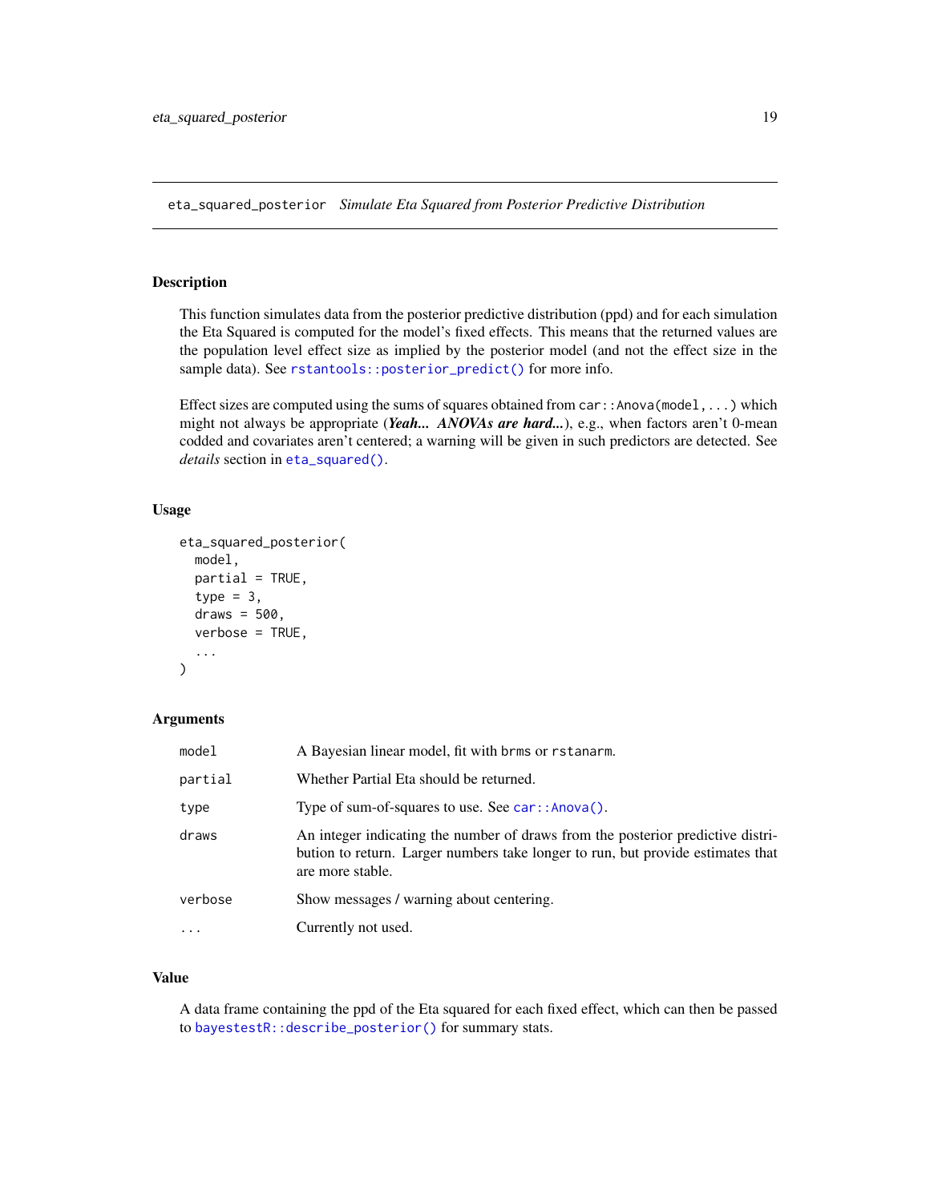# eta_squared_posterior *Simulate Eta Squared from Posterior Predictive Distribution*

## Description

This function simulates data from the posterior predictive distribution (ppd) and for each simulation the Eta Squared is computed for the model's fixed effects. This means that the returned values are the population level effect size as implied by the posterior model (and not the effect size in the sample data). See `rstantools::posterior_predict()` for more info.

Effect sizes are computed using the sums of squares obtained from `car::Anova(model,...)` which might not always be appropriate (***Yeah... ANOVAs are hard...***), e.g., when factors aren't 0-mean codded and covariates aren't centered; a warning will be given in such predictors are detected. See *details* section in `eta_squared()`.

## Usage

```
eta_squared_posterior(
  model,
  partial = TRUE,
  type = 3,
  draws = 500,
  verbose = TRUE,
  ...
)
```

## Arguments

| | |
|---|---|
| `model` | A Bayesian linear model, fit with `brms` or `rstanarm`. |
| `partial` | Whether Partial Eta should be returned. |
| `type` | Type of sum-of-squares to use. See `car::Anova()`. |
| `draws` | An integer indicating the number of draws from the posterior predictive distribution to return. Larger numbers take longer to run, but provide estimates that are more stable. |
| `verbose` | Show messages / warning about centering. |
| `...` | Currently not used. |

## Value

A data frame containing the ppd of the Eta squared for each fixed effect, which can then be passed to `bayestestR::describe_posterior()` for summary stats.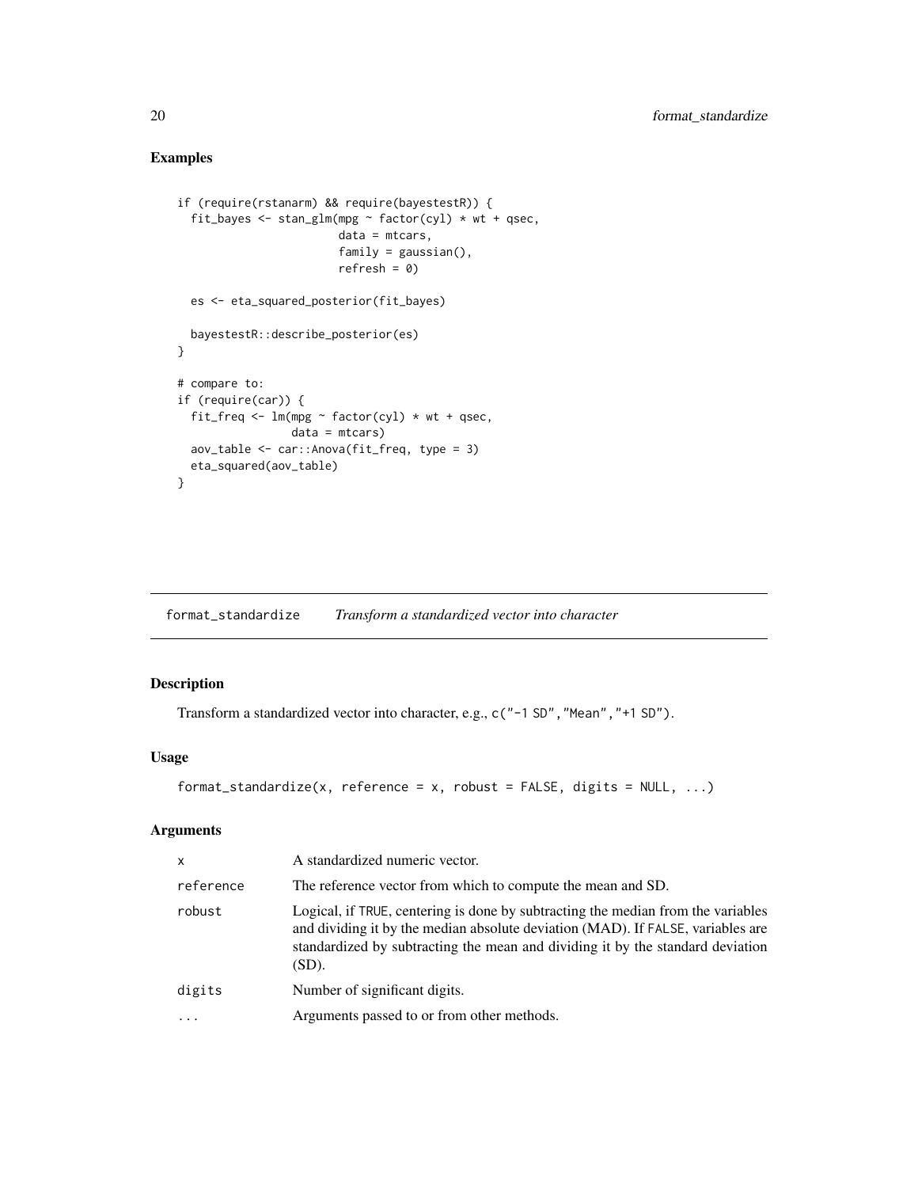## Examples

```
if (require(rstanarm) && require(bayestestR)) {
  fit_bayes <- stan_glm(mpg ~ factor(cyl) * wt + qsec,
                        data = mtcars,
                        family = gaussian(),
                        refresh = 0)

  es <- eta_squared_posterior(fit_bayes)

  bayestestR::describe_posterior(es)
}

# compare to:
if (require(car)) {
  fit_freq <- lm(mpg ~ factor(cyl) * wt + qsec,
                 data = mtcars)
  aov_table <- car::Anova(fit_freq, type = 3)
  eta_squared(aov_table)
}
```

---

# format_standardize    *Transform a standardized vector into character*

## Description

Transform a standardized vector into character, e.g., `c("-1 SD","Mean","+1 SD")`.

## Usage

```
format_standardize(x, reference = x, robust = FALSE, digits = NULL, ...)
```

## Arguments

| | |
|---|---|
| x | A standardized numeric vector. |
| reference | The reference vector from which to compute the mean and SD. |
| robust | Logical, if TRUE, centering is done by subtracting the median from the variables and dividing it by the median absolute deviation (MAD). If FALSE, variables are standardized by subtracting the mean and dividing it by the standard deviation (SD). |
| digits | Number of significant digits. |
| ... | Arguments passed to or from other methods. |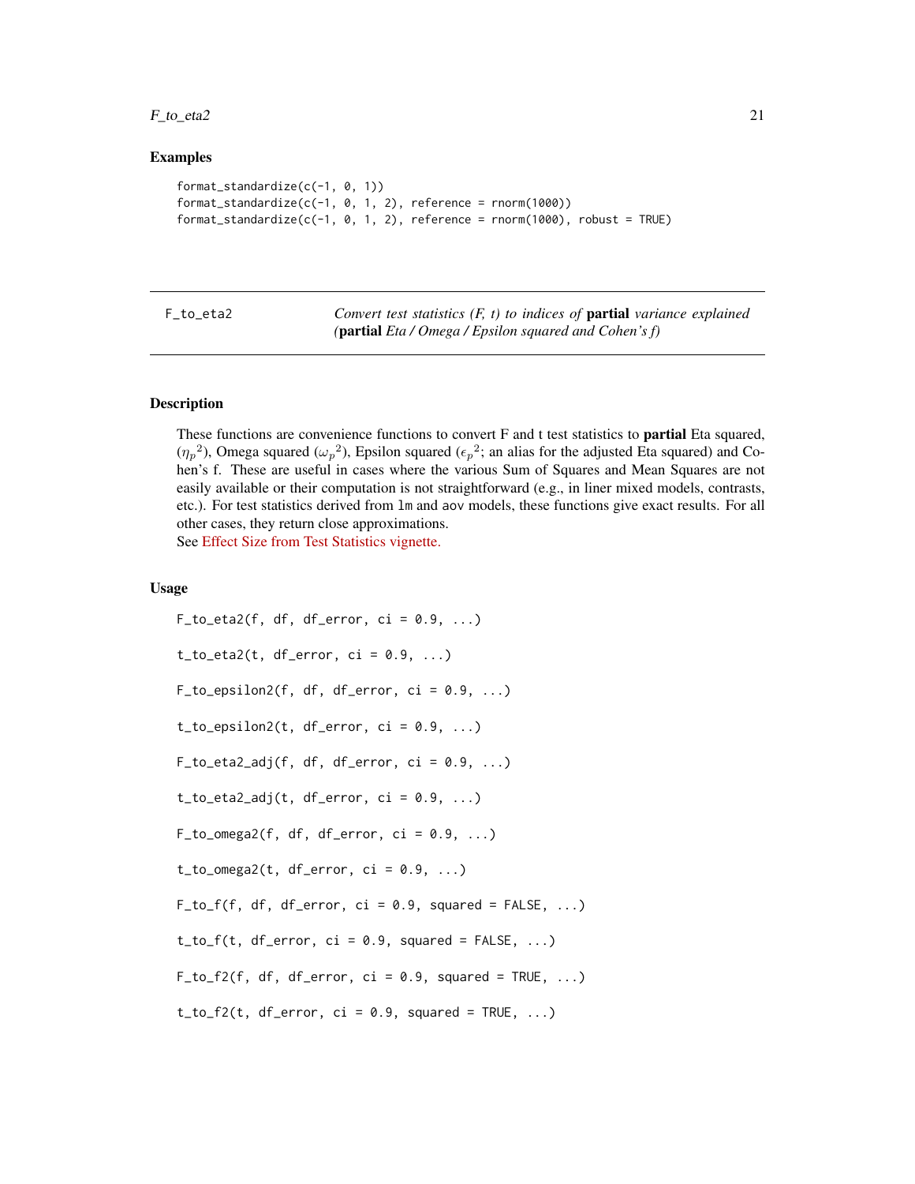## Examples

```
format_standardize(c(-1, 0, 1))
format_standardize(c(-1, 0, 1, 2), reference = rnorm(1000))
format_standardize(c(-1, 0, 1, 2), reference = rnorm(1000), robust = TRUE)
```

---

# F_to_eta2 — *Convert test statistics (F, t) to indices of* **partial** *variance explained (***partial** *Eta / Omega / Epsilon squared and Cohen's f)*

## Description

These functions are convenience functions to convert F and t test statistics to **partial** Eta squared, ($\eta_p{}^2$), Omega squared ($\omega_p{}^2$), Epsilon squared ($\epsilon_p{}^2$; an alias for the adjusted Eta squared) and Cohen's f. These are useful in cases where the various Sum of Squares and Mean Squares are not easily available or their computation is not straightforward (e.g., in liner mixed models, contrasts, etc.). For test statistics derived from `lm` and `aov` models, these functions give exact results. For all other cases, they return close approximations.

See Effect Size from Test Statistics vignette.

## Usage

```
F_to_eta2(f, df, df_error, ci = 0.9, ...)

t_to_eta2(t, df_error, ci = 0.9, ...)

F_to_epsilon2(f, df, df_error, ci = 0.9, ...)

t_to_epsilon2(t, df_error, ci = 0.9, ...)

F_to_eta2_adj(f, df, df_error, ci = 0.9, ...)

t_to_eta2_adj(t, df_error, ci = 0.9, ...)

F_to_omega2(f, df, df_error, ci = 0.9, ...)

t_to_omega2(t, df_error, ci = 0.9, ...)

F_to_f(f, df, df_error, ci = 0.9, squared = FALSE, ...)

t_to_f(t, df_error, ci = 0.9, squared = FALSE, ...)

F_to_f2(f, df, df_error, ci = 0.9, squared = TRUE, ...)

t_to_f2(t, df_error, ci = 0.9, squared = TRUE, ...)
```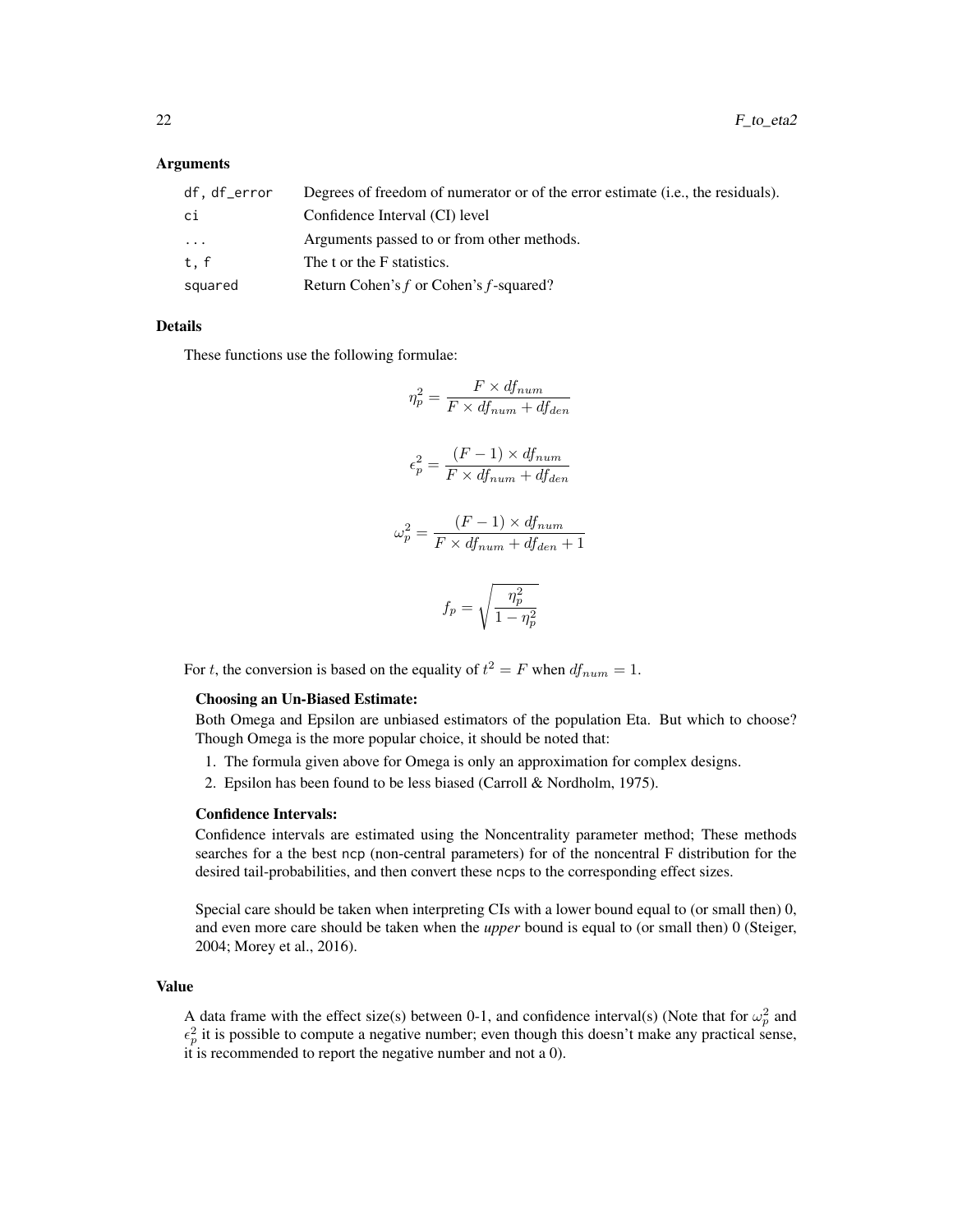### Arguments

| | |
|---|---|
| df, df_error | Degrees of freedom of numerator or of the error estimate (i.e., the residuals). |
| ci | Confidence Interval (CI) level |
| ... | Arguments passed to or from other methods. |
| t, f | The t or the F statistics. |
| squared | Return Cohen's $f$ or Cohen's $f$-squared? |

### Details

These functions use the following formulae:

$$\eta_p^2 = \frac{F \times df_{num}}{F \times df_{num} + df_{den}}$$

$$\epsilon_p^2 = \frac{(F - 1) \times df_{num}}{F \times df_{num} + df_{den}}$$

$$\omega_p^2 = \frac{(F - 1) \times df_{num}}{F \times df_{num} + df_{den} + 1}$$

$$f_p = \sqrt{\frac{\eta_p^2}{1 - \eta_p^2}}$$

For $t$, the conversion is based on the equality of $t^2 = F$ when $df_{num} = 1$.

**Choosing an Un-Biased Estimate:**

Both Omega and Epsilon are unbiased estimators of the population Eta. But which to choose? Though Omega is the more popular choice, it should be noted that:

1. The formula given above for Omega is only an approximation for complex designs.
2. Epsilon has been found to be less biased (Carroll & Nordholm, 1975).

**Confidence Intervals:**

Confidence intervals are estimated using the Noncentrality parameter method; These methods searches for a the best ncp (non-central parameters) for of the noncentral F distribution for the desired tail-probabilities, and then convert these ncps to the corresponding effect sizes.

Special care should be taken when interpreting CIs with a lower bound equal to (or small then) 0, and even more care should be taken when the *upper* bound is equal to (or small then) 0 (Steiger, 2004; Morey et al., 2016).

### Value

A data frame with the effect size(s) between 0-1, and confidence interval(s) (Note that for $\omega_p^2$ and $\epsilon_p^2$ it is possible to compute a negative number; even though this doesn't make any practical sense, it is recommended to report the negative number and not a 0).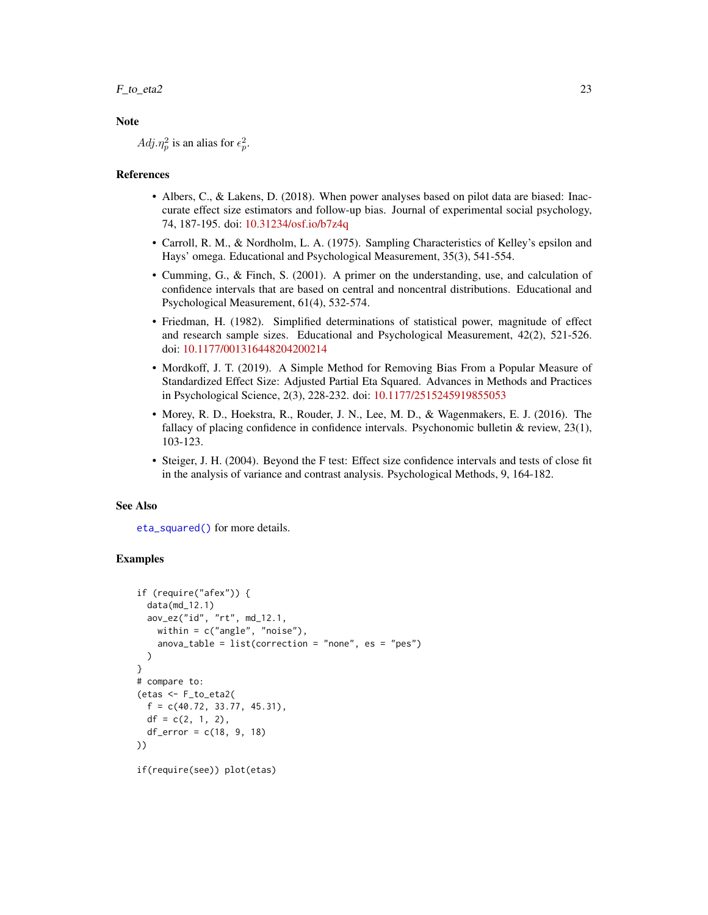## Note

$Adj.\eta_p^2$ is an alias for $\epsilon_p^2$.

## References

- Albers, C., & Lakens, D. (2018). When power analyses based on pilot data are biased: Inaccurate effect size estimators and follow-up bias. Journal of experimental social psychology, 74, 187-195. doi: 10.31234/osf.io/b7z4q
- Carroll, R. M., & Nordholm, L. A. (1975). Sampling Characteristics of Kelley's epsilon and Hays' omega. Educational and Psychological Measurement, 35(3), 541-554.
- Cumming, G., & Finch, S. (2001). A primer on the understanding, use, and calculation of confidence intervals that are based on central and noncentral distributions. Educational and Psychological Measurement, 61(4), 532-574.
- Friedman, H. (1982). Simplified determinations of statistical power, magnitude of effect and research sample sizes. Educational and Psychological Measurement, 42(2), 521-526. doi: 10.1177/001316448204200214
- Mordkoff, J. T. (2019). A Simple Method for Removing Bias From a Popular Measure of Standardized Effect Size: Adjusted Partial Eta Squared. Advances in Methods and Practices in Psychological Science, 2(3), 228-232. doi: 10.1177/2515245919855053
- Morey, R. D., Hoekstra, R., Rouder, J. N., Lee, M. D., & Wagenmakers, E. J. (2016). The fallacy of placing confidence in confidence intervals. Psychonomic bulletin & review, 23(1), 103-123.
- Steiger, J. H. (2004). Beyond the F test: Effect size confidence intervals and tests of close fit in the analysis of variance and contrast analysis. Psychological Methods, 9, 164-182.

## See Also

`eta_squared()` for more details.

## Examples

```
if (require("afex")) {
  data(md_12.1)
  aov_ez("id", "rt", md_12.1,
    within = c("angle", "noise"),
    anova_table = list(correction = "none", es = "pes")
  )
}
# compare to:
(etas <- F_to_eta2(
  f = c(40.72, 33.77, 45.31),
  df = c(2, 1, 2),
  df_error = c(18, 9, 18)
))

if(require(see)) plot(etas)
```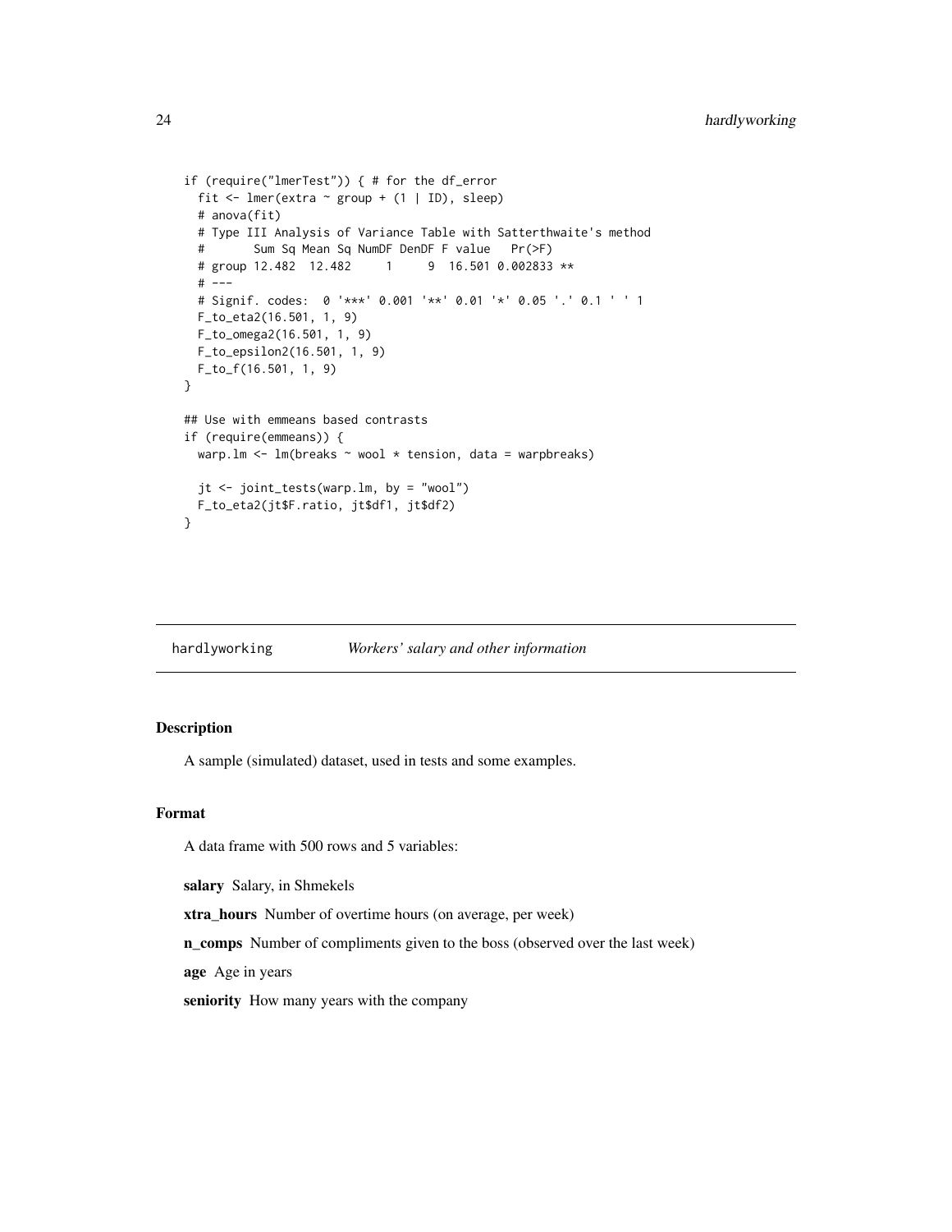```r
if (require("lmerTest")) { # for the df_error
  fit <- lmer(extra ~ group + (1 | ID), sleep)
  # anova(fit)
  # Type III Analysis of Variance Table with Satterthwaite's method
  #       Sum Sq Mean Sq NumDF DenDF F value   Pr(>F)
  # group 12.482  12.482     1     9  16.501 0.002833 **
  # ---
  # Signif. codes:  0 '***' 0.001 '**' 0.01 '*' 0.05 '.' 0.1 ' ' 1
  F_to_eta2(16.501, 1, 9)
  F_to_omega2(16.501, 1, 9)
  F_to_epsilon2(16.501, 1, 9)
  F_to_f(16.501, 1, 9)
}

## Use with emmeans based contrasts
if (require(emmeans)) {
  warp.lm <- lm(breaks ~ wool * tension, data = warpbreaks)

  jt <- joint_tests(warp.lm, by = "wool")
  F_to_eta2(jt$F.ratio, jt$df1, jt$df2)
}
```

## hardlyworking    *Workers' salary and other information*

### Description

A sample (simulated) dataset, used in tests and some examples.

### Format

A data frame with 500 rows and 5 variables:

**salary** Salary, in Shmekels

**xtra_hours** Number of overtime hours (on average, per week)

**n_comps** Number of compliments given to the boss (observed over the last week)

**age** Age in years

**seniority** How many years with the company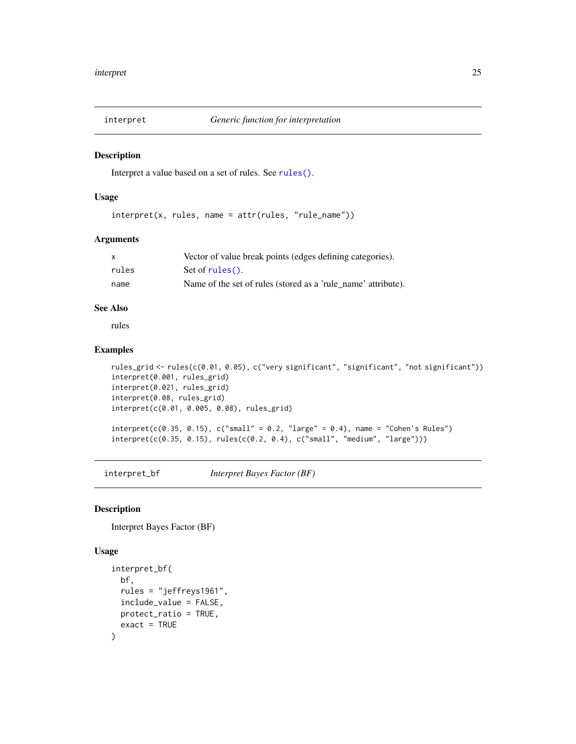## interpret — *Generic function for interpretation*

### Description

Interpret a value based on a set of rules. See `rules()`.

### Usage

```
interpret(x, rules, name = attr(rules, "rule_name"))
```

### Arguments

| | |
|---|---|
| `x` | Vector of value break points (edges defining categories). |
| `rules` | Set of `rules()`. |
| `name` | Name of the set of rules (stored as a 'rule_name' attribute). |

### See Also

rules

### Examples

```
rules_grid <- rules(c(0.01, 0.05), c("very significant", "significant", "not significant"))
interpret(0.001, rules_grid)
interpret(0.021, rules_grid)
interpret(0.08, rules_grid)
interpret(c(0.01, 0.005, 0.08), rules_grid)

interpret(c(0.35, 0.15), c("small" = 0.2, "large" = 0.4), name = "Cohen's Rules")
interpret(c(0.35, 0.15), rules(c(0.2, 0.4), c("small", "medium", "large")))
```

## interpret_bf — *Interpret Bayes Factor (BF)*

### Description

Interpret Bayes Factor (BF)

### Usage

```
interpret_bf(
  bf,
  rules = "jeffreys1961",
  include_value = FALSE,
  protect_ratio = TRUE,
  exact = TRUE
)
```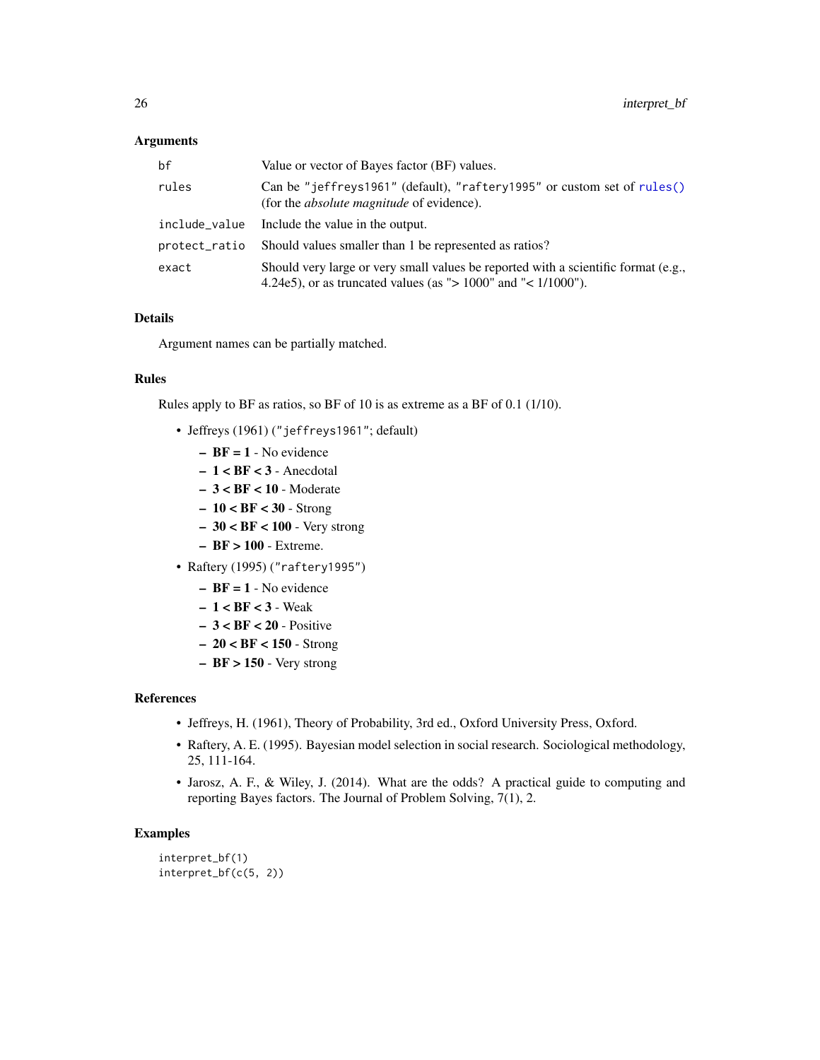## Arguments

| | |
|---|---|
| `bf` | Value or vector of Bayes factor (BF) values. |
| `rules` | Can be `"jeffreys1961"` (default), `"raftery1995"` or custom set of `rules()` (for the *absolute magnitude* of evidence). |
| `include_value` | Include the value in the output. |
| `protect_ratio` | Should values smaller than 1 be represented as ratios? |
| `exact` | Should very large or very small values be reported with a scientific format (e.g., 4.24e5), or as truncated values (as "> 1000" and "< 1/1000"). |

## Details

Argument names can be partially matched.

## Rules

Rules apply to BF as ratios, so BF of 10 is as extreme as a BF of 0.1 (1/10).

- Jeffreys (1961) (`"jeffreys1961"`; default)
  - **BF = 1** - No evidence
  - **1 < BF < 3** - Anecdotal
  - **3 < BF < 10** - Moderate
  - **10 < BF < 30** - Strong
  - **30 < BF < 100** - Very strong
  - **BF > 100** - Extreme.
- Raftery (1995) (`"raftery1995"`)
  - **BF = 1** - No evidence
  - **1 < BF < 3** - Weak
  - **3 < BF < 20** - Positive
  - **20 < BF < 150** - Strong
  - **BF > 150** - Very strong

## References

- Jeffreys, H. (1961), Theory of Probability, 3rd ed., Oxford University Press, Oxford.
- Raftery, A. E. (1995). Bayesian model selection in social research. Sociological methodology, 25, 111-164.
- Jarosz, A. F., & Wiley, J. (2014). What are the odds? A practical guide to computing and reporting Bayes factors. The Journal of Problem Solving, 7(1), 2.

## Examples

```
interpret_bf(1)
interpret_bf(c(5, 2))
```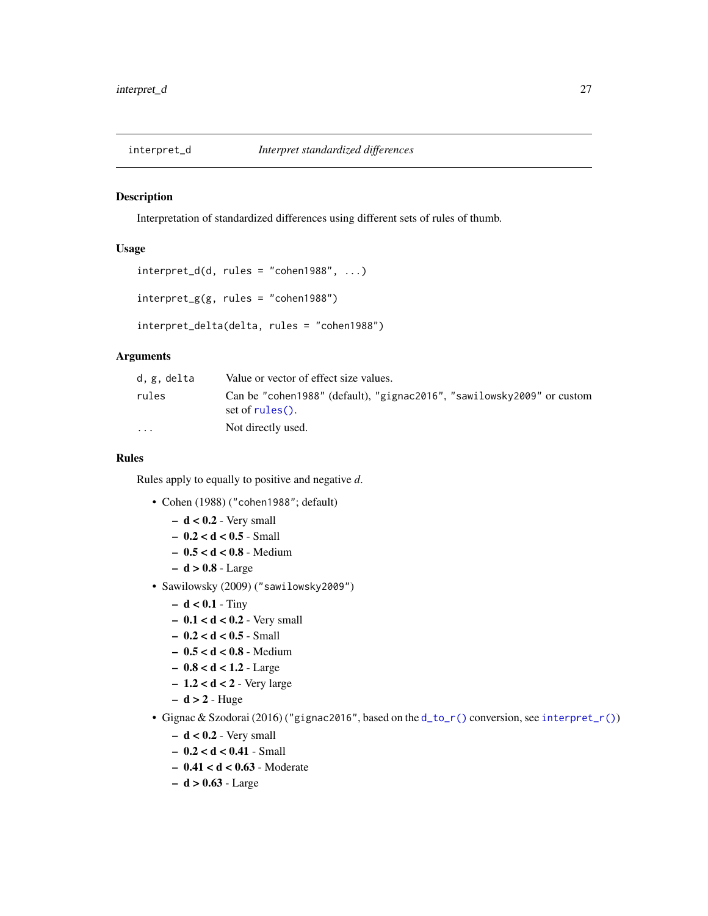## interpret_d — *Interpret standardized differences*

### Description

Interpretation of standardized differences using different sets of rules of thumb.

### Usage

```
interpret_d(d, rules = "cohen1988", ...)

interpret_g(g, rules = "cohen1988")

interpret_delta(delta, rules = "cohen1988")
```

### Arguments

| | |
|---|---|
| `d, g, delta` | Value or vector of effect size values. |
| `rules` | Can be `"cohen1988"` (default), `"gignac2016"`, `"sawilowsky2009"` or custom set of `rules()`. |
| `...` | Not directly used. |

### Rules

Rules apply to equally to positive and negative *d*.

- Cohen (1988) (`"cohen1988"`; default)
  - **d < 0.2** - Very small
  - **0.2 < d < 0.5** - Small
  - **0.5 < d < 0.8** - Medium
  - **d > 0.8** - Large
- Sawilowsky (2009) (`"sawilowsky2009"`)
  - **d < 0.1** - Tiny
  - **0.1 < d < 0.2** - Very small
  - **0.2 < d < 0.5** - Small
  - **0.5 < d < 0.8** - Medium
  - **0.8 < d < 1.2** - Large
  - **1.2 < d < 2** - Very large
  - **d > 2** - Huge
- Gignac & Szodorai (2016) (`"gignac2016"`, based on the `d_to_r()` conversion, see `interpret_r()`)
  - **d < 0.2** - Very small
  - **0.2 < d < 0.41** - Small
  - **0.41 < d < 0.63** - Moderate
  - **d > 0.63** - Large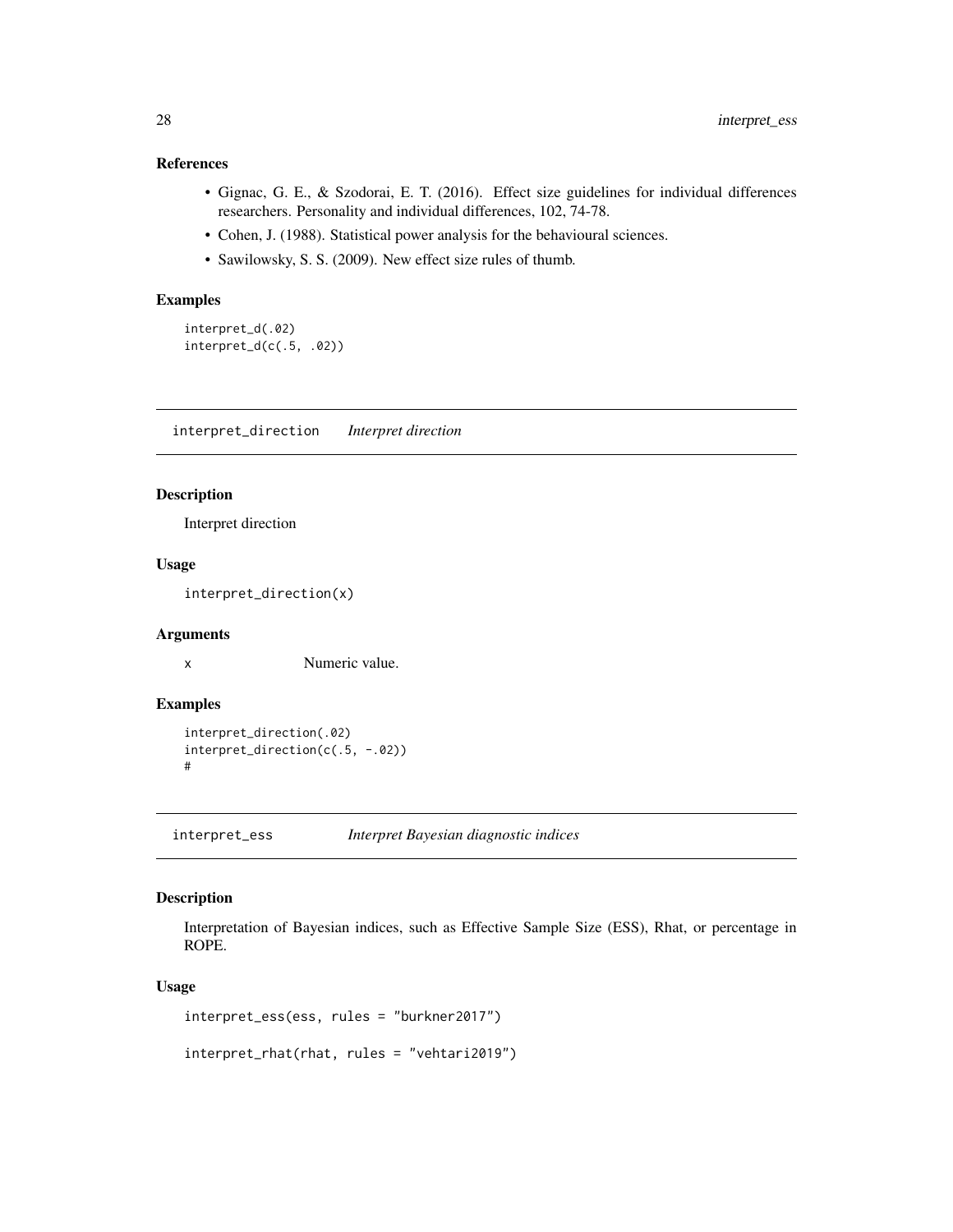### References

- Gignac, G. E., & Szodorai, E. T. (2016). Effect size guidelines for individual differences researchers. Personality and individual differences, 102, 74-78.
- Cohen, J. (1988). Statistical power analysis for the behavioural sciences.
- Sawilowsky, S. S. (2009). New effect size rules of thumb.

### Examples

```
interpret_d(.02)
interpret_d(c(.5, .02))
```

---

## interpret_direction *Interpret direction*

---

### Description

Interpret direction

### Usage

```
interpret_direction(x)
```

### Arguments

| | |
|---|---|
| x | Numeric value. |

### Examples

```
interpret_direction(.02)
interpret_direction(c(.5, -.02))
#
```

---

## interpret_ess *Interpret Bayesian diagnostic indices*

---

### Description

Interpretation of Bayesian indices, such as Effective Sample Size (ESS), Rhat, or percentage in ROPE.

### Usage

```
interpret_ess(ess, rules = "burkner2017")

interpret_rhat(rhat, rules = "vehtari2019")
```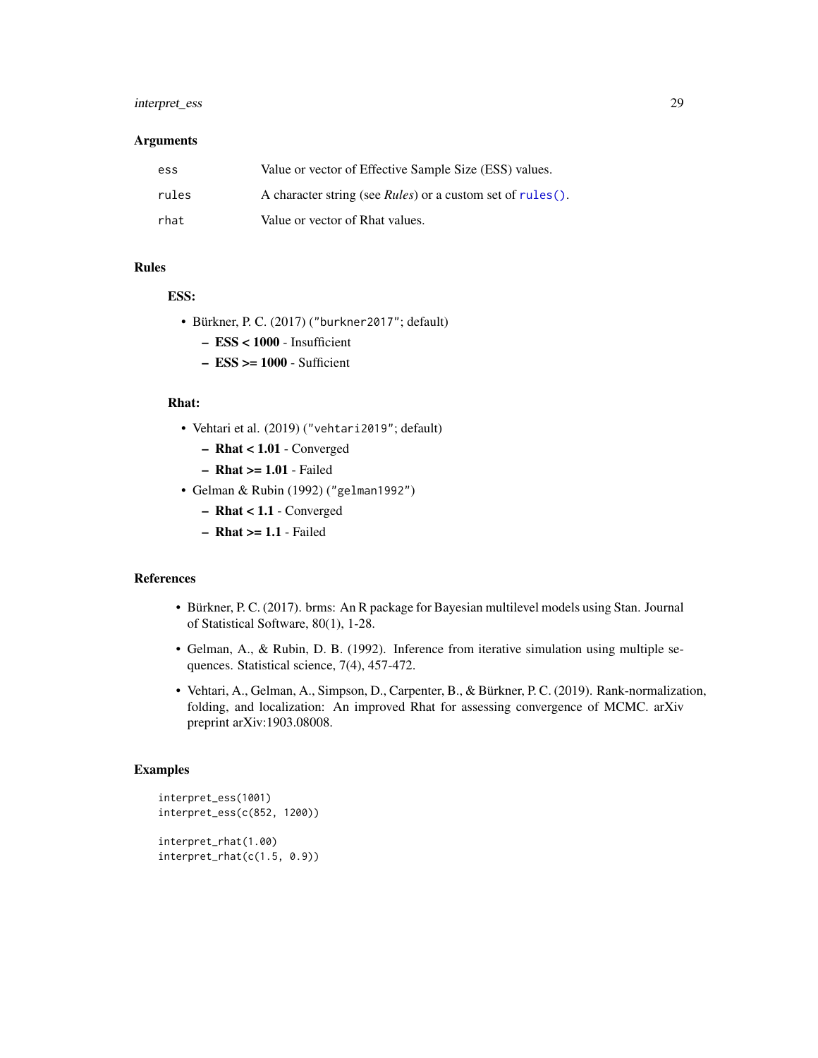## Arguments

| | |
|---|---|
| `ess` | Value or vector of Effective Sample Size (ESS) values. |
| `rules` | A character string (see *Rules*) or a custom set of `rules()`. |
| `rhat` | Value or vector of Rhat values. |

## Rules

### ESS:

- Bürkner, P. C. (2017) (`"burkner2017"`; default)
  - **ESS < 1000** - Insufficient
  - **ESS >= 1000** - Sufficient

### Rhat:

- Vehtari et al. (2019) (`"vehtari2019"`; default)
  - **Rhat < 1.01** - Converged
  - **Rhat >= 1.01** - Failed
- Gelman & Rubin (1992) (`"gelman1992"`)
  - **Rhat < 1.1** - Converged
  - **Rhat >= 1.1** - Failed

## References

- Bürkner, P. C. (2017). brms: An R package for Bayesian multilevel models using Stan. Journal of Statistical Software, 80(1), 1-28.
- Gelman, A., & Rubin, D. B. (1992). Inference from iterative simulation using multiple sequences. Statistical science, 7(4), 457-472.
- Vehtari, A., Gelman, A., Simpson, D., Carpenter, B., & Bürkner, P. C. (2019). Rank-normalization, folding, and localization: An improved Rhat for assessing convergence of MCMC. arXiv preprint arXiv:1903.08008.

## Examples

```
interpret_ess(1001)
interpret_ess(c(852, 1200))

interpret_rhat(1.00)
interpret_rhat(c(1.5, 0.9))
```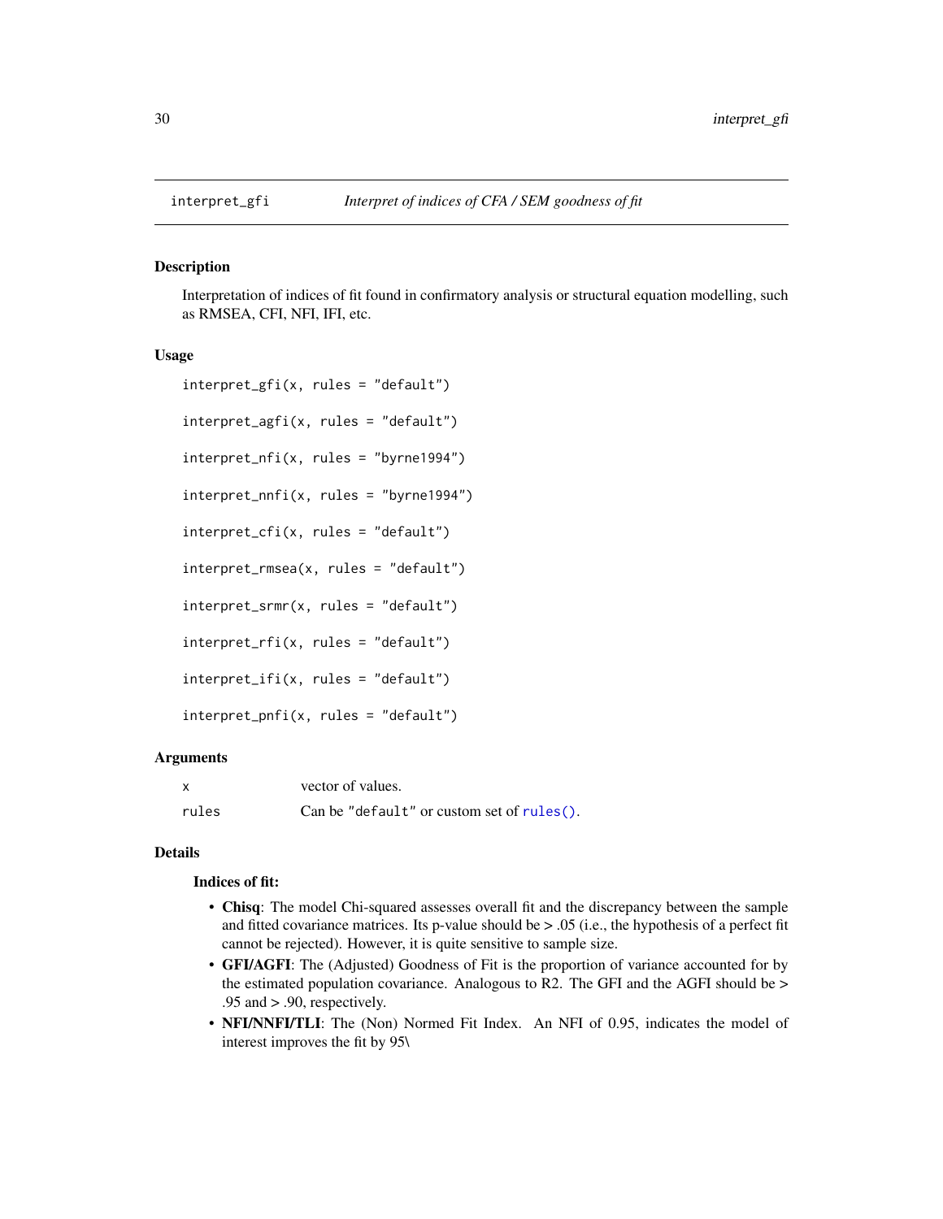# interpret_gfi — *Interpret of indices of CFA / SEM goodness of fit*

## Description

Interpretation of indices of fit found in confirmatory analysis or structural equation modelling, such as RMSEA, CFI, NFI, IFI, etc.

## Usage

```
interpret_gfi(x, rules = "default")

interpret_agfi(x, rules = "default")

interpret_nfi(x, rules = "byrne1994")

interpret_nnfi(x, rules = "byrne1994")

interpret_cfi(x, rules = "default")

interpret_rmsea(x, rules = "default")

interpret_srmr(x, rules = "default")

interpret_rfi(x, rules = "default")

interpret_ifi(x, rules = "default")

interpret_pnfi(x, rules = "default")
```

## Arguments

| | |
|---|---|
| `x` | vector of values. |
| `rules` | Can be `"default"` or custom set of `rules()`. |

## Details

**Indices of fit:**

- **Chisq**: The model Chi-squared assesses overall fit and the discrepancy between the sample and fitted covariance matrices. Its p-value should be > .05 (i.e., the hypothesis of a perfect fit cannot be rejected). However, it is quite sensitive to sample size.
- **GFI/AGFI**: The (Adjusted) Goodness of Fit is the proportion of variance accounted for by the estimated population covariance. Analogous to R2. The GFI and the AGFI should be > .95 and > .90, respectively.
- **NFI/NNFI/TLI**: The (Non) Normed Fit Index. An NFI of 0.95, indicates the model of interest improves the fit by 95\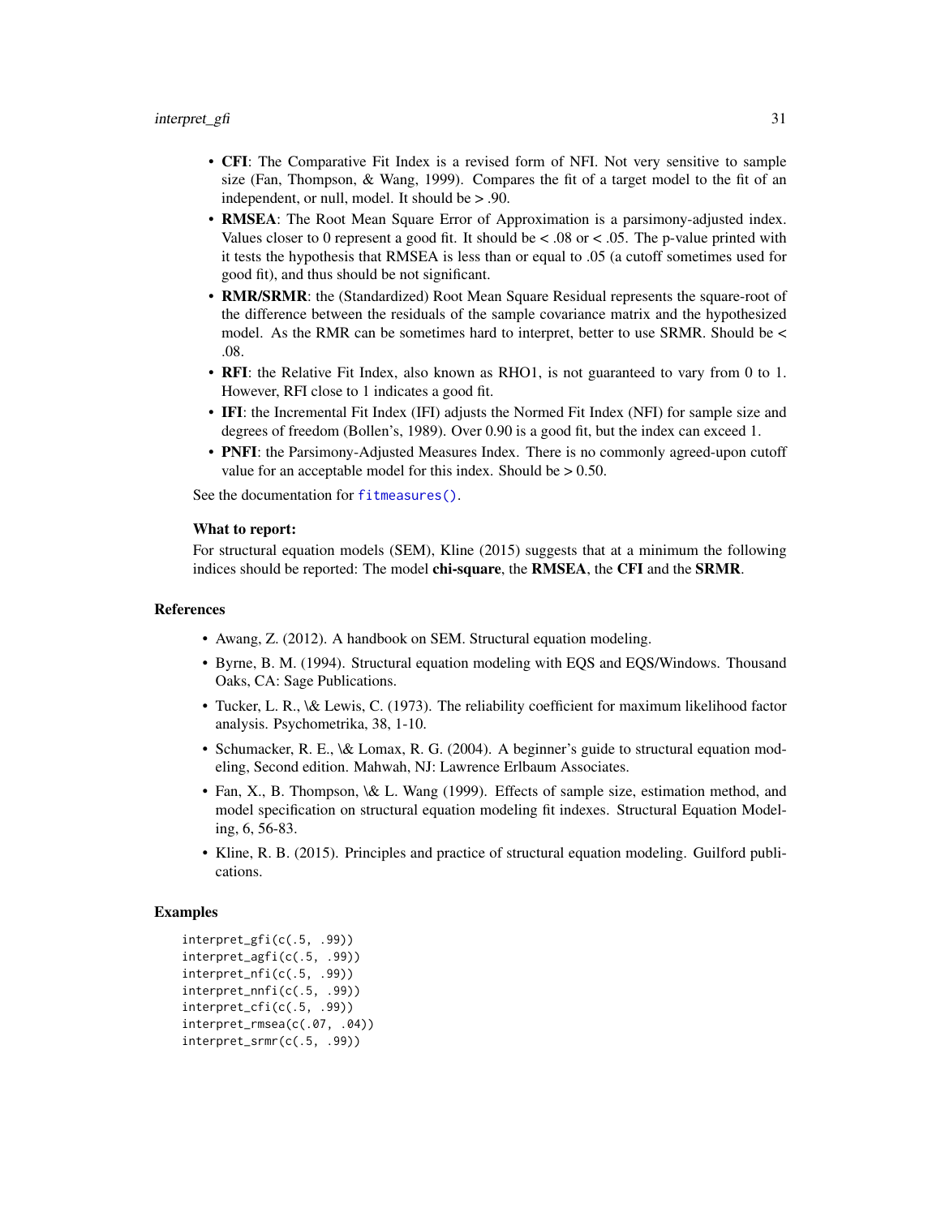- **CFI**: The Comparative Fit Index is a revised form of NFI. Not very sensitive to sample size (Fan, Thompson, & Wang, 1999). Compares the fit of a target model to the fit of an independent, or null, model. It should be > .90.
- **RMSEA**: The Root Mean Square Error of Approximation is a parsimony-adjusted index. Values closer to 0 represent a good fit. It should be < .08 or < .05. The p-value printed with it tests the hypothesis that RMSEA is less than or equal to .05 (a cutoff sometimes used for good fit), and thus should be not significant.
- **RMR/SRMR**: the (Standardized) Root Mean Square Residual represents the square-root of the difference between the residuals of the sample covariance matrix and the hypothesized model. As the RMR can be sometimes hard to interpret, better to use SRMR. Should be < .08.
- **RFI**: the Relative Fit Index, also known as RHO1, is not guaranteed to vary from 0 to 1. However, RFI close to 1 indicates a good fit.
- **IFI**: the Incremental Fit Index (IFI) adjusts the Normed Fit Index (NFI) for sample size and degrees of freedom (Bollen's, 1989). Over 0.90 is a good fit, but the index can exceed 1.
- **PNFI**: the Parsimony-Adjusted Measures Index. There is no commonly agreed-upon cutoff value for an acceptable model for this index. Should be > 0.50.

See the documentation for fitmeasures().

### What to report:

For structural equation models (SEM), Kline (2015) suggests that at a minimum the following indices should be reported: The model **chi-square**, the **RMSEA**, the **CFI** and the **SRMR**.

## References

- Awang, Z. (2012). A handbook on SEM. Structural equation modeling.
- Byrne, B. M. (1994). Structural equation modeling with EQS and EQS/Windows. Thousand Oaks, CA: Sage Publications.
- Tucker, L. R., \& Lewis, C. (1973). The reliability coefficient for maximum likelihood factor analysis. Psychometrika, 38, 1-10.
- Schumacker, R. E., \& Lomax, R. G. (2004). A beginner's guide to structural equation modeling, Second edition. Mahwah, NJ: Lawrence Erlbaum Associates.
- Fan, X., B. Thompson, \& L. Wang (1999). Effects of sample size, estimation method, and model specification on structural equation modeling fit indexes. Structural Equation Modeling, 6, 56-83.
- Kline, R. B. (2015). Principles and practice of structural equation modeling. Guilford publications.

## Examples

```
interpret_gfi(c(.5, .99))
interpret_agfi(c(.5, .99))
interpret_nfi(c(.5, .99))
interpret_nnfi(c(.5, .99))
interpret_cfi(c(.5, .99))
interpret_rmsea(c(.07, .04))
interpret_srmr(c(.5, .99))
```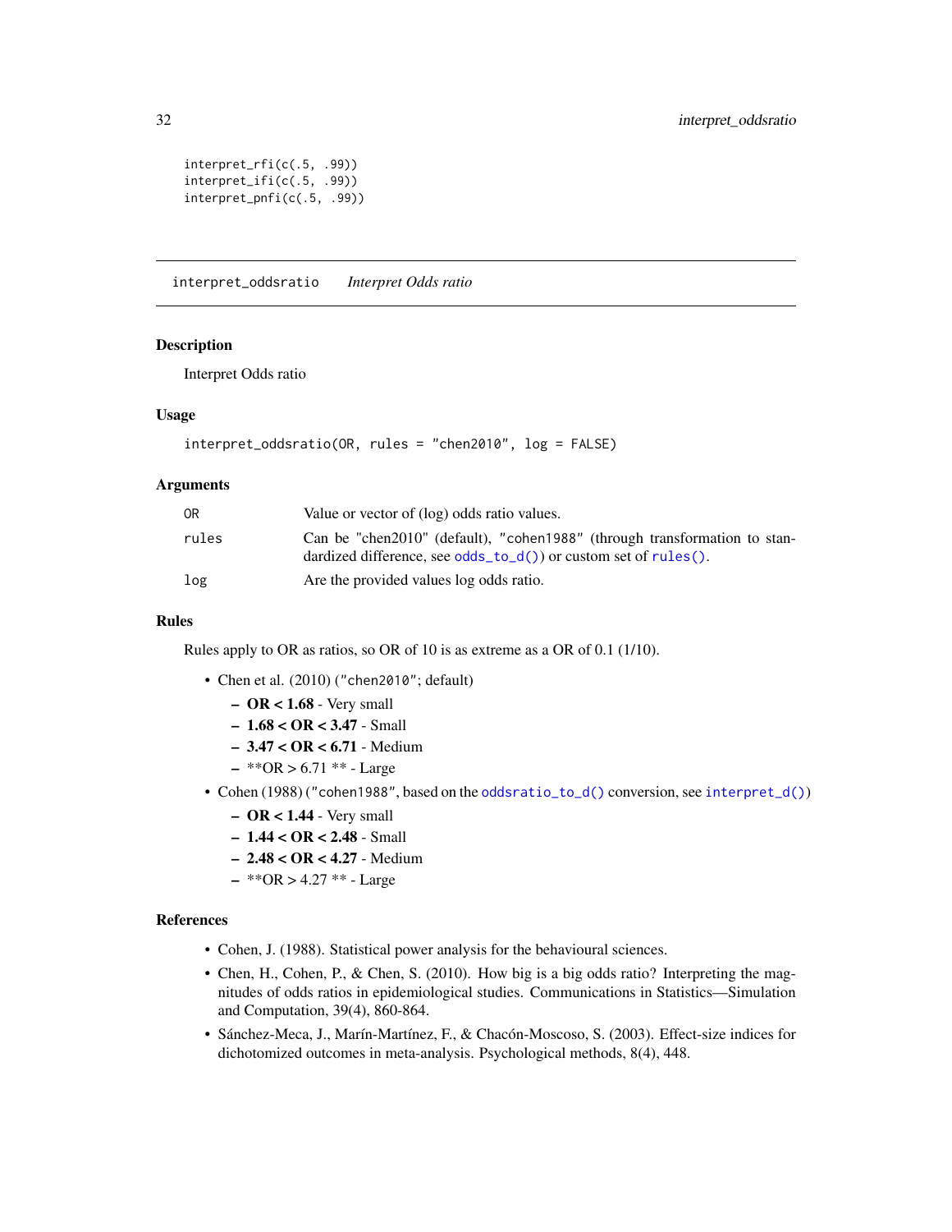```
interpret_rfi(c(.5, .99))
interpret_ifi(c(.5, .99))
interpret_pnfi(c(.5, .99))
```

## interpret_oddsratio *Interpret Odds ratio*

### Description

Interpret Odds ratio

### Usage

```
interpret_oddsratio(OR, rules = "chen2010", log = FALSE)
```

### Arguments

| | |
|---|---|
| OR | Value or vector of (log) odds ratio values. |
| rules | Can be "chen2010" (default), "cohen1988" (through transformation to standardized difference, see `odds_to_d()`) or custom set of `rules()`. |
| log | Are the provided values log odds ratio. |

### Rules

Rules apply to OR as ratios, so OR of 10 is as extreme as a OR of 0.1 (1/10).

- Chen et al. (2010) ("chen2010"; default)
  - **OR < 1.68** - Very small
  - **1.68 < OR < 3.47** - Small
  - **3.47 < OR < 6.71** - Medium
  - **OR > 6.71 ** - Large
- Cohen (1988) ("cohen1988", based on the `oddsratio_to_d()` conversion, see `interpret_d()`)
  - **OR < 1.44** - Very small
  - **1.44 < OR < 2.48** - Small
  - **2.48 < OR < 4.27** - Medium
  - **OR > 4.27 ** - Large

### References

- Cohen, J. (1988). Statistical power analysis for the behavioural sciences.
- Chen, H., Cohen, P., & Chen, S. (2010). How big is a big odds ratio? Interpreting the magnitudes of odds ratios in epidemiological studies. Communications in Statistics—Simulation and Computation, 39(4), 860-864.
- Sánchez-Meca, J., Marín-Martínez, F., & Chacón-Moscoso, S. (2003). Effect-size indices for dichotomized outcomes in meta-analysis. Psychological methods, 8(4), 448.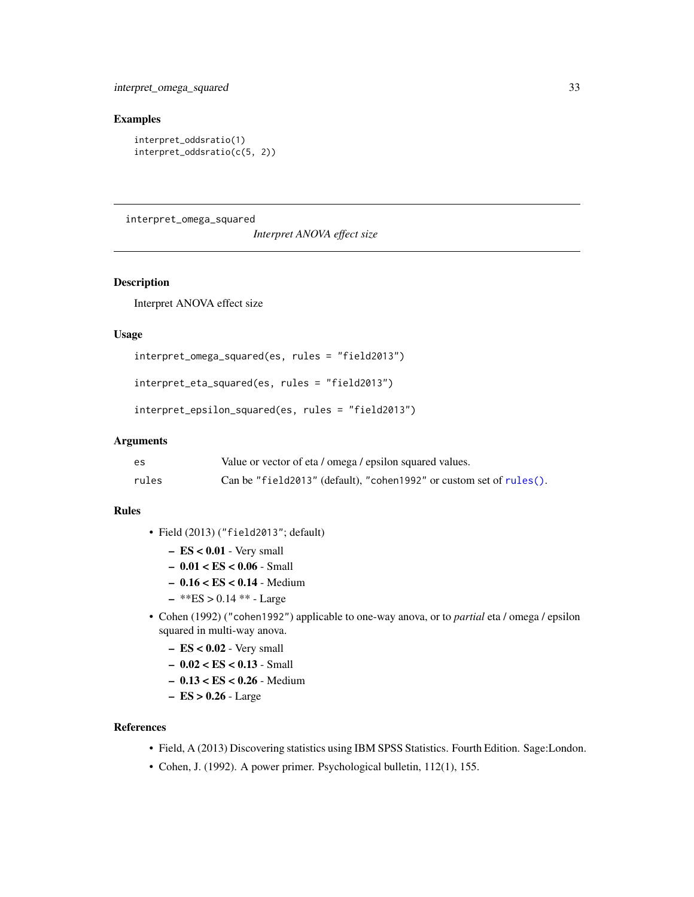## Examples

```
interpret_oddsratio(1)
interpret_oddsratio(c(5, 2))
```

---

`interpret_omega_squared` *Interpret ANOVA effect size*

---

## Description

Interpret ANOVA effect size

## Usage

```
interpret_omega_squared(es, rules = "field2013")

interpret_eta_squared(es, rules = "field2013")

interpret_epsilon_squared(es, rules = "field2013")
```

## Arguments

| | |
|---|---|
| `es` | Value or vector of eta / omega / epsilon squared values. |
| `rules` | Can be `"field2013"` (default), `"cohen1992"` or custom set of `rules()`. |

## Rules

- Field (2013) (`"field2013"`; default)
  - **ES < 0.01** - Very small
  - **0.01 < ES < 0.06** - Small
  - **0.16 < ES < 0.14** - Medium
  - **ES > 0.14 ** - Large
- Cohen (1992) (`"cohen1992"`) applicable to one-way anova, or to *partial* eta / omega / epsilon squared in multi-way anova.
  - **ES < 0.02** - Very small
  - **0.02 < ES < 0.13** - Small
  - **0.13 < ES < 0.26** - Medium
  - **ES > 0.26** - Large

## References

- Field, A (2013) Discovering statistics using IBM SPSS Statistics. Fourth Edition. Sage:London.
- Cohen, J. (1992). A power primer. Psychological bulletin, 112(1), 155.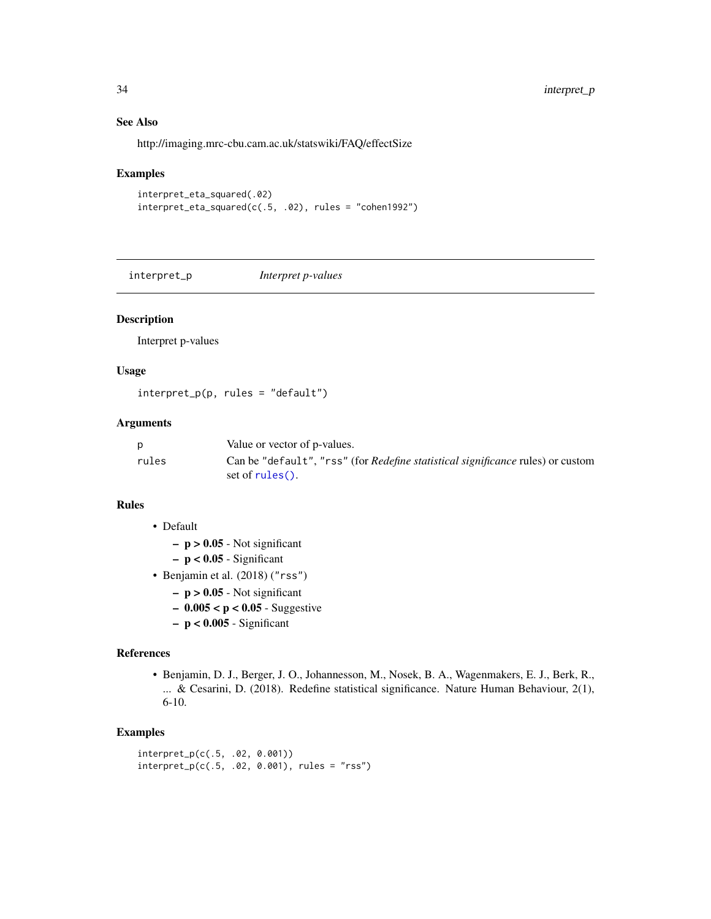## See Also

http://imaging.mrc-cbu.cam.ac.uk/statswiki/FAQ/effectSize

## Examples

```
interpret_eta_squared(.02)
interpret_eta_squared(c(.5, .02), rules = "cohen1992")
```

---

# interpret_p *Interpret p-values*

---

## Description

Interpret p-values

## Usage

```
interpret_p(p, rules = "default")
```

## Arguments

| | |
|---|---|
| p | Value or vector of p-values. |
| rules | Can be "default", "rss" (for *Redefine statistical significance* rules) or custom set of rules(). |

## Rules

- Default
  - **p > 0.05** - Not significant
  - **p < 0.05** - Significant
- Benjamin et al. (2018) ("rss")
  - **p > 0.05** - Not significant
  - **0.005 < p < 0.05** - Suggestive
  - **p < 0.005** - Significant

## References

- Benjamin, D. J., Berger, J. O., Johannesson, M., Nosek, B. A., Wagenmakers, E. J., Berk, R., ... & Cesarini, D. (2018). Redefine statistical significance. Nature Human Behaviour, 2(1), 6-10.

## Examples

```
interpret_p(c(.5, .02, 0.001))
interpret_p(c(.5, .02, 0.001), rules = "rss")
```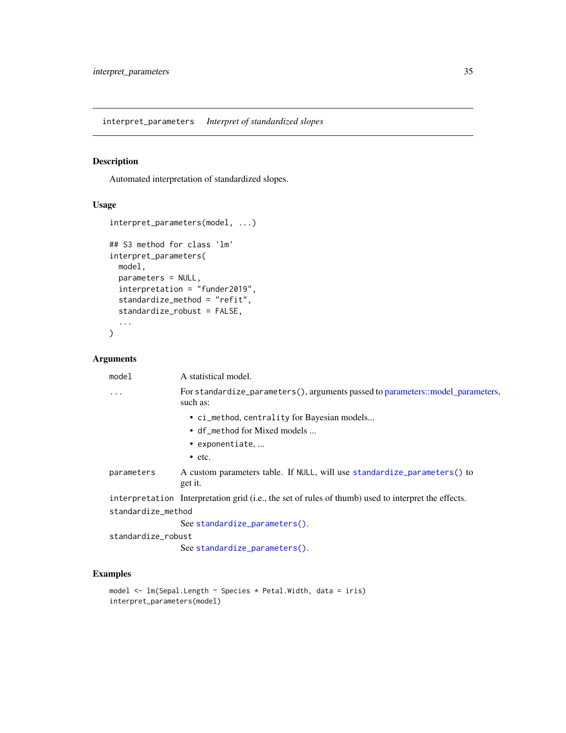interpret_parameters    *Interpret of standardized slopes*

## Description

Automated interpretation of standardized slopes.

## Usage

```
interpret_parameters(model, ...)

## S3 method for class 'lm'
interpret_parameters(
  model,
  parameters = NULL,
  interpretation = "funder2019",
  standardize_method = "refit",
  standardize_robust = FALSE,
  ...
)
```

## Arguments

| | |
|---|---|
| `model` | A statistical model. |
| `...` | For `standardize_parameters()`, arguments passed to parameters::model_parameters, such as:<br>• `ci_method`, `centrality` for Bayesian models...<br>• `df_method` for Mixed models ...<br>• `exponentiate`, ...<br>• etc. |
| `parameters` | A custom parameters table. If `NULL`, will use `standardize_parameters()` to get it. |
| `interpretation` | Interpretation grid (i.e., the set of rules of thumb) used to interpret the effects. |
| `standardize_method` | See `standardize_parameters()`. |
| `standardize_robust` | See `standardize_parameters()`. |

## Examples

```
model <- lm(Sepal.Length ~ Species * Petal.Width, data = iris)
interpret_parameters(model)
```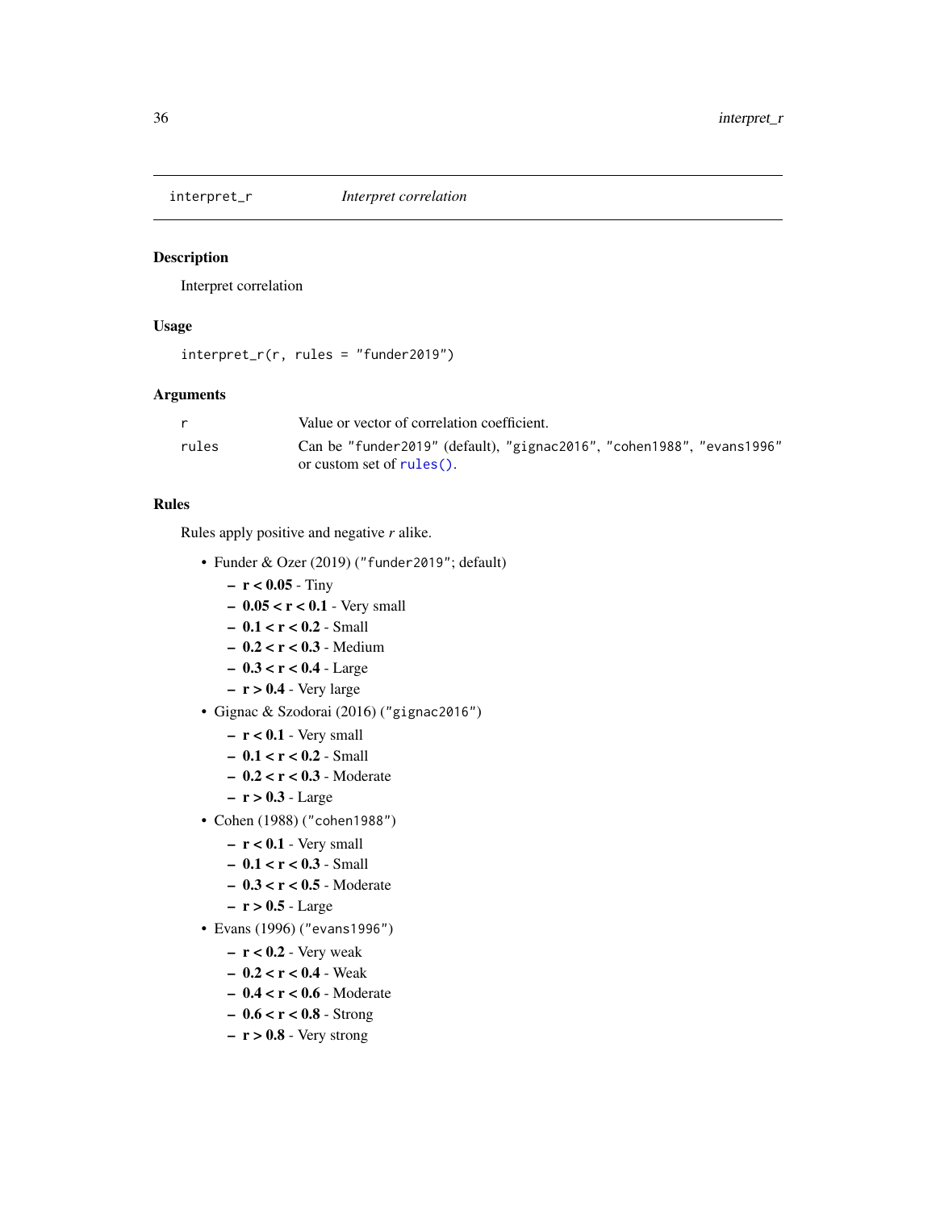## interpret_r *Interpret correlation*

### Description

Interpret correlation

### Usage

```
interpret_r(r, rules = "funder2019")
```

### Arguments

| | |
|---|---|
| `r` | Value or vector of correlation coefficient. |
| `rules` | Can be `"funder2019"` (default), `"gignac2016"`, `"cohen1988"`, `"evans1996"` or custom set of `rules()`. |

### Rules

Rules apply positive and negative *r* alike.

- Funder & Ozer (2019) (`"funder2019"`; default)
  - **r < 0.05** - Tiny
  - **0.05 < r < 0.1** - Very small
  - **0.1 < r < 0.2** - Small
  - **0.2 < r < 0.3** - Medium
  - **0.3 < r < 0.4** - Large
  - **r > 0.4** - Very large
- Gignac & Szodorai (2016) (`"gignac2016"`)
  - **r < 0.1** - Very small
  - **0.1 < r < 0.2** - Small
  - **0.2 < r < 0.3** - Moderate
  - **r > 0.3** - Large
- Cohen (1988) (`"cohen1988"`)
  - **r < 0.1** - Very small
  - **0.1 < r < 0.3** - Small
  - **0.3 < r < 0.5** - Moderate
  - **r > 0.5** - Large
- Evans (1996) (`"evans1996"`)
  - **r < 0.2** - Very weak
  - **0.2 < r < 0.4** - Weak
  - **0.4 < r < 0.6** - Moderate
  - **0.6 < r < 0.8** - Strong
  - **r > 0.8** - Very strong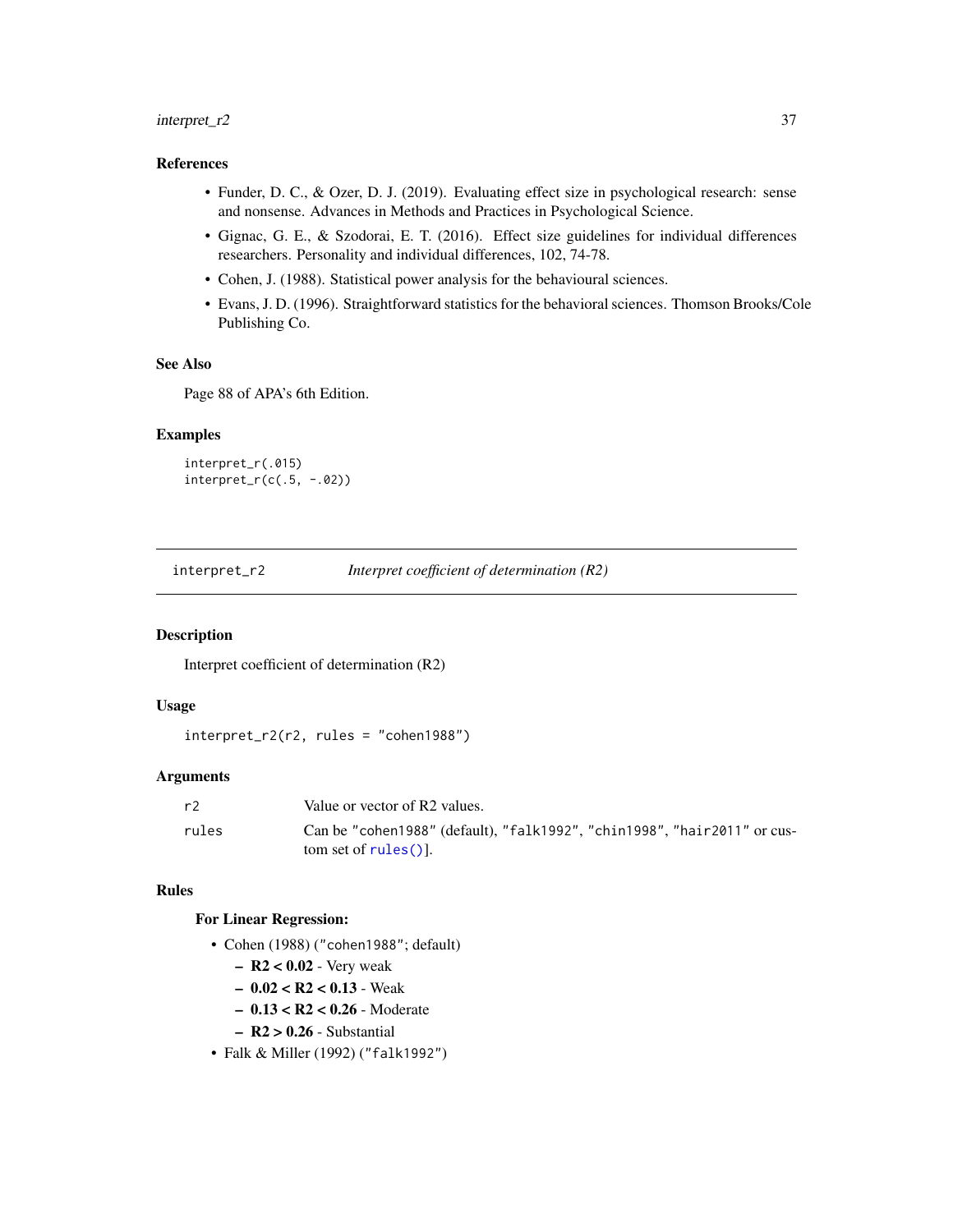### References

- Funder, D. C., & Ozer, D. J. (2019). Evaluating effect size in psychological research: sense and nonsense. Advances in Methods and Practices in Psychological Science.
- Gignac, G. E., & Szodorai, E. T. (2016). Effect size guidelines for individual differences researchers. Personality and individual differences, 102, 74-78.
- Cohen, J. (1988). Statistical power analysis for the behavioural sciences.
- Evans, J. D. (1996). Straightforward statistics for the behavioral sciences. Thomson Brooks/Cole Publishing Co.

### See Also

Page 88 of APA's 6th Edition.

### Examples

```
interpret_r(.015)
interpret_r(c(.5, -.02))
```

---

## interpret_r2 — *Interpret coefficient of determination (R2)*

### Description

Interpret coefficient of determination (R2)

### Usage

```
interpret_r2(r2, rules = "cohen1988")
```

### Arguments

| | |
|---|---|
| `r2` | Value or vector of R2 values. |
| `rules` | Can be `"cohen1988"` (default), `"falk1992"`, `"chin1998"`, `"hair2011"` or custom set of `rules()`]. |

### Rules

#### For Linear Regression:

- Cohen (1988) (`"cohen1988"`; default)
  - **R2 < 0.02** - Very weak
  - **0.02 < R2 < 0.13** - Weak
  - **0.13 < R2 < 0.26** - Moderate
  - **R2 > 0.26** - Substantial
- Falk & Miller (1992) (`"falk1992"`)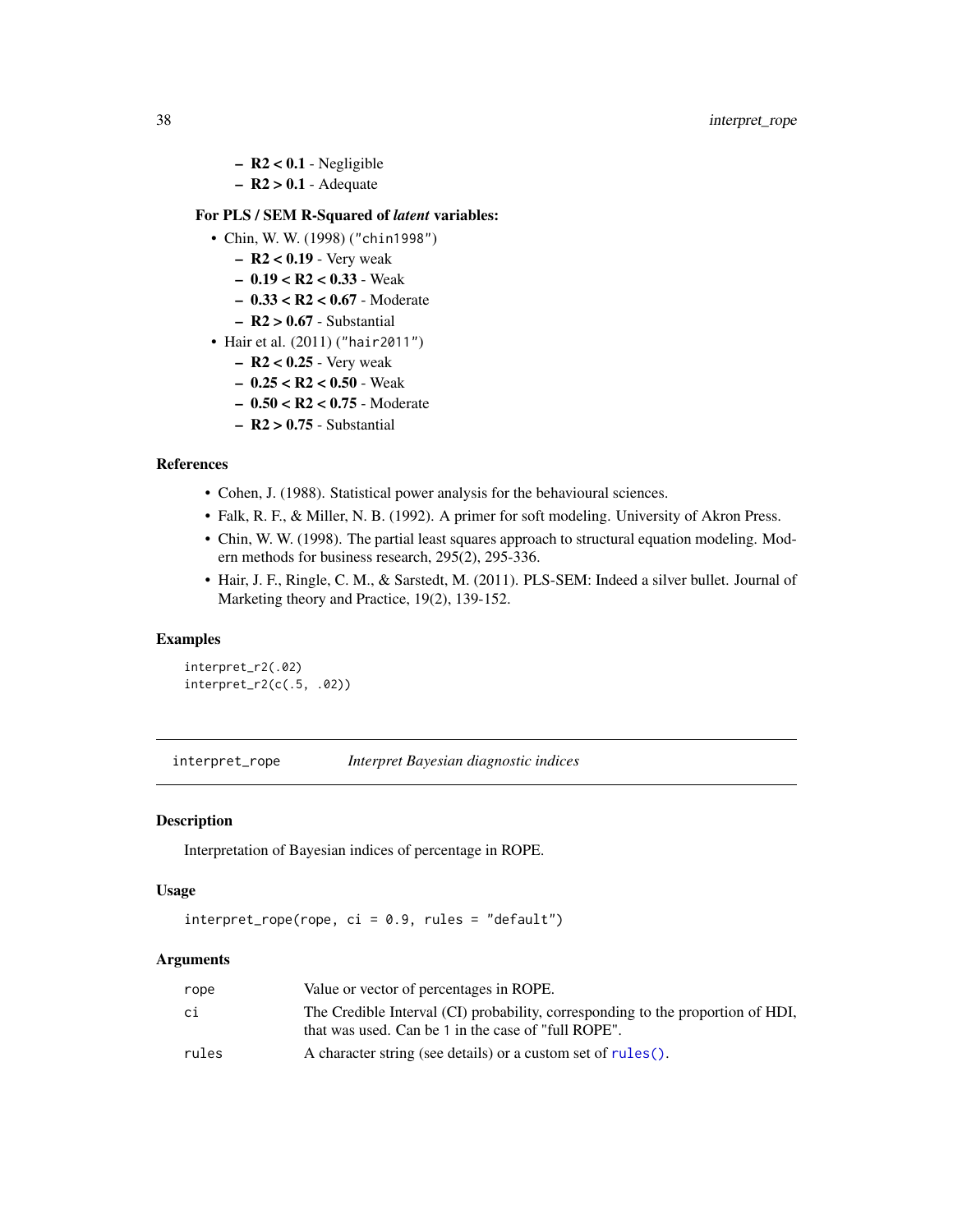- **R2 < 0.1** - Negligible
- **R2 > 0.1** - Adequate

**For PLS / SEM R-Squared of *latent* variables:**

- Chin, W. W. (1998) ("chin1998")
  - **R2 < 0.19** - Very weak
  - **0.19 < R2 < 0.33** - Weak
  - **0.33 < R2 < 0.67** - Moderate
  - **R2 > 0.67** - Substantial
- Hair et al. (2011) ("hair2011")
  - **R2 < 0.25** - Very weak
  - **0.25 < R2 < 0.50** - Weak
  - **0.50 < R2 < 0.75** - Moderate
  - **R2 > 0.75** - Substantial

### References

- Cohen, J. (1988). Statistical power analysis for the behavioural sciences.
- Falk, R. F., & Miller, N. B. (1992). A primer for soft modeling. University of Akron Press.
- Chin, W. W. (1998). The partial least squares approach to structural equation modeling. Modern methods for business research, 295(2), 295-336.
- Hair, J. F., Ringle, C. M., & Sarstedt, M. (2011). PLS-SEM: Indeed a silver bullet. Journal of Marketing theory and Practice, 19(2), 139-152.

### Examples

```
interpret_r2(.02)
interpret_r2(c(.5, .02))
```

---

## interpret_rope — *Interpret Bayesian diagnostic indices*

### Description

Interpretation of Bayesian indices of percentage in ROPE.

### Usage

```
interpret_rope(rope, ci = 0.9, rules = "default")
```

### Arguments

| | |
|---|---|
| rope | Value or vector of percentages in ROPE. |
| ci | The Credible Interval (CI) probability, corresponding to the proportion of HDI, that was used. Can be 1 in the case of "full ROPE". |
| rules | A character string (see details) or a custom set of rules(). |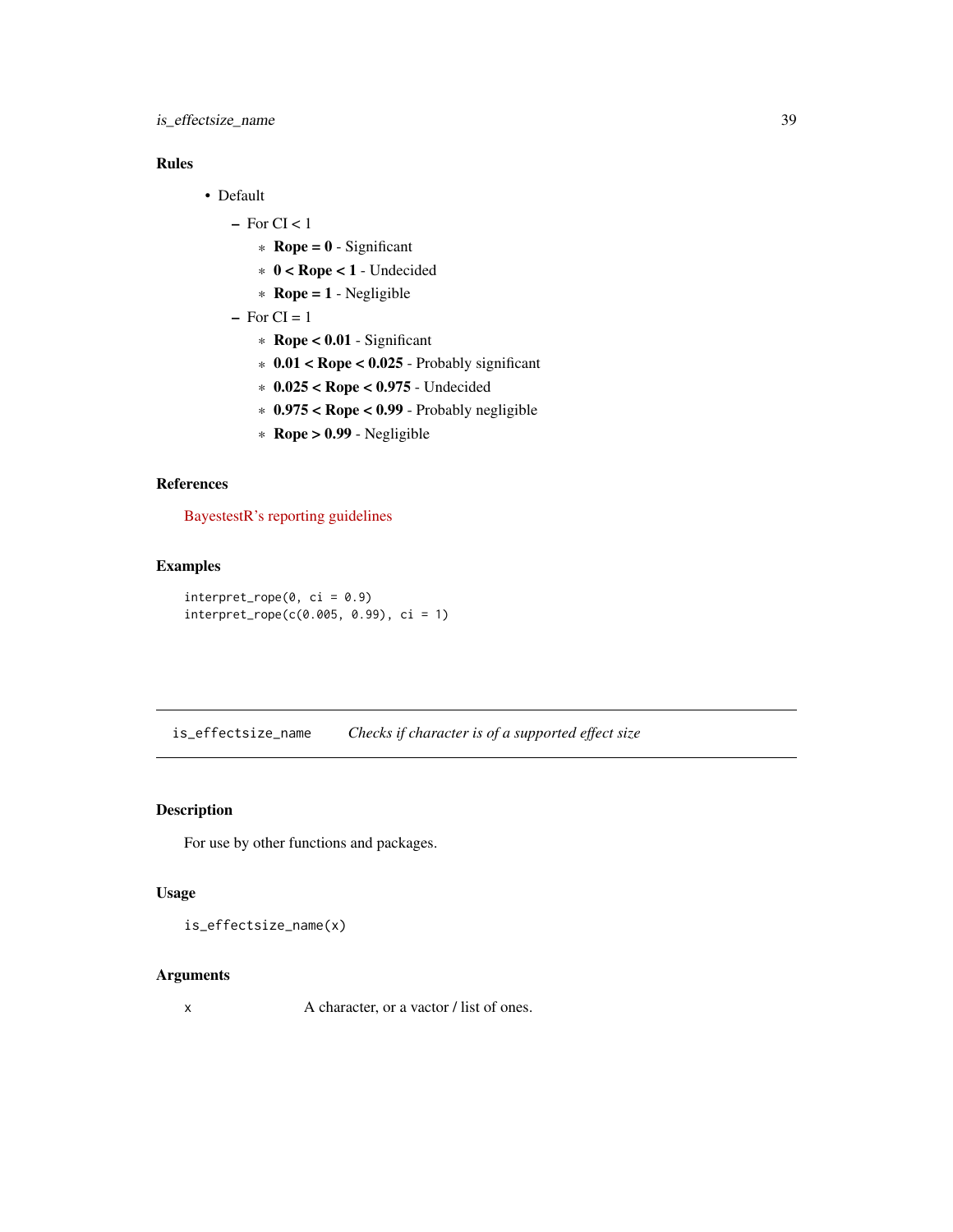### Rules

- Default
  - For CI < 1
    - **Rope = 0** - Significant
    - **0 < Rope < 1** - Undecided
    - **Rope = 1** - Negligible
  - For CI = 1
    - **Rope < 0.01** - Significant
    - **0.01 < Rope < 0.025** - Probably significant
    - **0.025 < Rope < 0.975** - Undecided
    - **0.975 < Rope < 0.99** - Probably negligible
    - **Rope > 0.99** - Negligible

### References

BayestestR's reporting guidelines

### Examples

```
interpret_rope(0, ci = 0.9)
interpret_rope(c(0.005, 0.99), ci = 1)
```

---

## is_effectsize_name — *Checks if character is of a supported effect size*

---

### Description

For use by other functions and packages.

### Usage

```
is_effectsize_name(x)
```

### Arguments

| | |
|---|---|
| x | A character, or a vactor / list of ones. |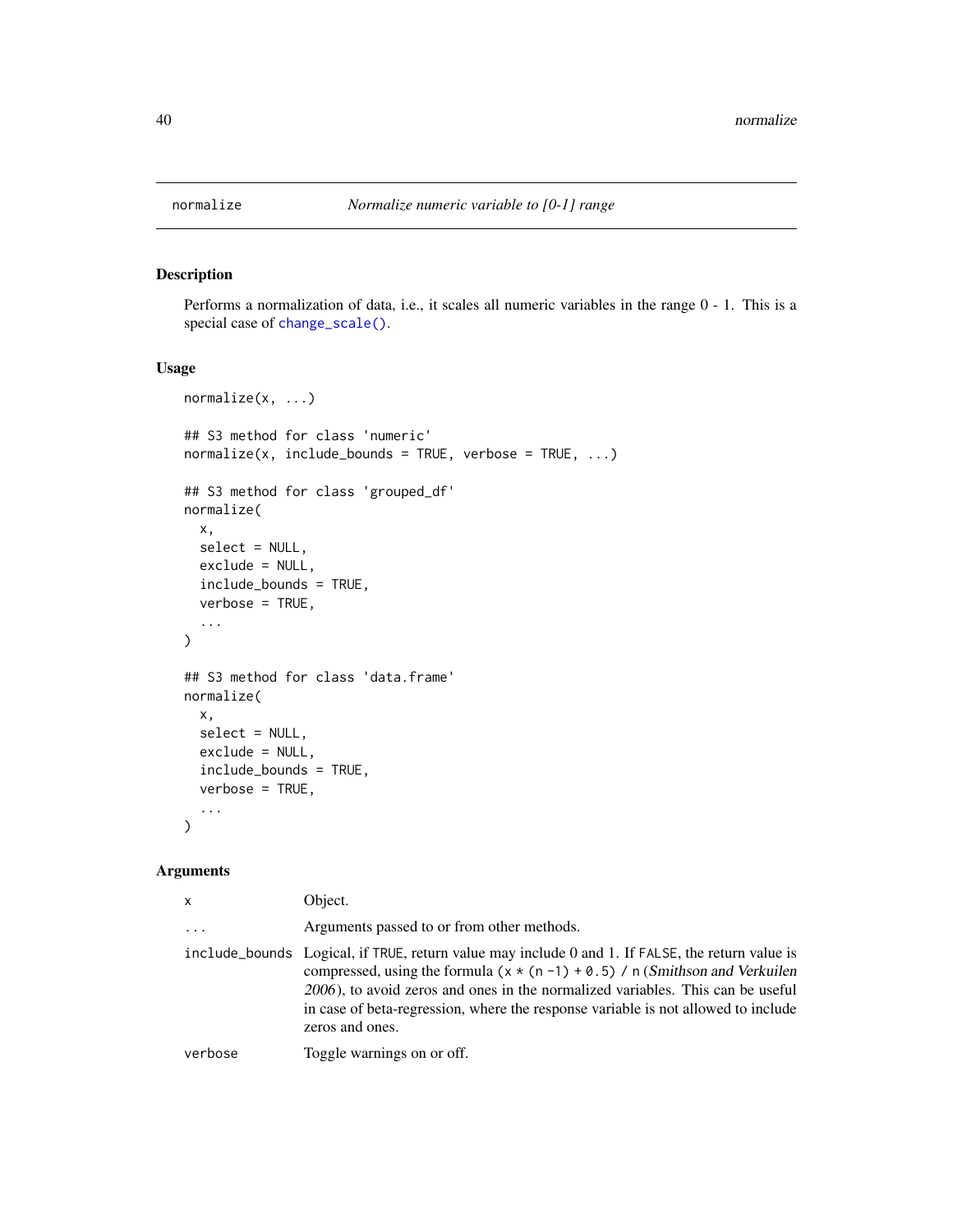# normalize — *Normalize numeric variable to [0-1] range*

## Description

Performs a normalization of data, i.e., it scales all numeric variables in the range 0 - 1. This is a special case of `change_scale()`.

## Usage

```
normalize(x, ...)

## S3 method for class 'numeric'
normalize(x, include_bounds = TRUE, verbose = TRUE, ...)

## S3 method for class 'grouped_df'
normalize(
  x,
  select = NULL,
  exclude = NULL,
  include_bounds = TRUE,
  verbose = TRUE,
  ...
)

## S3 method for class 'data.frame'
normalize(
  x,
  select = NULL,
  exclude = NULL,
  include_bounds = TRUE,
  verbose = TRUE,
  ...
)
```

## Arguments

| | |
|---|---|
| `x` | Object. |
| `...` | Arguments passed to or from other methods. |
| `include_bounds` | Logical, if `TRUE`, return value may include 0 and 1. If `FALSE`, the return value is compressed, using the formula `(x * (n - 1) + 0.5) / n` (*Smithson and Verkuilen 2006*), to avoid zeros and ones in the normalized variables. This can be useful in case of beta-regression, where the response variable is not allowed to include zeros and ones. |
| `verbose` | Toggle warnings on or off. |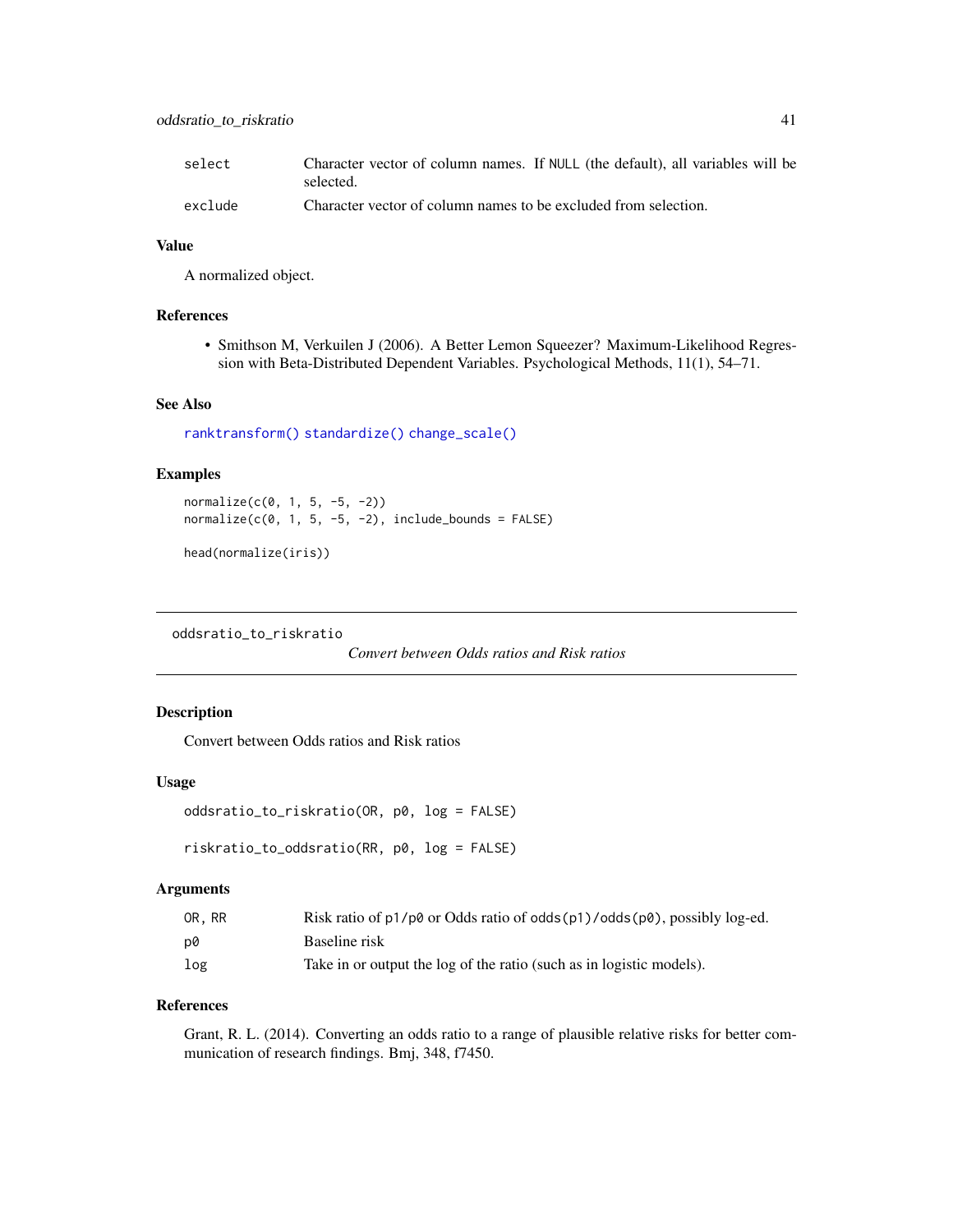| | |
|---|---|
| select | Character vector of column names. If NULL (the default), all variables will be selected. |
| exclude | Character vector of column names to be excluded from selection. |

## Value

A normalized object.

## References

- Smithson M, Verkuilen J (2006). A Better Lemon Squeezer? Maximum-Likelihood Regression with Beta-Distributed Dependent Variables. Psychological Methods, 11(1), 54–71.

## See Also

ranktransform() standardize() change_scale()

## Examples

```
normalize(c(0, 1, 5, -5, -2))
normalize(c(0, 1, 5, -5, -2), include_bounds = FALSE)

head(normalize(iris))
```

---

# oddsratio_to_riskratio

*Convert between Odds ratios and Risk ratios*

---

## Description

Convert between Odds ratios and Risk ratios

## Usage

```
oddsratio_to_riskratio(OR, p0, log = FALSE)

riskratio_to_oddsratio(RR, p0, log = FALSE)
```

## Arguments

| | |
|---|---|
| OR, RR | Risk ratio of p1/p0 or Odds ratio of odds(p1)/odds(p0), possibly log-ed. |
| p0 | Baseline risk |
| log | Take in or output the log of the ratio (such as in logistic models). |

## References

Grant, R. L. (2014). Converting an odds ratio to a range of plausible relative risks for better communication of research findings. Bmj, 348, f7450.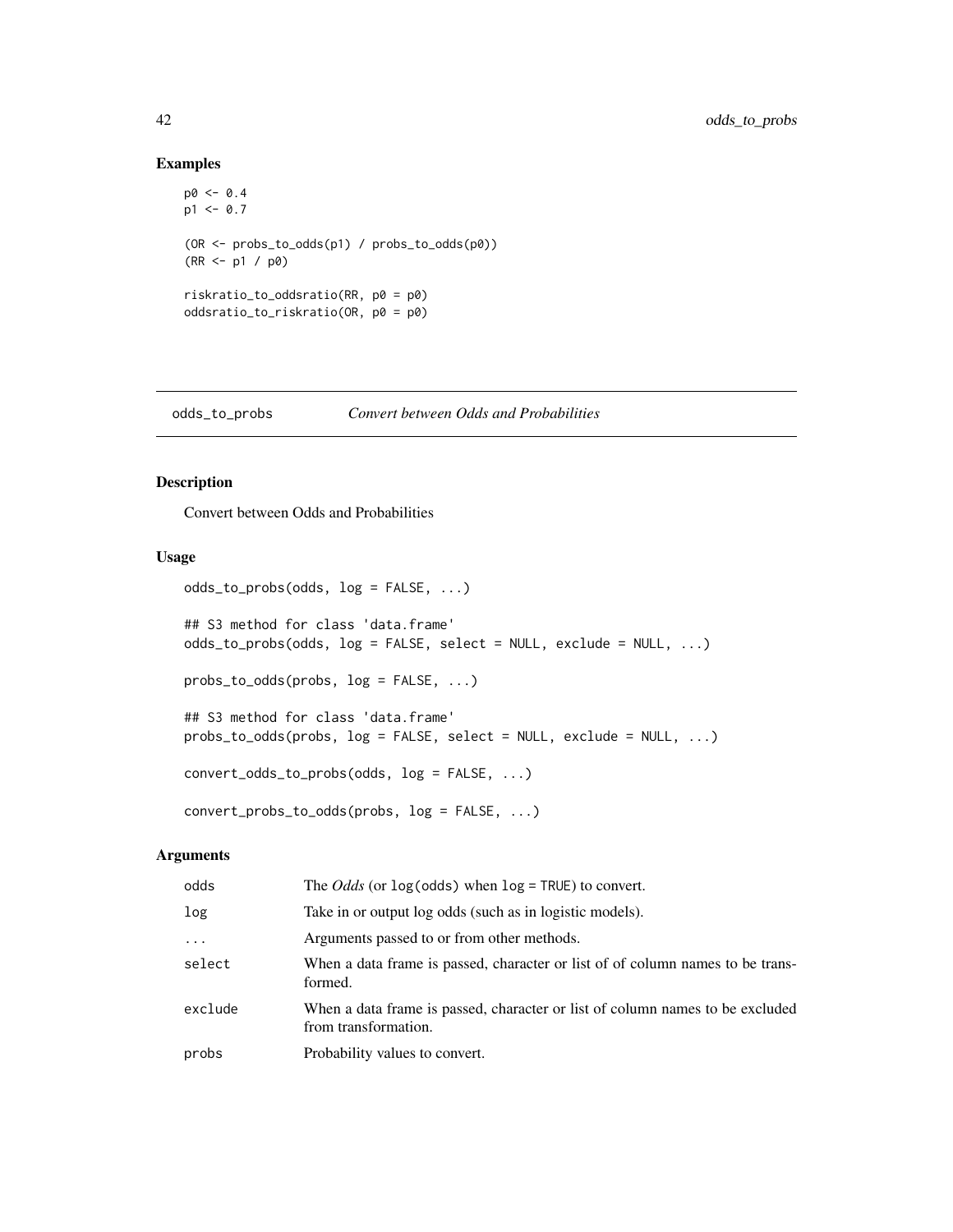## Examples

```
p0 <- 0.4
p1 <- 0.7

(OR <- probs_to_odds(p1) / probs_to_odds(p0))
(RR <- p1 / p0)

riskratio_to_oddsratio(RR, p0 = p0)
oddsratio_to_riskratio(OR, p0 = p0)
```

---

# odds_to_probs *Convert between Odds and Probabilities*

---

## Description

Convert between Odds and Probabilities

## Usage

```
odds_to_probs(odds, log = FALSE, ...)

## S3 method for class 'data.frame'
odds_to_probs(odds, log = FALSE, select = NULL, exclude = NULL, ...)

probs_to_odds(probs, log = FALSE, ...)

## S3 method for class 'data.frame'
probs_to_odds(probs, log = FALSE, select = NULL, exclude = NULL, ...)

convert_odds_to_probs(odds, log = FALSE, ...)

convert_probs_to_odds(probs, log = FALSE, ...)
```

## Arguments

| | |
|---|---|
| `odds` | The *Odds* (or `log(odds)` when `log = TRUE`) to convert. |
| `log` | Take in or output log odds (such as in logistic models). |
| `...` | Arguments passed to or from other methods. |
| `select` | When a data frame is passed, character or list of of column names to be transformed. |
| `exclude` | When a data frame is passed, character or list of column names to be excluded from transformation. |
| `probs` | Probability values to convert. |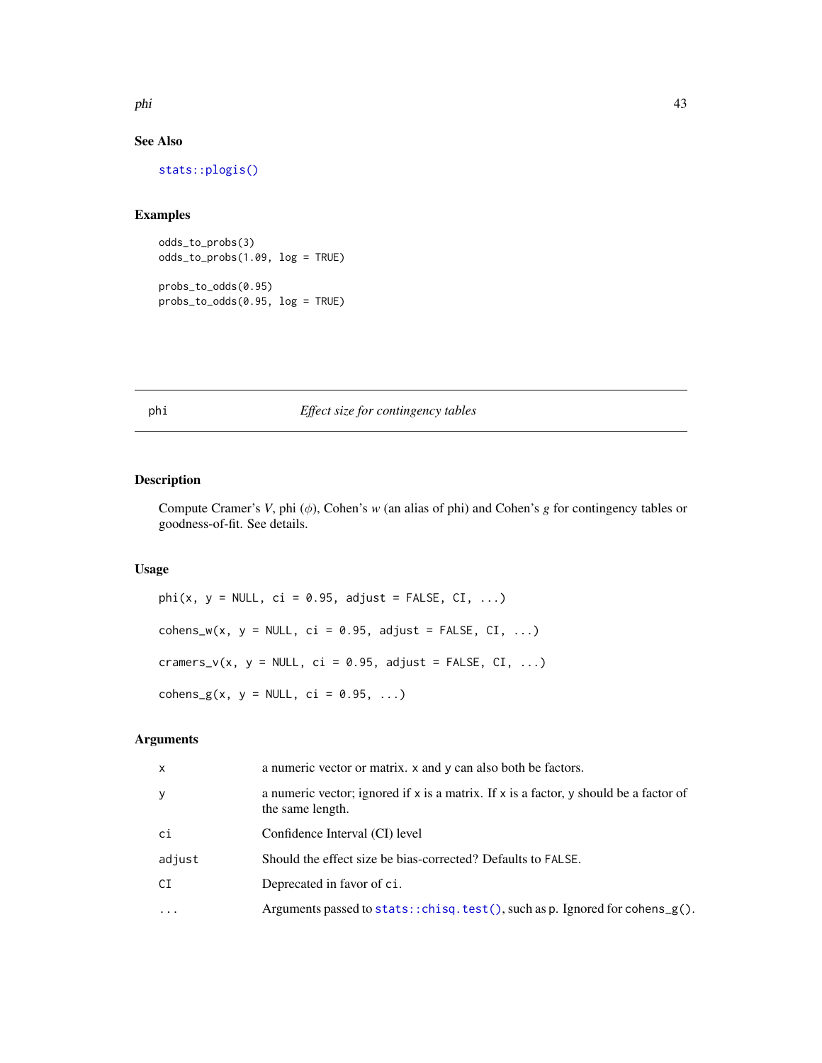## See Also

`stats::plogis()`

## Examples

```
odds_to_probs(3)
odds_to_probs(1.09, log = TRUE)

probs_to_odds(0.95)
probs_to_odds(0.95, log = TRUE)
```

---

# phi — *Effect size for contingency tables*

---

## Description

Compute Cramer's *V*, phi ($\phi$), Cohen's *w* (an alias of phi) and Cohen's *g* for contingency tables or goodness-of-fit. See details.

## Usage

```
phi(x, y = NULL, ci = 0.95, adjust = FALSE, CI, ...)

cohens_w(x, y = NULL, ci = 0.95, adjust = FALSE, CI, ...)

cramers_v(x, y = NULL, ci = 0.95, adjust = FALSE, CI, ...)

cohens_g(x, y = NULL, ci = 0.95, ...)
```

## Arguments

| | |
|---|---|
| `x` | a numeric vector or matrix. `x` and `y` can also both be factors. |
| `y` | a numeric vector; ignored if `x` is a matrix. If `x` is a factor, `y` should be a factor of the same length. |
| `ci` | Confidence Interval (CI) level |
| `adjust` | Should the effect size be bias-corrected? Defaults to `FALSE`. |
| `CI` | Deprecated in favor of `ci`. |
| `...` | Arguments passed to `stats::chisq.test()`, such as `p`. Ignored for `cohens_g()`. |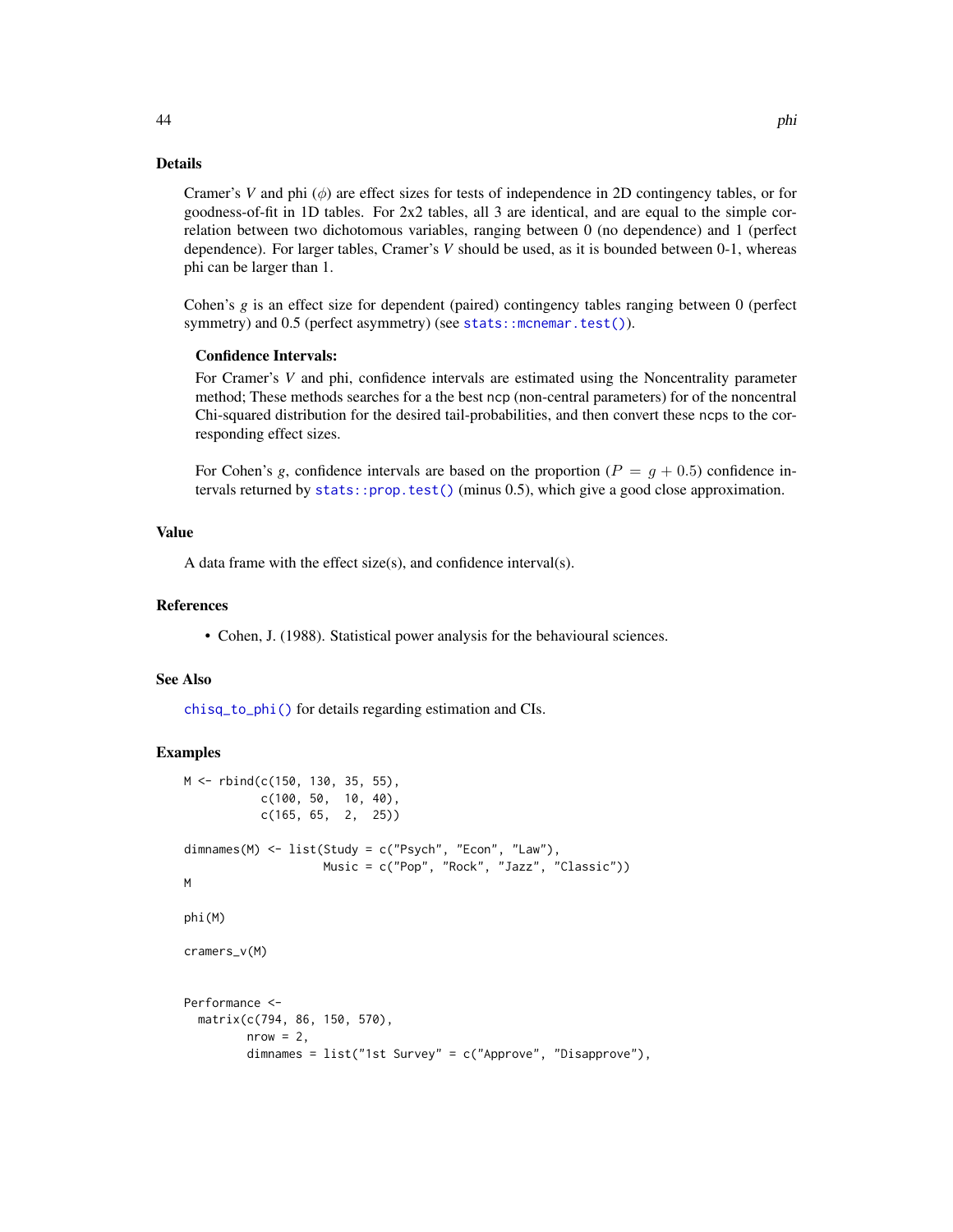## Details

Cramer's *V* and phi ($\phi$) are effect sizes for tests of independence in 2D contingency tables, or for goodness-of-fit in 1D tables. For 2x2 tables, all 3 are identical, and are equal to the simple correlation between two dichotomous variables, ranging between 0 (no dependence) and 1 (perfect dependence). For larger tables, Cramer's *V* should be used, as it is bounded between 0-1, whereas phi can be larger than 1.

Cohen's *g* is an effect size for dependent (paired) contingency tables ranging between 0 (perfect symmetry) and 0.5 (perfect asymmetry) (see `stats::mcnemar.test()`).

### Confidence Intervals:

For Cramer's *V* and phi, confidence intervals are estimated using the Noncentrality parameter method; These methods searches for a the best `ncp` (non-central parameters) for of the noncentral Chi-squared distribution for the desired tail-probabilities, and then convert these ncps to the corresponding effect sizes.

For Cohen's *g*, confidence intervals are based on the proportion ($P = g + 0.5$) confidence intervals returned by `stats::prop.test()` (minus 0.5), which give a good close approximation.

## Value

A data frame with the effect size(s), and confidence interval(s).

## References

- Cohen, J. (1988). Statistical power analysis for the behavioural sciences.

## See Also

`chisq_to_phi()` for details regarding estimation and CIs.

## Examples

```
M <- rbind(c(150, 130, 35, 55),
           c(100, 50,  10, 40),
           c(165, 65,  2,  25))

dimnames(M) <- list(Study = c("Psych", "Econ", "Law"),
                    Music = c("Pop", "Rock", "Jazz", "Classic"))
M

phi(M)

cramers_v(M)


Performance <-
  matrix(c(794, 86, 150, 570),
         nrow = 2,
         dimnames = list("1st Survey" = c("Approve", "Disapprove"),
```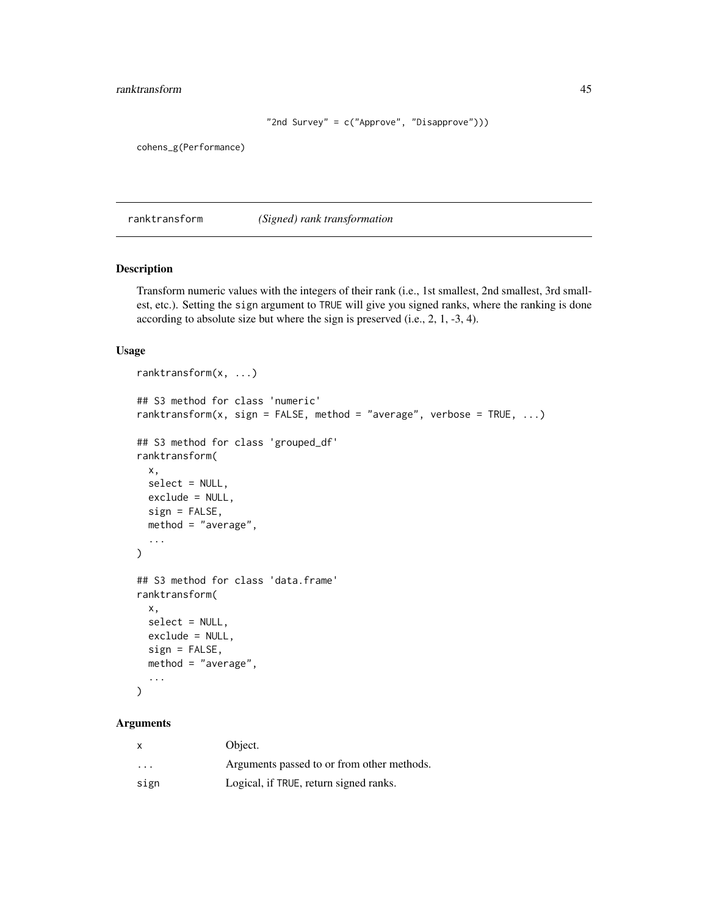```
                        "2nd Survey" = c("Approve", "Disapprove")))

cohens_g(Performance)
```

---

## ranktransform *(Signed) rank transformation*

### Description

Transform numeric values with the integers of their rank (i.e., 1st smallest, 2nd smallest, 3rd smallest, etc.). Setting the `sign` argument to `TRUE` will give you signed ranks, where the ranking is done according to absolute size but where the sign is preserved (i.e., 2, 1, -3, 4).

### Usage

```
ranktransform(x, ...)

## S3 method for class 'numeric'
ranktransform(x, sign = FALSE, method = "average", verbose = TRUE, ...)

## S3 method for class 'grouped_df'
ranktransform(
  x,
  select = NULL,
  exclude = NULL,
  sign = FALSE,
  method = "average",
  ...
)

## S3 method for class 'data.frame'
ranktransform(
  x,
  select = NULL,
  exclude = NULL,
  sign = FALSE,
  method = "average",
  ...
)
```

### Arguments

| | |
|---|---|
| `x` | Object. |
| `...` | Arguments passed to or from other methods. |
| `sign` | Logical, if `TRUE`, return signed ranks. |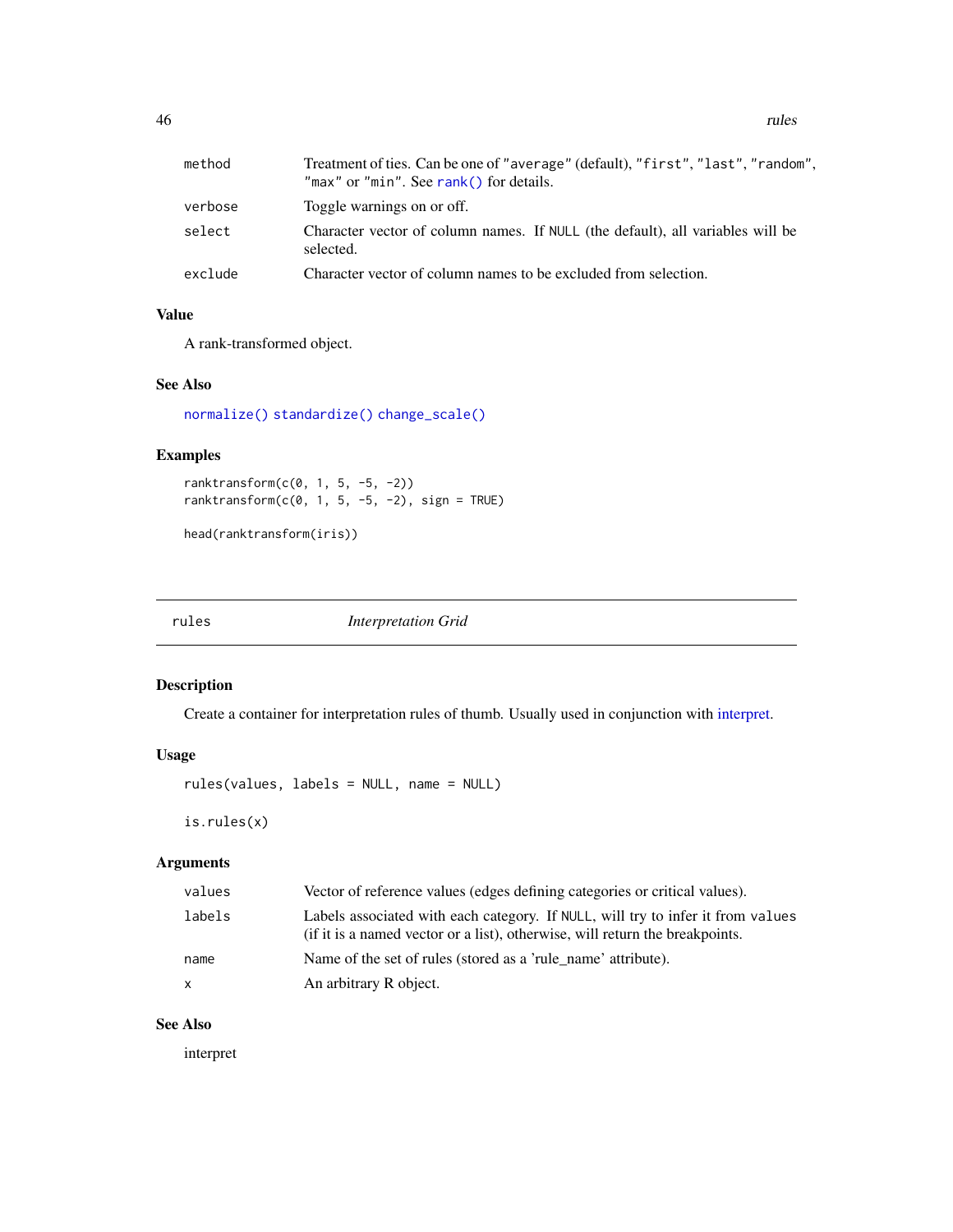| | |
|---|---|
| method | Treatment of ties. Can be one of "average" (default), "first", "last", "random", "max" or "min". See rank() for details. |
| verbose | Toggle warnings on or off. |
| select | Character vector of column names. If NULL (the default), all variables will be selected. |
| exclude | Character vector of column names to be excluded from selection. |

### Value

A rank-transformed object.

### See Also

normalize() standardize() change_scale()

### Examples

```
ranktransform(c(0, 1, 5, -5, -2))
ranktransform(c(0, 1, 5, -5, -2), sign = TRUE)

head(ranktransform(iris))
```

---

## rules *Interpretation Grid*

---

### Description

Create a container for interpretation rules of thumb. Usually used in conjunction with interpret.

### Usage

```
rules(values, labels = NULL, name = NULL)

is.rules(x)
```

### Arguments

| | |
|---|---|
| values | Vector of reference values (edges defining categories or critical values). |
| labels | Labels associated with each category. If NULL, will try to infer it from values (if it is a named vector or a list), otherwise, will return the breakpoints. |
| name | Name of the set of rules (stored as a 'rule_name' attribute). |
| x | An arbitrary R object. |

### See Also

interpret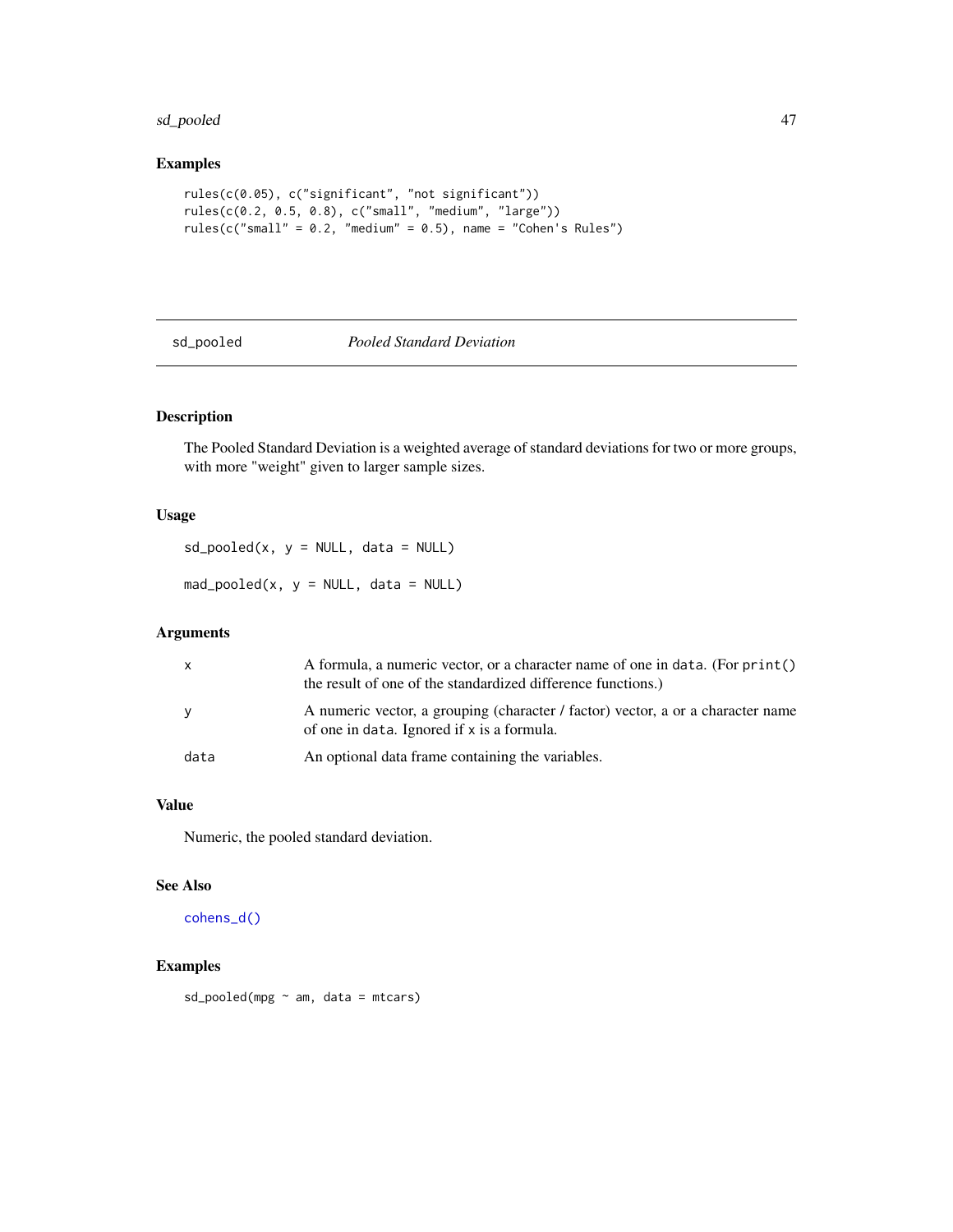## Examples

```
rules(c(0.05), c("significant", "not significant"))
rules(c(0.2, 0.5, 0.8), c("small", "medium", "large"))
rules(c("small" = 0.2, "medium" = 0.5), name = "Cohen's Rules")
```

---

# sd_pooled — *Pooled Standard Deviation*

---

## Description

The Pooled Standard Deviation is a weighted average of standard deviations for two or more groups, with more "weight" given to larger sample sizes.

## Usage

```
sd_pooled(x, y = NULL, data = NULL)

mad_pooled(x, y = NULL, data = NULL)
```

## Arguments

| | |
|---|---|
| x | A formula, a numeric vector, or a character name of one in `data`. (For `print()` the result of one of the standardized difference functions.) |
| y | A numeric vector, a grouping (character / factor) vector, a or a character name of one in `data`. Ignored if `x` is a formula. |
| data | An optional data frame containing the variables. |

## Value

Numeric, the pooled standard deviation.

## See Also

`cohens_d()`

## Examples

```
sd_pooled(mpg ~ am, data = mtcars)
```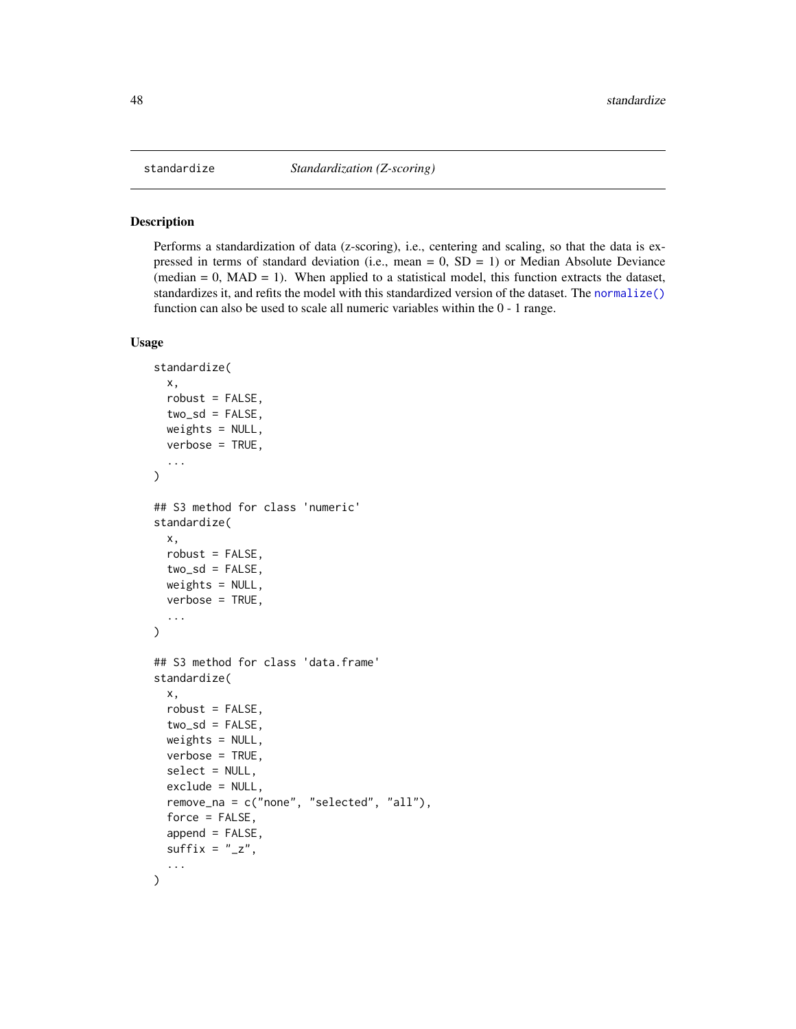# standardize — *Standardization (Z-scoring)*

## Description

Performs a standardization of data (z-scoring), i.e., centering and scaling, so that the data is expressed in terms of standard deviation (i.e., mean = 0, SD = 1) or Median Absolute Deviance (median = 0, MAD = 1). When applied to a statistical model, this function extracts the dataset, standardizes it, and refits the model with this standardized version of the dataset. The normalize() function can also be used to scale all numeric variables within the 0 - 1 range.

## Usage

```
standardize(
  x,
  robust = FALSE,
  two_sd = FALSE,
  weights = NULL,
  verbose = TRUE,
  ...
)

## S3 method for class 'numeric'
standardize(
  x,
  robust = FALSE,
  two_sd = FALSE,
  weights = NULL,
  verbose = TRUE,
  ...
)

## S3 method for class 'data.frame'
standardize(
  x,
  robust = FALSE,
  two_sd = FALSE,
  weights = NULL,
  verbose = TRUE,
  select = NULL,
  exclude = NULL,
  remove_na = c("none", "selected", "all"),
  force = FALSE,
  append = FALSE,
  suffix = "_z",
  ...
)
```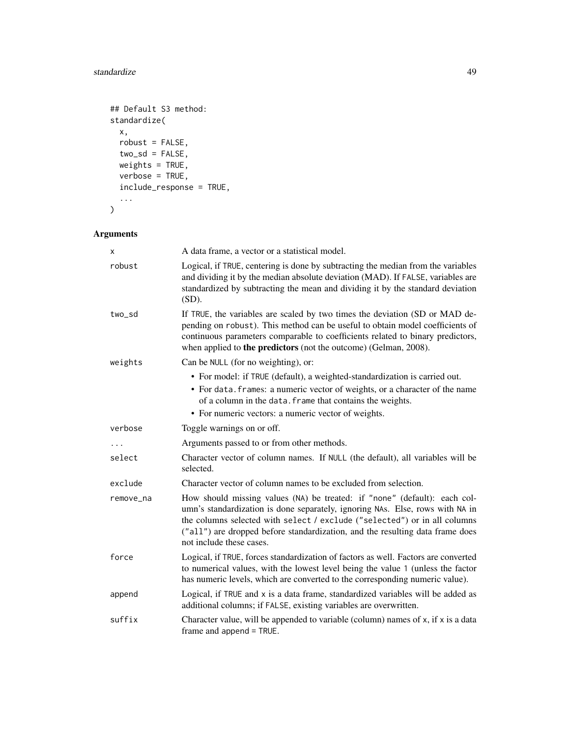```
## Default S3 method:
standardize(
  x,
  robust = FALSE,
  two_sd = FALSE,
  weights = TRUE,
  verbose = TRUE,
  include_response = TRUE,
  ...
)
```

## Arguments

| | |
|---|---|
| x | A data frame, a vector or a statistical model. |
| robust | Logical, if TRUE, centering is done by subtracting the median from the variables and dividing it by the median absolute deviation (MAD). If FALSE, variables are standardized by subtracting the mean and dividing it by the standard deviation (SD). |
| two_sd | If TRUE, the variables are scaled by two times the deviation (SD or MAD depending on robust). This method can be useful to obtain model coefficients of continuous parameters comparable to coefficients related to binary predictors, when applied to **the predictors** (not the outcome) (Gelman, 2008). |
| weights | Can be NULL (for no weighting), or: <br> • For model: if TRUE (default), a weighted-standardization is carried out. <br> • For data.frames: a numeric vector of weights, or a character of the name of a column in the data.frame that contains the weights. <br> • For numeric vectors: a numeric vector of weights. |
| verbose | Toggle warnings on or off. |
| ... | Arguments passed to or from other methods. |
| select | Character vector of column names. If NULL (the default), all variables will be selected. |
| exclude | Character vector of column names to be excluded from selection. |
| remove_na | How should missing values (NA) be treated: if "none" (default): each column's standardization is done separately, ignoring NAs. Else, rows with NA in the columns selected with select / exclude ("selected") or in all columns ("all") are dropped before standardization, and the resulting data frame does not include these cases. |
| force | Logical, if TRUE, forces standardization of factors as well. Factors are converted to numerical values, with the lowest level being the value 1 (unless the factor has numeric levels, which are converted to the corresponding numeric value). |
| append | Logical, if TRUE and x is a data frame, standardized variables will be added as additional columns; if FALSE, existing variables are overwritten. |
| suffix | Character value, will be appended to variable (column) names of x, if x is a data frame and append = TRUE. |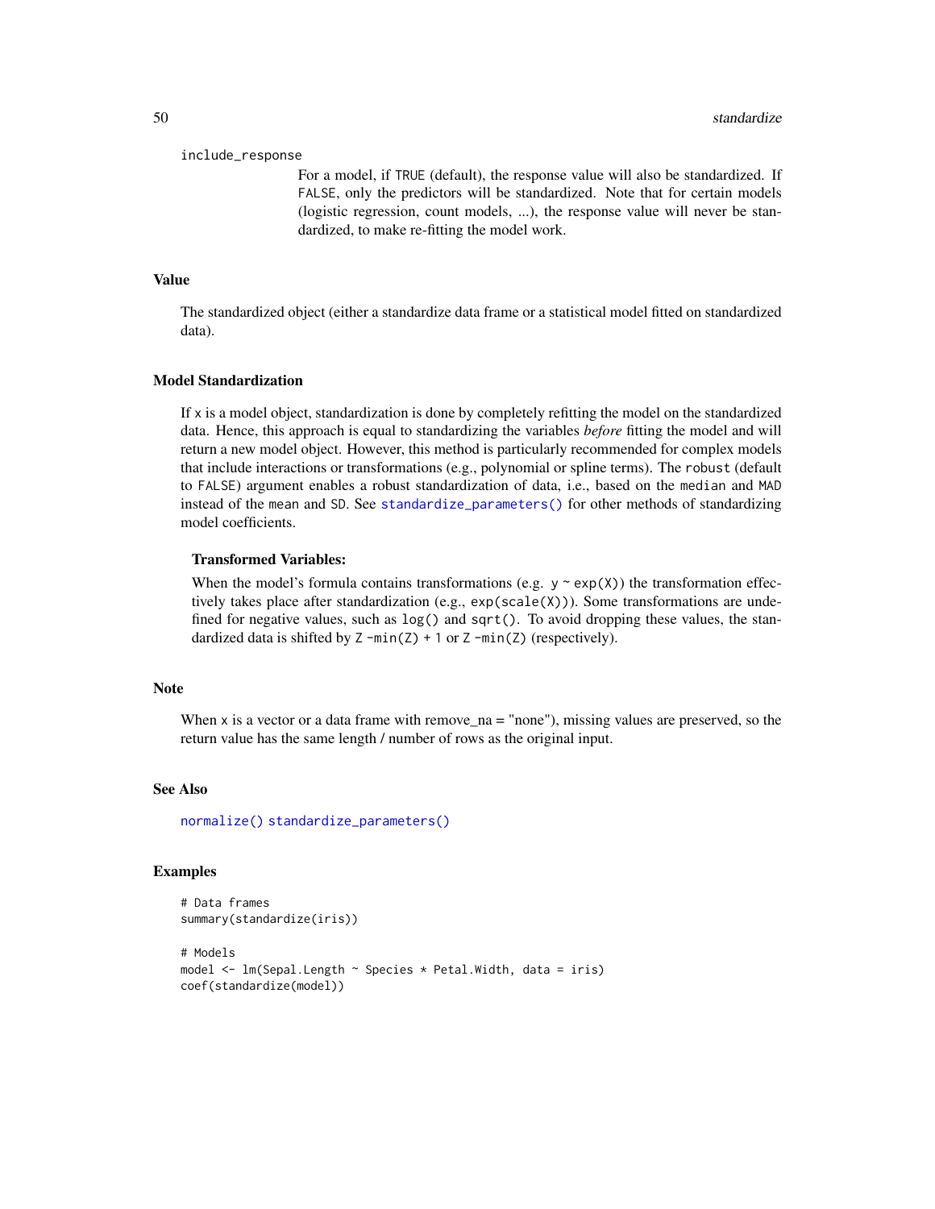`include_response`

For a model, if `TRUE` (default), the response value will also be standardized. If `FALSE`, only the predictors will be standardized. Note that for certain models (logistic regression, count models, ...), the response value will never be standardized, to make re-fitting the model work.

## Value

The standardized object (either a standardize data frame or a statistical model fitted on standardized data).

## Model Standardization

If `x` is a model object, standardization is done by completely refitting the model on the standardized data. Hence, this approach is equal to standardizing the variables *before* fitting the model and will return a new model object. However, this method is particularly recommended for complex models that include interactions or transformations (e.g., polynomial or spline terms). The `robust` (default to `FALSE`) argument enables a robust standardization of data, i.e., based on the `median` and `MAD` instead of the `mean` and `SD`. See `standardize_parameters()` for other methods of standardizing model coefficients.

### Transformed Variables:

When the model's formula contains transformations (e.g. `y ~ exp(X)`) the transformation effectively takes place after standardization (e.g., `exp(scale(X))`). Some transformations are undefined for negative values, such as `log()` and `sqrt()`. To avoid dropping these values, the standardized data is shifted by `Z -min(Z) + 1` or `Z -min(Z)` (respectively).

## Note

When `x` is a vector or a data frame with remove_na = "none"), missing values are preserved, so the return value has the same length / number of rows as the original input.

## See Also

`normalize()` `standardize_parameters()`

## Examples

```
# Data frames
summary(standardize(iris))

# Models
model <- lm(Sepal.Length ~ Species * Petal.Width, data = iris)
coef(standardize(model))
```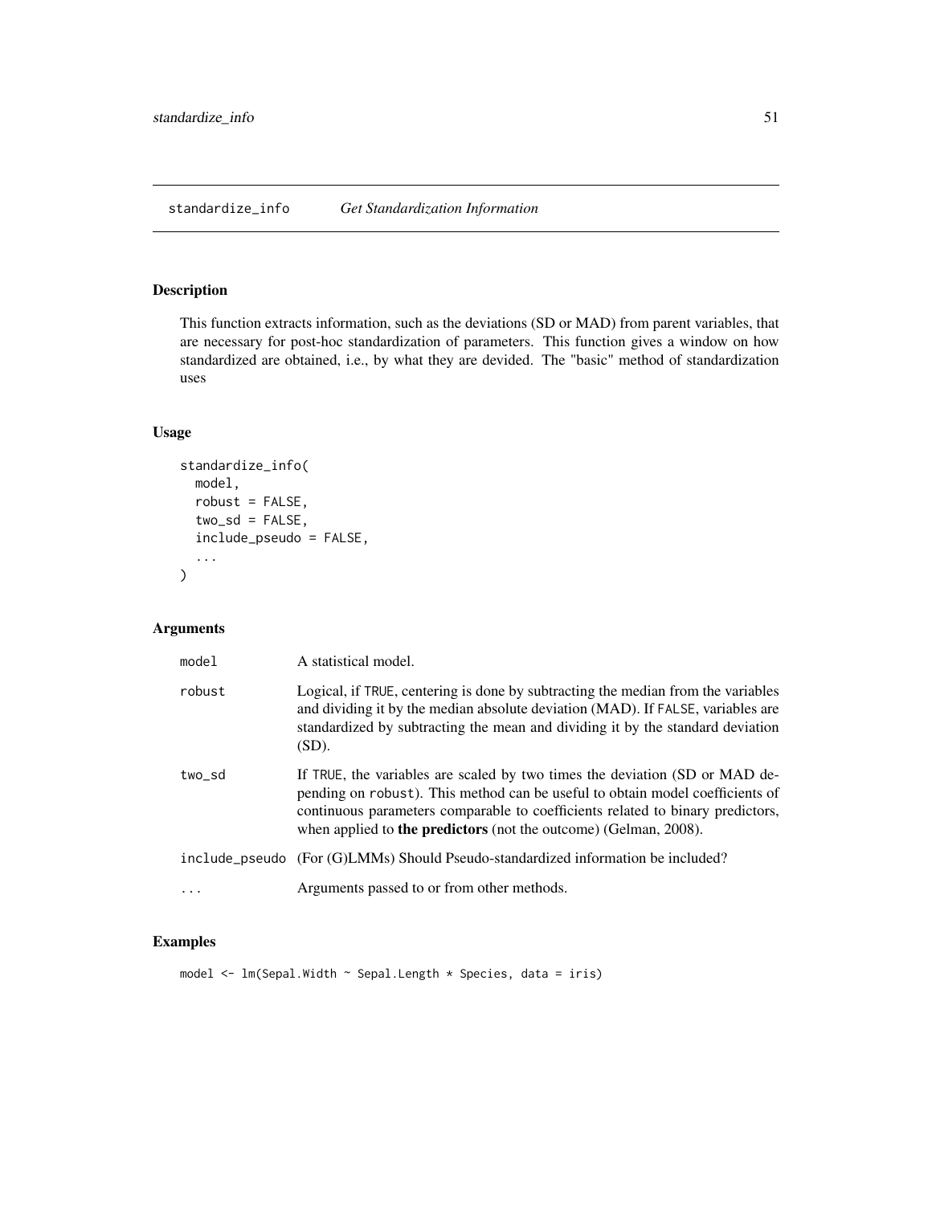## standardize_info *Get Standardization Information*

### Description

This function extracts information, such as the deviations (SD or MAD) from parent variables, that are necessary for post-hoc standardization of parameters. This function gives a window on how standardized are obtained, i.e., by what they are devided. The "basic" method of standardization uses

### Usage

```
standardize_info(
  model,
  robust = FALSE,
  two_sd = FALSE,
  include_pseudo = FALSE,
  ...
)
```

### Arguments

| | |
|---|---|
| model | A statistical model. |
| robust | Logical, if TRUE, centering is done by subtracting the median from the variables and dividing it by the median absolute deviation (MAD). If FALSE, variables are standardized by subtracting the mean and dividing it by the standard deviation (SD). |
| two_sd | If TRUE, the variables are scaled by two times the deviation (SD or MAD depending on robust). This method can be useful to obtain model coefficients of continuous parameters comparable to coefficients related to binary predictors, when applied to **the predictors** (not the outcome) (Gelman, 2008). |
| include_pseudo | (For (G)LMMs) Should Pseudo-standardized information be included? |
| ... | Arguments passed to or from other methods. |

### Examples

```
model <- lm(Sepal.Width ~ Sepal.Length * Species, data = iris)
```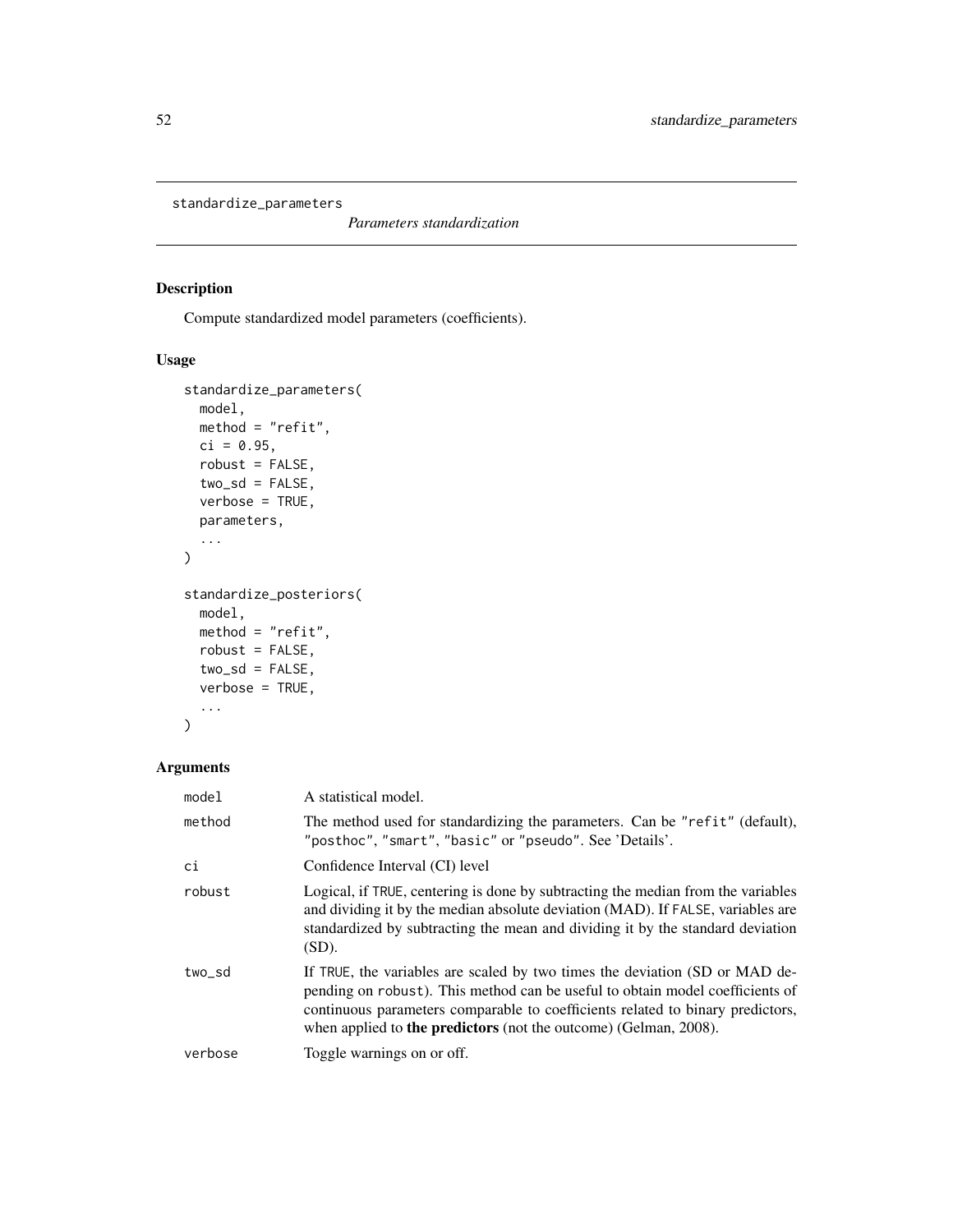standardize_parameters    *Parameters standardization*

## Description

Compute standardized model parameters (coefficients).

## Usage

```
standardize_parameters(
  model,
  method = "refit",
  ci = 0.95,
  robust = FALSE,
  two_sd = FALSE,
  verbose = TRUE,
  parameters,
  ...
)

standardize_posteriors(
  model,
  method = "refit",
  robust = FALSE,
  two_sd = FALSE,
  verbose = TRUE,
  ...
)
```

## Arguments

| | |
|---|---|
| model | A statistical model. |
| method | The method used for standardizing the parameters. Can be "refit" (default), "posthoc", "smart", "basic" or "pseudo". See 'Details'. |
| ci | Confidence Interval (CI) level |
| robust | Logical, if TRUE, centering is done by subtracting the median from the variables and dividing it by the median absolute deviation (MAD). If FALSE, variables are standardized by subtracting the mean and dividing it by the standard deviation (SD). |
| two_sd | If TRUE, the variables are scaled by two times the deviation (SD or MAD depending on robust). This method can be useful to obtain model coefficients of continuous parameters comparable to coefficients related to binary predictors, when applied to **the predictors** (not the outcome) (Gelman, 2008). |
| verbose | Toggle warnings on or off. |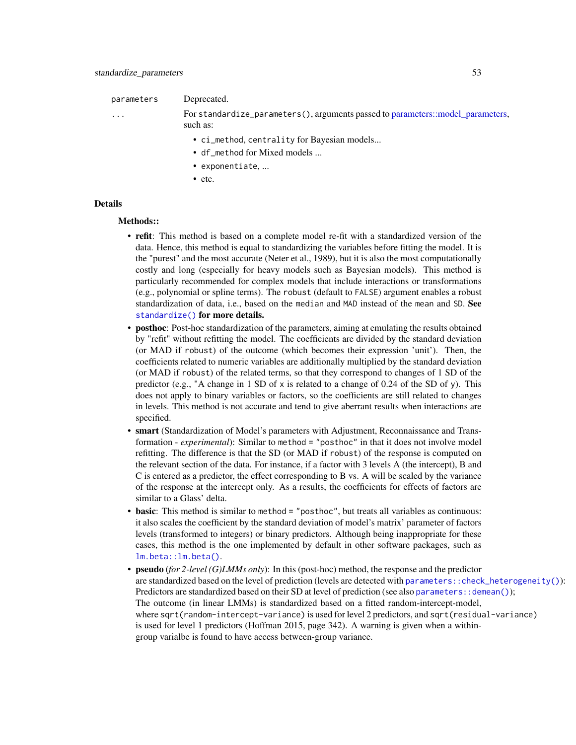`parameters` Deprecated.

`...` For `standardize_parameters()`, arguments passed to parameters::model_parameters, such as:

- `ci_method`, `centrality` for Bayesian models...
- `df_method` for Mixed models ...
- `exponentiate`, ...
- etc.

## Details

**Methods::**

- **refit**: This method is based on a complete model re-fit with a standardized version of the data. Hence, this method is equal to standardizing the variables before fitting the model. It is the "purest" and the most accurate (Neter et al., 1989), but it is also the most computationally costly and long (especially for heavy models such as Bayesian models). This method is particularly recommended for complex models that include interactions or transformations (e.g., polynomial or spline terms). The `robust` (default to `FALSE`) argument enables a robust standardization of data, i.e., based on the `median` and `MAD` instead of the `mean` and `SD`. **See `standardize()` for more details.**
- **posthoc**: Post-hoc standardization of the parameters, aiming at emulating the results obtained by "refit" without refitting the model. The coefficients are divided by the standard deviation (or MAD if `robust`) of the outcome (which becomes their expression 'unit'). Then, the coefficients related to numeric variables are additionally multiplied by the standard deviation (or MAD if `robust`) of the related terms, so that they correspond to changes of 1 SD of the predictor (e.g., "A change in 1 SD of `x` is related to a change of 0.24 of the SD of `y`). This does not apply to binary variables or factors, so the coefficients are still related to changes in levels. This method is not accurate and tend to give aberrant results when interactions are specified.
- **smart** (Standardization of Model's parameters with Adjustment, Reconnaissance and Transformation - *experimental*): Similar to `method = "posthoc"` in that it does not involve model refitting. The difference is that the SD (or MAD if `robust`) of the response is computed on the relevant section of the data. For instance, if a factor with 3 levels A (the intercept), B and C is entered as a predictor, the effect corresponding to B vs. A will be scaled by the variance of the response at the intercept only. As a results, the coefficients for effects of factors are similar to a Glass' delta.
- **basic**: This method is similar to `method = "posthoc"`, but treats all variables as continuous: it also scales the coefficient by the standard deviation of model's matrix' parameter of factors levels (transformed to integers) or binary predictors. Although being inappropriate for these cases, this method is the one implemented by default in other software packages, such as `lm.beta::lm.beta()`.
- **pseudo** (*for 2-level (G)LMMs only*): In this (post-hoc) method, the response and the predictor are standardized based on the level of prediction (levels are detected with `parameters::check_heterogeneity()`): Predictors are standardized based on their SD at level of prediction (see also `parameters::demean()`); The outcome (in linear LMMs) is standardized based on a fitted random-intercept-model, where `sqrt(random-intercept-variance)` is used for level 2 predictors, and `sqrt(residual-variance)` is used for level 1 predictors (Hoffman 2015, page 342). A warning is given when a within-group varialbe is found to have access between-group variance.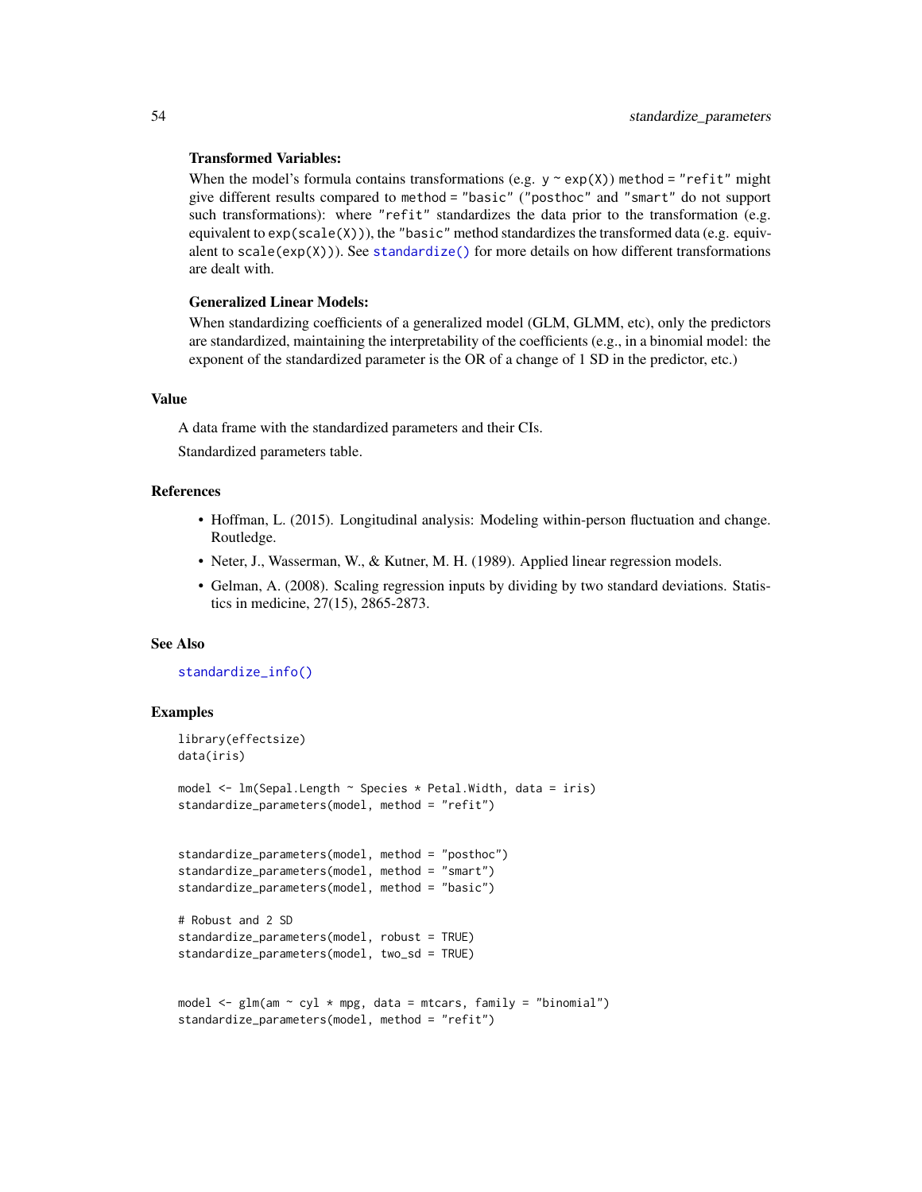**Transformed Variables:**

When the model's formula contains transformations (e.g. `y ~ exp(X)`) `method = "refit"` might give different results compared to `method = "basic"` (`"posthoc"` and `"smart"` do not support such transformations): where `"refit"` standardizes the data prior to the transformation (e.g. equivalent to `exp(scale(X))`), the `"basic"` method standardizes the transformed data (e.g. equivalent to `scale(exp(X))`). See `standardize()` for more details on how different transformations are dealt with.

**Generalized Linear Models:**

When standardizing coefficients of a generalized model (GLM, GLMM, etc), only the predictors are standardized, maintaining the interpretability of the coefficients (e.g., in a binomial model: the exponent of the standardized parameter is the OR of a change of 1 SD in the predictor, etc.)

## Value

A data frame with the standardized parameters and their CIs.

Standardized parameters table.

## References

- Hoffman, L. (2015). Longitudinal analysis: Modeling within-person fluctuation and change. Routledge.
- Neter, J., Wasserman, W., & Kutner, M. H. (1989). Applied linear regression models.
- Gelman, A. (2008). Scaling regression inputs by dividing by two standard deviations. Statistics in medicine, 27(15), 2865-2873.

## See Also

`standardize_info()`

## Examples

```
library(effectsize)
data(iris)

model <- lm(Sepal.Length ~ Species * Petal.Width, data = iris)
standardize_parameters(model, method = "refit")


standardize_parameters(model, method = "posthoc")
standardize_parameters(model, method = "smart")
standardize_parameters(model, method = "basic")

# Robust and 2 SD
standardize_parameters(model, robust = TRUE)
standardize_parameters(model, two_sd = TRUE)


model <- glm(am ~ cyl * mpg, data = mtcars, family = "binomial")
standardize_parameters(model, method = "refit")
```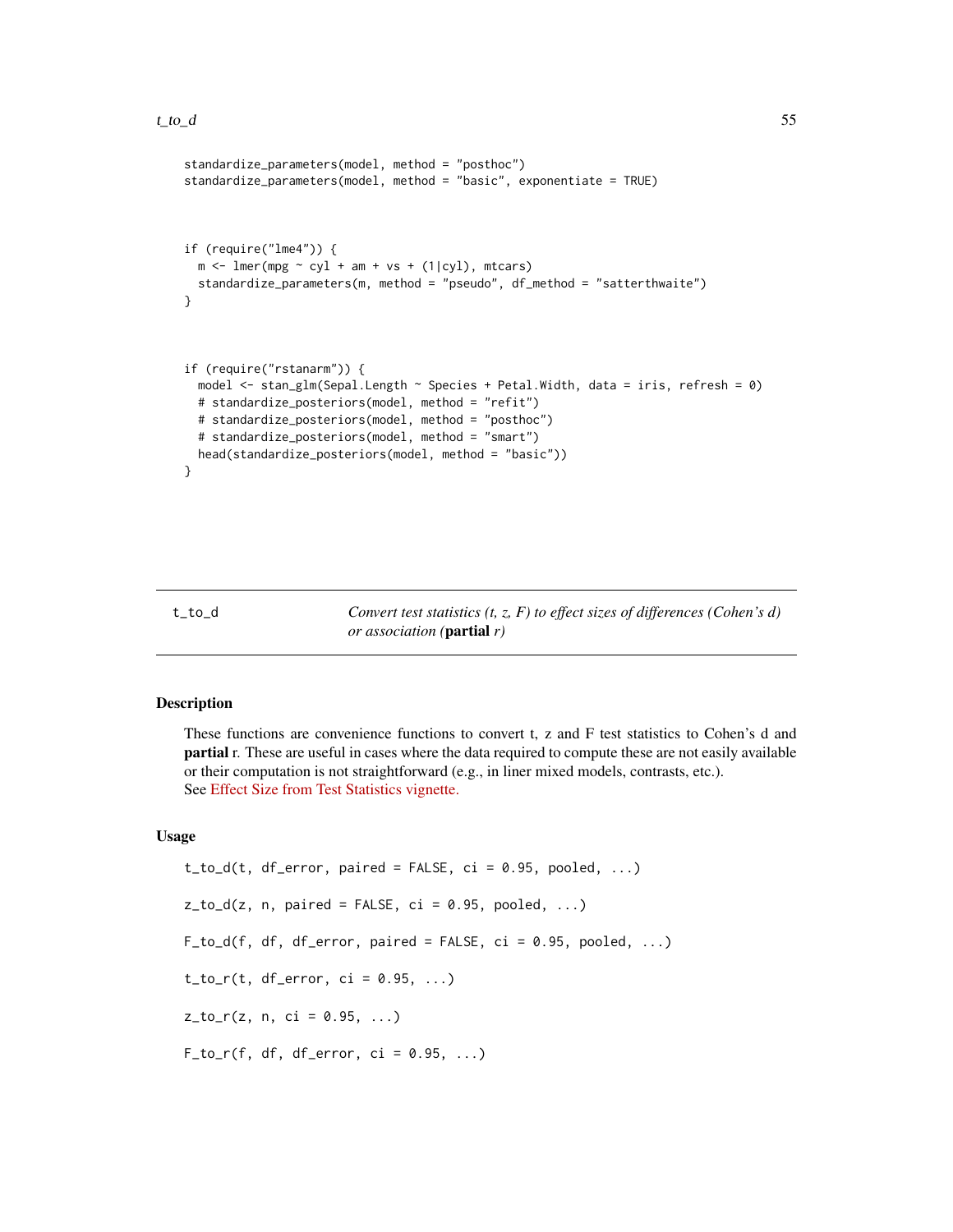```
standardize_parameters(model, method = "posthoc")
standardize_parameters(model, method = "basic", exponentiate = TRUE)



if (require("lme4")) {
  m <- lmer(mpg ~ cyl + am + vs + (1|cyl), mtcars)
  standardize_parameters(m, method = "pseudo", df_method = "satterthwaite")
}



if (require("rstanarm")) {
  model <- stan_glm(Sepal.Length ~ Species + Petal.Width, data = iris, refresh = 0)
  # standardize_posteriors(model, method = "refit")
  # standardize_posteriors(model, method = "posthoc")
  # standardize_posteriors(model, method = "smart")
  head(standardize_posteriors(model, method = "basic"))
}
```

---

## t_to_d — *Convert test statistics (t, z, F) to effect sizes of differences (Cohen's d) or association (**partial** r)*

---

### Description

These functions are convenience functions to convert t, z and F test statistics to Cohen's d and **partial** r. These are useful in cases where the data required to compute these are not easily available or their computation is not straightforward (e.g., in liner mixed models, contrasts, etc.).
See Effect Size from Test Statistics vignette.

### Usage

```
t_to_d(t, df_error, paired = FALSE, ci = 0.95, pooled, ...)

z_to_d(z, n, paired = FALSE, ci = 0.95, pooled, ...)

F_to_d(f, df, df_error, paired = FALSE, ci = 0.95, pooled, ...)

t_to_r(t, df_error, ci = 0.95, ...)

z_to_r(z, n, ci = 0.95, ...)

F_to_r(f, df, df_error, ci = 0.95, ...)
```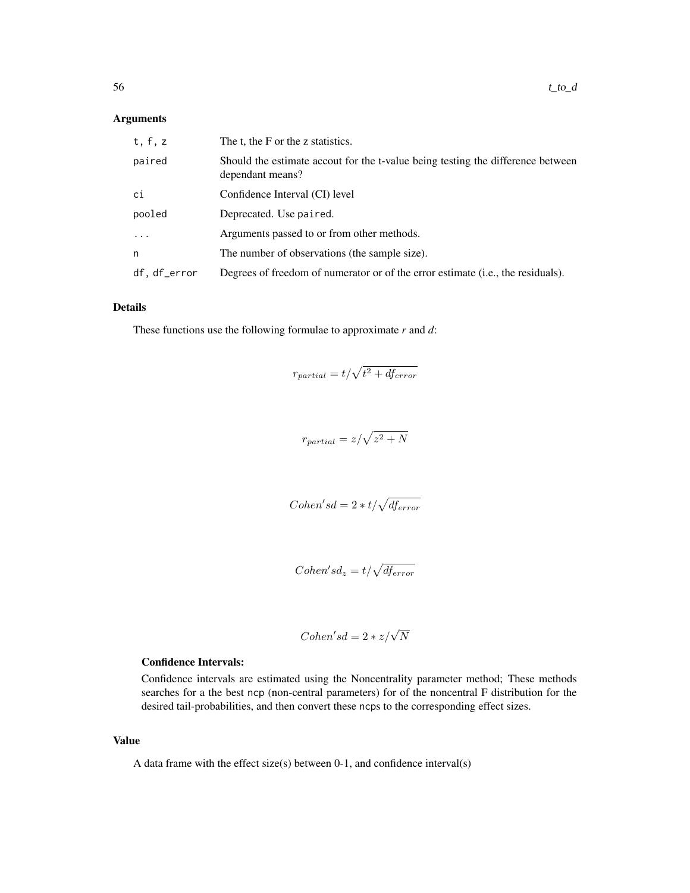## Arguments

| | |
|---|---|
| t, f, z | The t, the F or the z statistics. |
| paired | Should the estimate accout for the t-value being testing the difference between dependant means? |
| ci | Confidence Interval (CI) level |
| pooled | Deprecated. Use paired. |
| ... | Arguments passed to or from other methods. |
| n | The number of observations (the sample size). |
| df, df_error | Degrees of freedom of numerator or of the error estimate (i.e., the residuals). |

## Details

These functions use the following formulae to approximate *r* and *d*:

$$r_{partial} = t/\sqrt{t^2 + df_{error}}$$

$$r_{partial} = z/\sqrt{z^2 + N}$$

$$Cohen'sd = 2 * t/\sqrt{df_{error}}$$

$$Cohen'sd_z = t/\sqrt{df_{error}}$$

$$Cohen'sd = 2 * z/\sqrt{N}$$

### Confidence Intervals:

Confidence intervals are estimated using the Noncentrality parameter method; These methods searches for a the best ncp (non-central parameters) for of the noncentral F distribution for the desired tail-probabilities, and then convert these ncps to the corresponding effect sizes.

## Value

A data frame with the effect size(s) between 0-1, and confidence interval(s)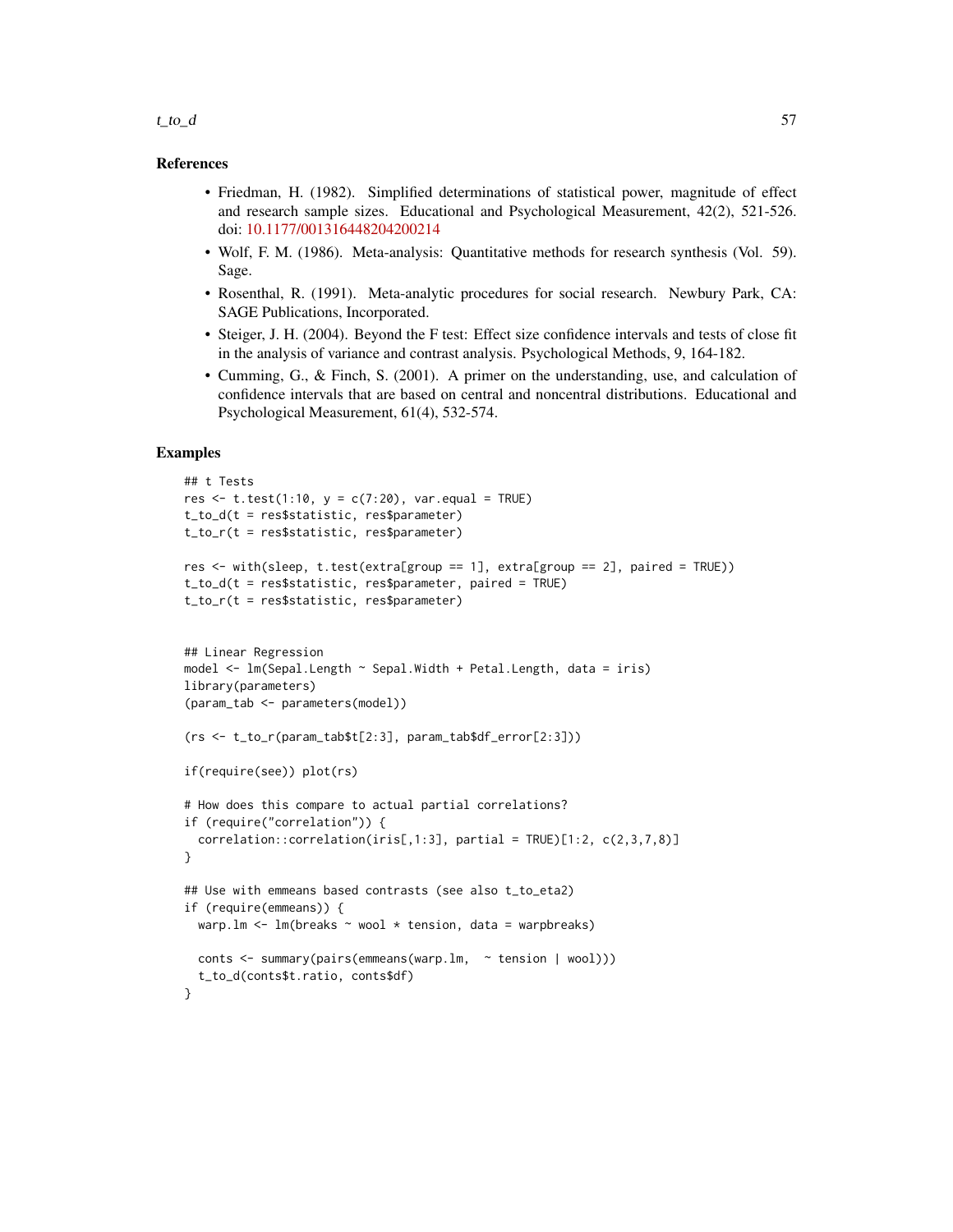## References

- Friedman, H. (1982). Simplified determinations of statistical power, magnitude of effect and research sample sizes. Educational and Psychological Measurement, 42(2), 521-526. doi: 10.1177/001316448204200214
- Wolf, F. M. (1986). Meta-analysis: Quantitative methods for research synthesis (Vol. 59). Sage.
- Rosenthal, R. (1991). Meta-analytic procedures for social research. Newbury Park, CA: SAGE Publications, Incorporated.
- Steiger, J. H. (2004). Beyond the F test: Effect size confidence intervals and tests of close fit in the analysis of variance and contrast analysis. Psychological Methods, 9, 164-182.
- Cumming, G., & Finch, S. (2001). A primer on the understanding, use, and calculation of confidence intervals that are based on central and noncentral distributions. Educational and Psychological Measurement, 61(4), 532-574.

## Examples

```
## t Tests
res <- t.test(1:10, y = c(7:20), var.equal = TRUE)
t_to_d(t = res$statistic, res$parameter)
t_to_r(t = res$statistic, res$parameter)

res <- with(sleep, t.test(extra[group == 1], extra[group == 2], paired = TRUE))
t_to_d(t = res$statistic, res$parameter, paired = TRUE)
t_to_r(t = res$statistic, res$parameter)


## Linear Regression
model <- lm(Sepal.Length ~ Sepal.Width + Petal.Length, data = iris)
library(parameters)
(param_tab <- parameters(model))

(rs <- t_to_r(param_tab$t[2:3], param_tab$df_error[2:3]))

if(require(see)) plot(rs)

# How does this compare to actual partial correlations?
if (require("correlation")) {
  correlation::correlation(iris[,1:3], partial = TRUE)[1:2, c(2,3,7,8)]
}

## Use with emmeans based contrasts (see also t_to_eta2)
if (require(emmeans)) {
  warp.lm <- lm(breaks ~ wool * tension, data = warpbreaks)

  conts <- summary(pairs(emmeans(warp.lm,  ~ tension | wool)))
  t_to_d(conts$t.ratio, conts$df)
}
```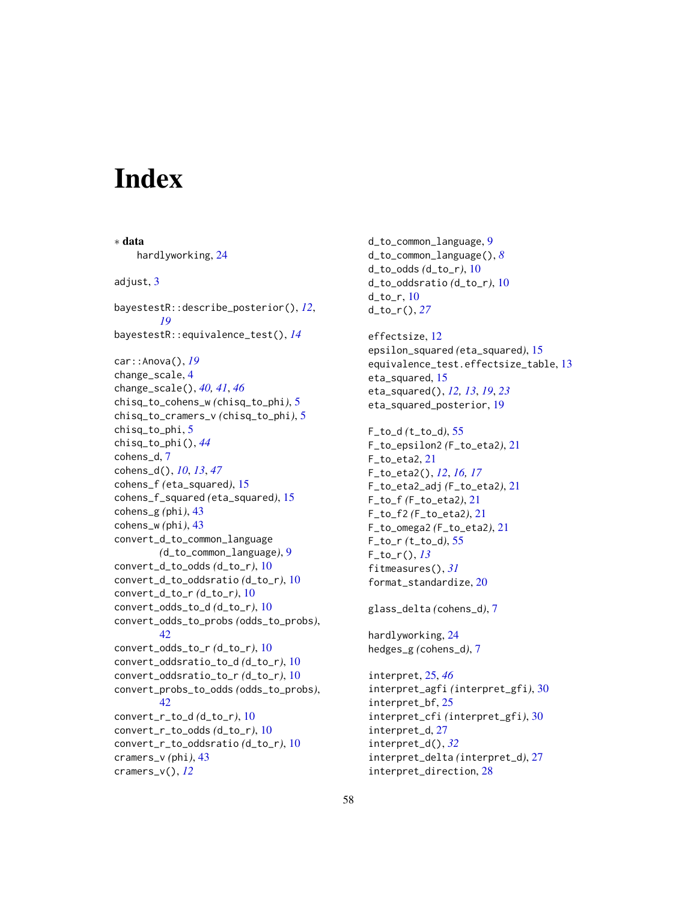# Index

∗ **data**
hardlyworking, 24

adjust, 3

bayestestR::describe_posterior(), *12*, *19*
bayestestR::equivalence_test(), *14*

car::Anova(), *19*
change_scale, 4
change_scale(), *40*, *41*, *46*
chisq_to_cohens_w *(*chisq_to_phi*)*, 5
chisq_to_cramers_v *(*chisq_to_phi*)*, 5
chisq_to_phi, 5
chisq_to_phi(), *44*
cohens_d, 7
cohens_d(), *10*, *13*, *47*
cohens_f *(*eta_squared*)*, 15
cohens_f_squared *(*eta_squared*)*, 15
cohens_g *(*phi*)*, 43
cohens_w *(*phi*)*, 43
convert_d_to_common_language *(*d_to_common_language*)*, 9
convert_d_to_odds *(*d_to_r*)*, 10
convert_d_to_oddsratio *(*d_to_r*)*, 10
convert_d_to_r *(*d_to_r*)*, 10
convert_odds_to_d *(*d_to_r*)*, 10
convert_odds_to_probs *(*odds_to_probs*)*, 42
convert_odds_to_r *(*d_to_r*)*, 10
convert_oddsratio_to_d *(*d_to_r*)*, 10
convert_oddsratio_to_r *(*d_to_r*)*, 10
convert_probs_to_odds *(*odds_to_probs*)*, 42
convert_r_to_d *(*d_to_r*)*, 10
convert_r_to_odds *(*d_to_r*)*, 10
convert_r_to_oddsratio *(*d_to_r*)*, 10
cramers_v *(*phi*)*, 43
cramers_v(), *12*

d_to_common_language, 9
d_to_common_language(), *8*
d_to_odds *(*d_to_r*)*, 10
d_to_oddsratio *(*d_to_r*)*, 10
d_to_r, 10
d_to_r(), *27*

effectsize, 12
epsilon_squared *(*eta_squared*)*, 15
equivalence_test.effectsize_table, 13
eta_squared, 15
eta_squared(), *12*, *13*, *19*, *23*
eta_squared_posterior, 19

F_to_d *(*t_to_d*)*, 55
F_to_epsilon2 *(*F_to_eta2*)*, 21
F_to_eta2, 21
F_to_eta2(), *12*, *16*, *17*
F_to_eta2_adj *(*F_to_eta2*)*, 21
F_to_f *(*F_to_eta2*)*, 21
F_to_f2 *(*F_to_eta2*)*, 21
F_to_omega2 *(*F_to_eta2*)*, 21
F_to_r *(*t_to_d*)*, 55
F_to_r(), *13*
fitmeasures(), *31*
format_standardize, 20

glass_delta *(*cohens_d*)*, 7

hardlyworking, 24
hedges_g *(*cohens_d*)*, 7

interpret, 25, *46*
interpret_agfi *(*interpret_gfi*)*, 30
interpret_bf, 25
interpret_cfi *(*interpret_gfi*)*, 30
interpret_d, 27
interpret_d(), *32*
interpret_delta *(*interpret_d*)*, 27
interpret_direction, 28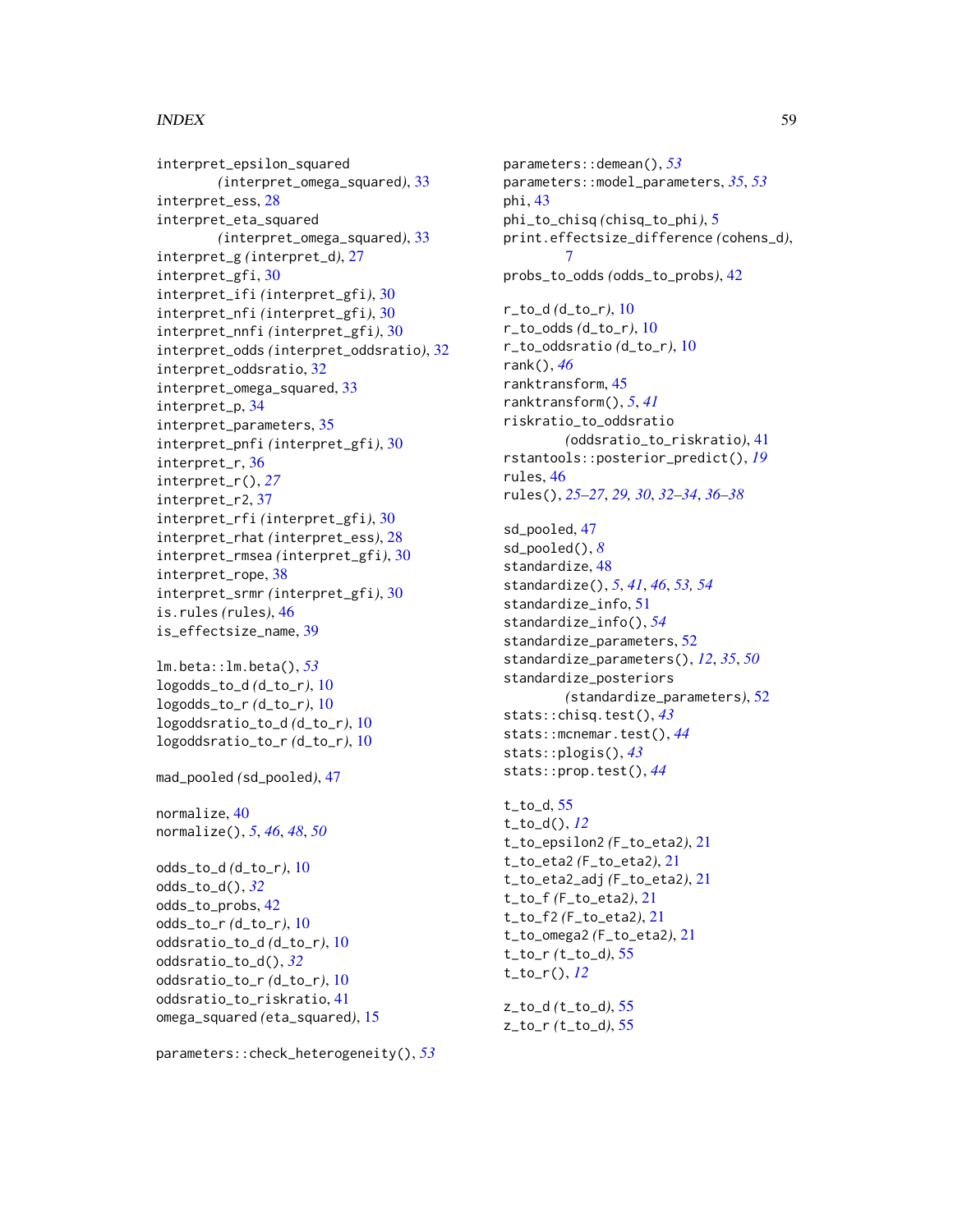interpret_epsilon_squared
    (interpret_omega_squared), 33
interpret_ess, 28
interpret_eta_squared
    (interpret_omega_squared), 33
interpret_g (interpret_d), 27
interpret_gfi, 30
interpret_ifi (interpret_gfi), 30
interpret_nfi (interpret_gfi), 30
interpret_nnfi (interpret_gfi), 30
interpret_odds (interpret_oddsratio), 32
interpret_oddsratio, 32
interpret_omega_squared, 33
interpret_p, 34
interpret_parameters, 35
interpret_pnfi (interpret_gfi), 30
interpret_r, 36
interpret_r(), *27*
interpret_r2, 37
interpret_rfi (interpret_gfi), 30
interpret_rhat (interpret_ess), 28
interpret_rmsea (interpret_gfi), 30
interpret_rope, 38
interpret_srmr (interpret_gfi), 30
is.rules (rules), 46
is_effectsize_name, 39

lm.beta::lm.beta(), *53*
logodds_to_d (d_to_r), 10
logodds_to_r (d_to_r), 10
logoddsratio_to_d (d_to_r), 10
logoddsratio_to_r (d_to_r), 10

mad_pooled (sd_pooled), 47

normalize, 40
normalize(), *5*, *46*, *48*, *50*

odds_to_d (d_to_r), 10
odds_to_d(), *32*
odds_to_probs, 42
odds_to_r (d_to_r), 10
oddsratio_to_d (d_to_r), 10
oddsratio_to_d(), *32*
oddsratio_to_r (d_to_r), 10
oddsratio_to_riskratio, 41
omega_squared (eta_squared), 15

parameters::check_heterogeneity(), *53*
parameters::demean(), *53*
parameters::model_parameters, *35*, *53*
phi, 43
phi_to_chisq (chisq_to_phi), 5
print.effectsize_difference (cohens_d),
    7
probs_to_odds (odds_to_probs), 42

r_to_d (d_to_r), 10
r_to_odds (d_to_r), 10
r_to_oddsratio (d_to_r), 10
rank(), *46*
ranktransform, 45
ranktransform(), *5*, *41*
riskratio_to_oddsratio
    (oddsratio_to_riskratio), 41
rstantools::posterior_predict(), *19*
rules, 46
rules(), *25–27*, *29*, *30*, *32–34*, *36–38*

sd_pooled, 47
sd_pooled(), *8*
standardize, 48
standardize(), *5*, *41*, *46*, *53*, *54*
standardize_info, 51
standardize_info(), *54*
standardize_parameters, 52
standardize_parameters(), *12*, *35*, *50*
standardize_posteriors
    (standardize_parameters), 52
stats::chisq.test(), *43*
stats::mcnemar.test(), *44*
stats::plogis(), *43*
stats::prop.test(), *44*

t_to_d, 55
t_to_d(), *12*
t_to_epsilon2 (F_to_eta2), 21
t_to_eta2 (F_to_eta2), 21
t_to_eta2_adj (F_to_eta2), 21
t_to_f (F_to_eta2), 21
t_to_f2 (F_to_eta2), 21
t_to_omega2 (F_to_eta2), 21
t_to_r (t_to_d), 55
t_to_r(), *12*

z_to_d (t_to_d), 55
z_to_r (t_to_d), 55